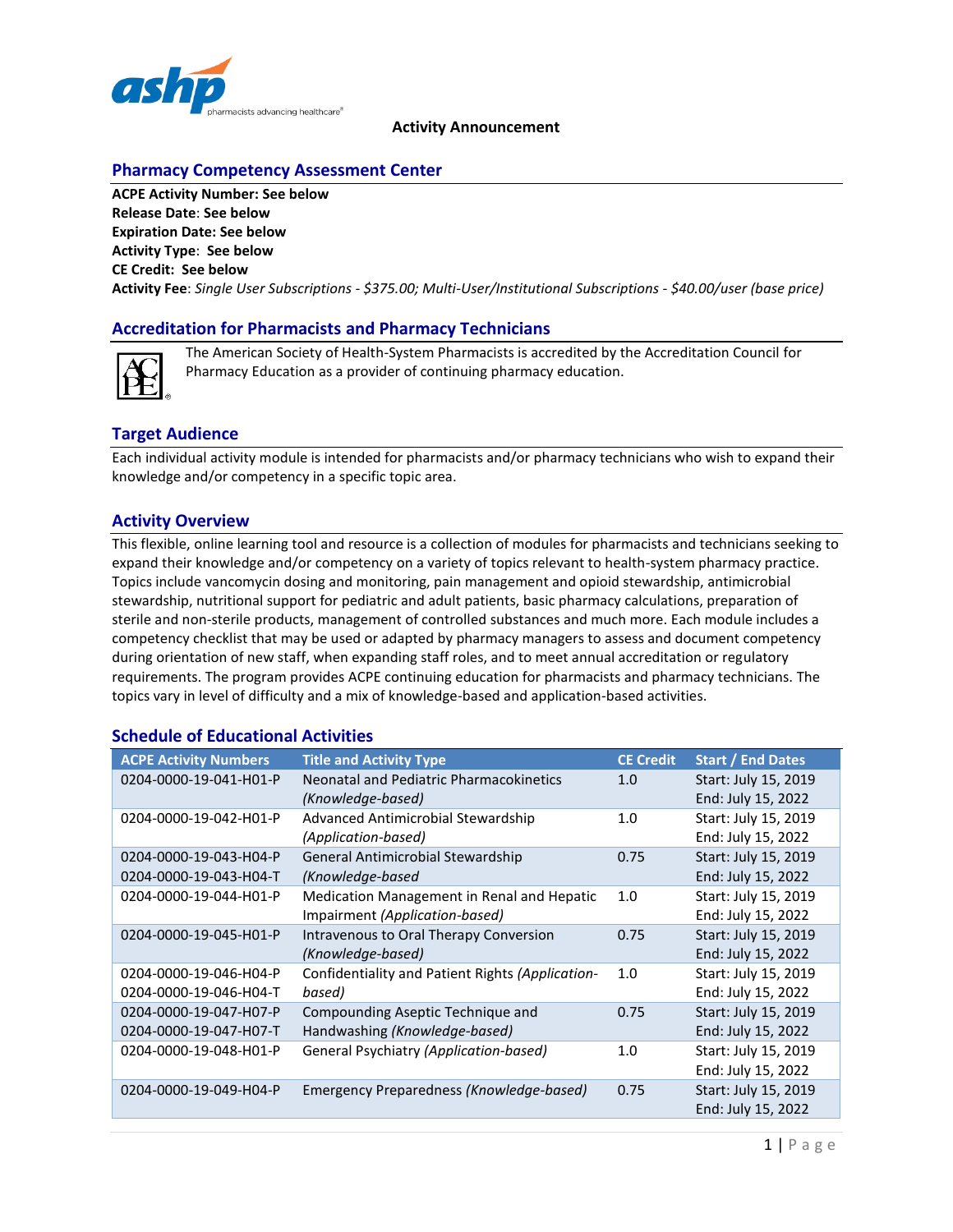**Activity Announcement**

## Pharmacy Competency Assessment Center

**ACPE Activity Number: See below**
**Release Date**: **See below**
**Expiration Date: See below**
**Activity Type**: **See below**
**CE Credit: See below**
**Activity Fee**: *Single User Subscriptions - $375.00; Multi-User/Institutional Subscriptions - $40.00/user (base price)*

## Accreditation for Pharmacists and Pharmacy Technicians

The American Society of Health-System Pharmacists is accredited by the Accreditation Council for Pharmacy Education as a provider of continuing pharmacy education.

## Target Audience

Each individual activity module is intended for pharmacists and/or pharmacy technicians who wish to expand their knowledge and/or competency in a specific topic area.

## Activity Overview

This flexible, online learning tool and resource is a collection of modules for pharmacists and technicians seeking to expand their knowledge and/or competency on a variety of topics relevant to health-system pharmacy practice. Topics include vancomycin dosing and monitoring, pain management and opioid stewardship, antimicrobial stewardship, nutritional support for pediatric and adult patients, basic pharmacy calculations, preparation of sterile and non-sterile products, management of controlled substances and much more. Each module includes a competency checklist that may be used or adapted by pharmacy managers to assess and document competency during orientation of new staff, when expanding staff roles, and to meet annual accreditation or regulatory requirements. The program provides ACPE continuing education for pharmacists and pharmacy technicians. The topics vary in level of difficulty and a mix of knowledge-based and application-based activities.

## Schedule of Educational Activities

| ACPE Activity Numbers | Title and Activity Type | CE Credit | Start / End Dates |
|---|---|---|---|
| 0204-0000-19-041-H01-P | Neonatal and Pediatric Pharmacokinetics *(Knowledge-based)* | 1.0 | Start: July 15, 2019 End: July 15, 2022 |
| 0204-0000-19-042-H01-P | Advanced Antimicrobial Stewardship *(Application-based)* | 1.0 | Start: July 15, 2019 End: July 15, 2022 |
| 0204-0000-19-043-H04-P 0204-0000-19-043-H04-T | General Antimicrobial Stewardship *(Knowledge-based* | 0.75 | Start: July 15, 2019 End: July 15, 2022 |
| 0204-0000-19-044-H01-P | Medication Management in Renal and Hepatic Impairment *(Application-based)* | 1.0 | Start: July 15, 2019 End: July 15, 2022 |
| 0204-0000-19-045-H01-P | Intravenous to Oral Therapy Conversion *(Knowledge-based)* | 0.75 | Start: July 15, 2019 End: July 15, 2022 |
| 0204-0000-19-046-H04-P 0204-0000-19-046-H04-T | Confidentiality and Patient Rights *(Application-based)* | 1.0 | Start: July 15, 2019 End: July 15, 2022 |
| 0204-0000-19-047-H07-P 0204-0000-19-047-H07-T | Compounding Aseptic Technique and Handwashing *(Knowledge-based)* | 0.75 | Start: July 15, 2019 End: July 15, 2022 |
| 0204-0000-19-048-H01-P | General Psychiatry *(Application-based)* | 1.0 | Start: July 15, 2019 End: July 15, 2022 |
| 0204-0000-19-049-H04-P | Emergency Preparedness *(Knowledge-based)* | 0.75 | Start: July 15, 2019 End: July 15, 2022 |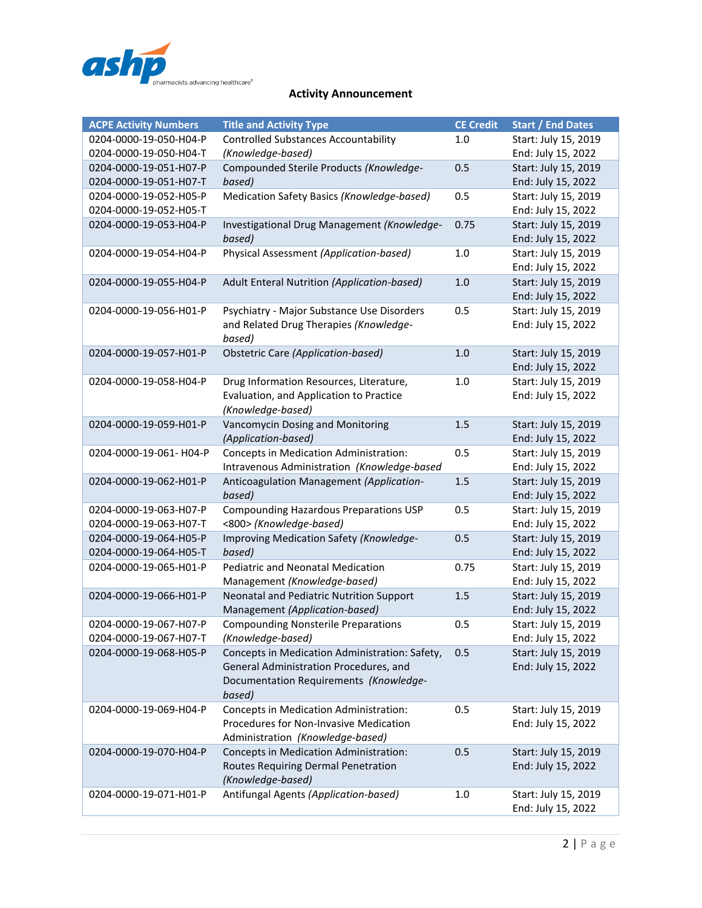# Activity Announcement

| ACPE Activity Numbers | Title and Activity Type | CE Credit | Start / End Dates |
|---|---|---|---|
| 0204-0000-19-050-H04-P<br>0204-0000-19-050-H04-T | Controlled Substances Accountability *(Knowledge-based)* | 1.0 | Start: July 15, 2019<br>End: July 15, 2022 |
| 0204-0000-19-051-H07-P<br>0204-0000-19-051-H07-T | Compounded Sterile Products *(Knowledge-based)* | 0.5 | Start: July 15, 2019<br>End: July 15, 2022 |
| 0204-0000-19-052-H05-P<br>0204-0000-19-052-H05-T | Medication Safety Basics *(Knowledge-based)* | 0.5 | Start: July 15, 2019<br>End: July 15, 2022 |
| 0204-0000-19-053-H04-P | Investigational Drug Management *(Knowledge-based)* | 0.75 | Start: July 15, 2019<br>End: July 15, 2022 |
| 0204-0000-19-054-H04-P | Physical Assessment *(Application-based)* | 1.0 | Start: July 15, 2019<br>End: July 15, 2022 |
| 0204-0000-19-055-H04-P | Adult Enteral Nutrition *(Application-based)* | 1.0 | Start: July 15, 2019<br>End: July 15, 2022 |
| 0204-0000-19-056-H01-P | Psychiatry - Major Substance Use Disorders and Related Drug Therapies *(Knowledge-based)* | 0.5 | Start: July 15, 2019<br>End: July 15, 2022 |
| 0204-0000-19-057-H01-P | Obstetric Care *(Application-based)* | 1.0 | Start: July 15, 2019<br>End: July 15, 2022 |
| 0204-0000-19-058-H04-P | Drug Information Resources, Literature, Evaluation, and Application to Practice *(Knowledge-based)* | 1.0 | Start: July 15, 2019<br>End: July 15, 2022 |
| 0204-0000-19-059-H01-P | Vancomycin Dosing and Monitoring *(Application-based)* | 1.5 | Start: July 15, 2019<br>End: July 15, 2022 |
| 0204-0000-19-061- H04-P | Concepts in Medication Administration: Intravenous Administration *(Knowledge-based* | 0.5 | Start: July 15, 2019<br>End: July 15, 2022 |
| 0204-0000-19-062-H01-P | Anticoagulation Management *(Application-based)* | 1.5 | Start: July 15, 2019<br>End: July 15, 2022 |
| 0204-0000-19-063-H07-P<br>0204-0000-19-063-H07-T | Compounding Hazardous Preparations USP <800> *(Knowledge-based)* | 0.5 | Start: July 15, 2019<br>End: July 15, 2022 |
| 0204-0000-19-064-H05-P<br>0204-0000-19-064-H05-T | Improving Medication Safety *(Knowledge-based)* | 0.5 | Start: July 15, 2019<br>End: July 15, 2022 |
| 0204-0000-19-065-H01-P | Pediatric and Neonatal Medication Management *(Knowledge-based)* | 0.75 | Start: July 15, 2019<br>End: July 15, 2022 |
| 0204-0000-19-066-H01-P | Neonatal and Pediatric Nutrition Support Management *(Application-based)* | 1.5 | Start: July 15, 2019<br>End: July 15, 2022 |
| 0204-0000-19-067-H07-P<br>0204-0000-19-067-H07-T | Compounding Nonsterile Preparations *(Knowledge-based)* | 0.5 | Start: July 15, 2019<br>End: July 15, 2022 |
| 0204-0000-19-068-H05-P | Concepts in Medication Administration: Safety, General Administration Procedures, and Documentation Requirements *(Knowledge-based)* | 0.5 | Start: July 15, 2019<br>End: July 15, 2022 |
| 0204-0000-19-069-H04-P | Concepts in Medication Administration: Procedures for Non-Invasive Medication Administration *(Knowledge-based)* | 0.5 | Start: July 15, 2019<br>End: July 15, 2022 |
| 0204-0000-19-070-H04-P | Concepts in Medication Administration: Routes Requiring Dermal Penetration *(Knowledge-based)* | 0.5 | Start: July 15, 2019<br>End: July 15, 2022 |
| 0204-0000-19-071-H01-P | Antifungal Agents *(Application-based)* | 1.0 | Start: July 15, 2019<br>End: July 15, 2022 |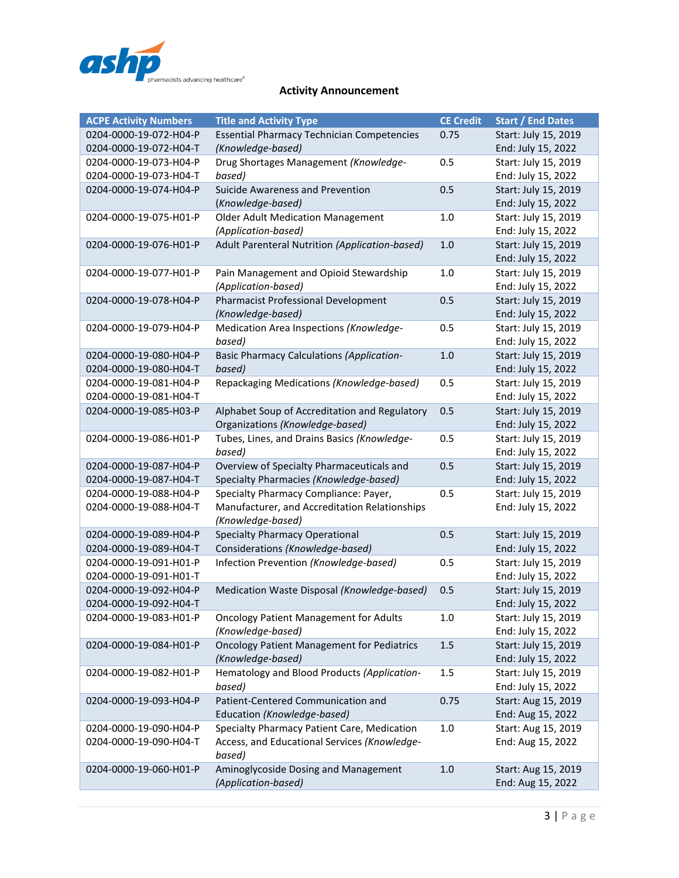## Activity Announcement

| ACPE Activity Numbers | Title and Activity Type | CE Credit | Start / End Dates |
|---|---|---|---|
| 0204-0000-19-072-H04-P<br>0204-0000-19-072-H04-T | Essential Pharmacy Technician Competencies *(Knowledge-based)* | 0.75 | Start: July 15, 2019<br>End: July 15, 2022 |
| 0204-0000-19-073-H04-P<br>0204-0000-19-073-H04-T | Drug Shortages Management *(Knowledge-based)* | 0.5 | Start: July 15, 2019<br>End: July 15, 2022 |
| 0204-0000-19-074-H04-P | Suicide Awareness and Prevention *(Knowledge-based)* | 0.5 | Start: July 15, 2019<br>End: July 15, 2022 |
| 0204-0000-19-075-H01-P | Older Adult Medication Management *(Application-based)* | 1.0 | Start: July 15, 2019<br>End: July 15, 2022 |
| 0204-0000-19-076-H01-P | Adult Parenteral Nutrition *(Application-based)* | 1.0 | Start: July 15, 2019<br>End: July 15, 2022 |
| 0204-0000-19-077-H01-P | Pain Management and Opioid Stewardship *(Application-based)* | 1.0 | Start: July 15, 2019<br>End: July 15, 2022 |
| 0204-0000-19-078-H04-P | Pharmacist Professional Development *(Knowledge-based)* | 0.5 | Start: July 15, 2019<br>End: July 15, 2022 |
| 0204-0000-19-079-H04-P | Medication Area Inspections *(Knowledge-based)* | 0.5 | Start: July 15, 2019<br>End: July 15, 2022 |
| 0204-0000-19-080-H04-P<br>0204-0000-19-080-H04-T | Basic Pharmacy Calculations *(Application-based)* | 1.0 | Start: July 15, 2019<br>End: July 15, 2022 |
| 0204-0000-19-081-H04-P<br>0204-0000-19-081-H04-T | Repackaging Medications *(Knowledge-based)* | 0.5 | Start: July 15, 2019<br>End: July 15, 2022 |
| 0204-0000-19-085-H03-P | Alphabet Soup of Accreditation and Regulatory Organizations *(Knowledge-based)* | 0.5 | Start: July 15, 2019<br>End: July 15, 2022 |
| 0204-0000-19-086-H01-P | Tubes, Lines, and Drains Basics *(Knowledge-based)* | 0.5 | Start: July 15, 2019<br>End: July 15, 2022 |
| 0204-0000-19-087-H04-P<br>0204-0000-19-087-H04-T | Overview of Specialty Pharmaceuticals and Specialty Pharmacies *(Knowledge-based)* | 0.5 | Start: July 15, 2019<br>End: July 15, 2022 |
| 0204-0000-19-088-H04-P<br>0204-0000-19-088-H04-T | Specialty Pharmacy Compliance: Payer, Manufacturer, and Accreditation Relationships *(Knowledge-based)* | 0.5 | Start: July 15, 2019<br>End: July 15, 2022 |
| 0204-0000-19-089-H04-P<br>0204-0000-19-089-H04-T | Specialty Pharmacy Operational Considerations *(Knowledge-based)* | 0.5 | Start: July 15, 2019<br>End: July 15, 2022 |
| 0204-0000-19-091-H01-P<br>0204-0000-19-091-H01-T | Infection Prevention *(Knowledge-based)* | 0.5 | Start: July 15, 2019<br>End: July 15, 2022 |
| 0204-0000-19-092-H04-P<br>0204-0000-19-092-H04-T | Medication Waste Disposal *(Knowledge-based)* | 0.5 | Start: July 15, 2019<br>End: July 15, 2022 |
| 0204-0000-19-083-H01-P | Oncology Patient Management for Adults *(Knowledge-based)* | 1.0 | Start: July 15, 2019<br>End: July 15, 2022 |
| 0204-0000-19-084-H01-P | Oncology Patient Management for Pediatrics *(Knowledge-based)* | 1.5 | Start: July 15, 2019<br>End: July 15, 2022 |
| 0204-0000-19-082-H01-P | Hematology and Blood Products *(Application-based)* | 1.5 | Start: July 15, 2019<br>End: July 15, 2022 |
| 0204-0000-19-093-H04-P | Patient-Centered Communication and Education *(Knowledge-based)* | 0.75 | Start: Aug 15, 2019<br>End: Aug 15, 2022 |
| 0204-0000-19-090-H04-P<br>0204-0000-19-090-H04-T | Specialty Pharmacy Patient Care, Medication Access, and Educational Services *(Knowledge-based)* | 1.0 | Start: Aug 15, 2019<br>End: Aug 15, 2022 |
| 0204-0000-19-060-H01-P | Aminoglycoside Dosing and Management *(Application-based)* | 1.0 | Start: Aug 15, 2019<br>End: Aug 15, 2022 |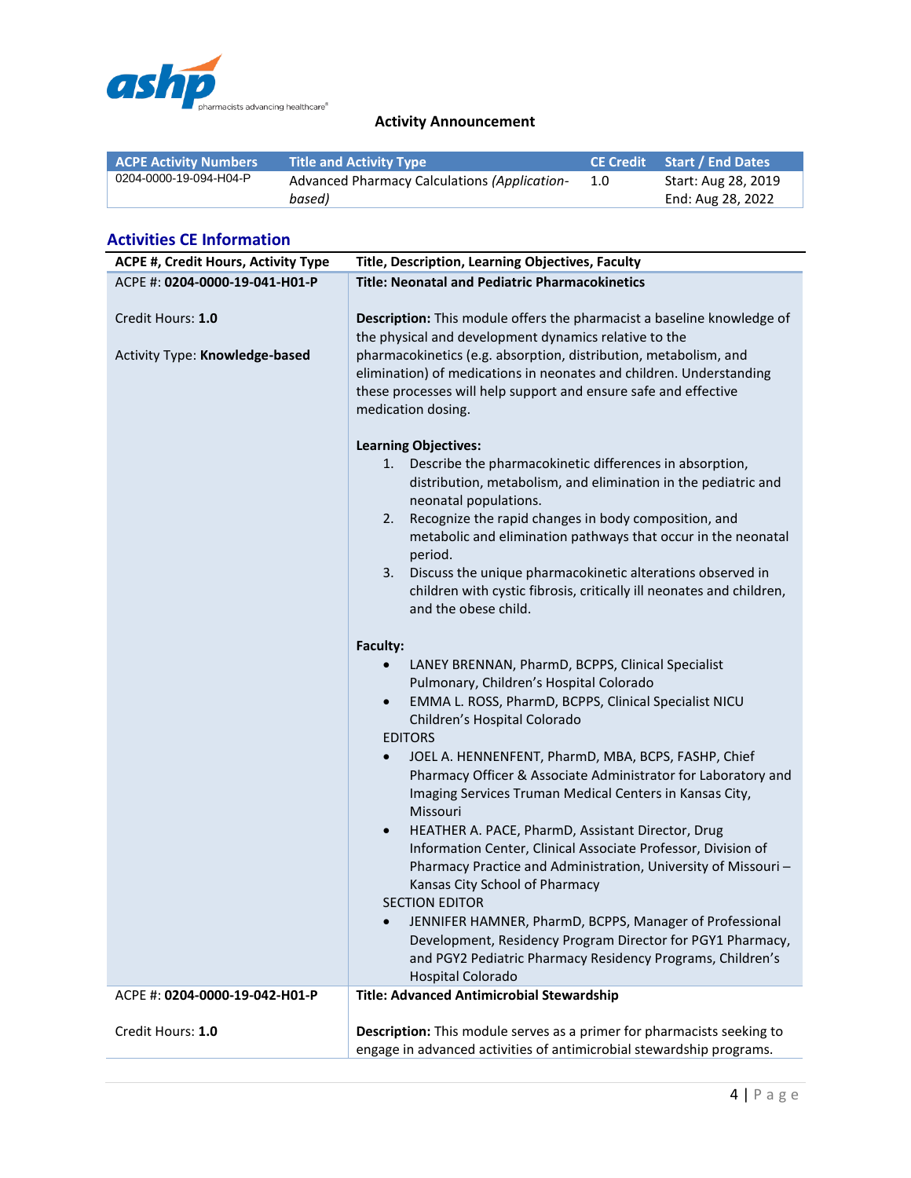**Activity Announcement**

| ACPE Activity Numbers | Title and Activity Type | CE Credit | Start / End Dates |
|---|---|---|---|
| 0204-0000-19-094-H04-P | Advanced Pharmacy Calculations *(Application-based)* | 1.0 | Start: Aug 28, 2019<br>End: Aug 28, 2022 |

## Activities CE Information

| ACPE #, Credit Hours, Activity Type | Title, Description, Learning Objectives, Faculty |
|---|---|
| ACPE #: **0204-0000-19-041-H01-P**<br><br>Credit Hours: **1.0**<br><br>Activity Type: **Knowledge-based** | **Title: Neonatal and Pediatric Pharmacokinetics**<br><br>**Description:** This module offers the pharmacist a baseline knowledge of the physical and development dynamics relative to the pharmacokinetics (e.g. absorption, distribution, metabolism, and elimination) of medications in neonates and children. Understanding these processes will help support and ensure safe and effective medication dosing.<br><br>**Learning Objectives:**<br>1. Describe the pharmacokinetic differences in absorption, distribution, metabolism, and elimination in the pediatric and neonatal populations.<br>2. Recognize the rapid changes in body composition, and metabolic and elimination pathways that occur in the neonatal period.<br>3. Discuss the unique pharmacokinetic alterations observed in children with cystic fibrosis, critically ill neonates and children, and the obese child.<br><br>**Faculty:**<br>• LANEY BRENNAN, PharmD, BCPPS, Clinical Specialist Pulmonary, Children's Hospital Colorado<br>• EMMA L. ROSS, PharmD, BCPPS, Clinical Specialist NICU Children's Hospital Colorado<br>EDITORS<br>• JOEL A. HENNENFENT, PharmD, MBA, BCPS, FASHP, Chief Pharmacy Officer & Associate Administrator for Laboratory and Imaging Services Truman Medical Centers in Kansas City, Missouri<br>• HEATHER A. PACE, PharmD, Assistant Director, Drug Information Center, Clinical Associate Professor, Division of Pharmacy Practice and Administration, University of Missouri – Kansas City School of Pharmacy<br>SECTION EDITOR<br>• JENNIFER HAMNER, PharmD, BCPPS, Manager of Professional Development, Residency Program Director for PGY1 Pharmacy, and PGY2 Pediatric Pharmacy Residency Programs, Children's Hospital Colorado |
| ACPE #: **0204-0000-19-042-H01-P**<br><br>Credit Hours: **1.0** | **Title: Advanced Antimicrobial Stewardship**<br><br>**Description:** This module serves as a primer for pharmacists seeking to engage in advanced activities of antimicrobial stewardship programs. |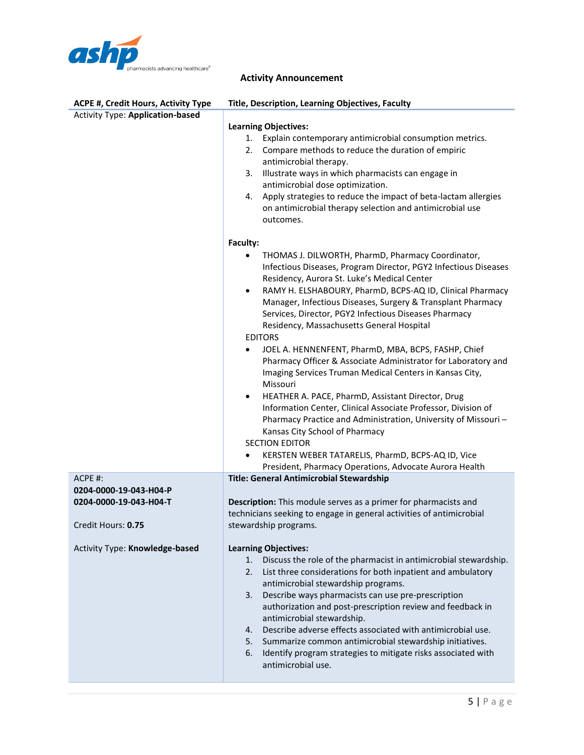**Activity Announcement**

| ACPE #, Credit Hours, Activity Type | Title, Description, Learning Objectives, Faculty |
|---|---|
| Activity Type: **Application-based** | **Learning Objectives:**<br>1. Explain contemporary antimicrobial consumption metrics.<br>2. Compare methods to reduce the duration of empiric antimicrobial therapy.<br>3. Illustrate ways in which pharmacists can engage in antimicrobial dose optimization.<br>4. Apply strategies to reduce the impact of beta-lactam allergies on antimicrobial therapy selection and antimicrobial use outcomes.<br><br>**Faculty:**<br>• THOMAS J. DILWORTH, PharmD, Pharmacy Coordinator, Infectious Diseases, Program Director, PGY2 Infectious Diseases Residency, Aurora St. Luke's Medical Center<br>• RAMY H. ELSHABOURY, PharmD, BCPS-AQ ID, Clinical Pharmacy Manager, Infectious Diseases, Surgery & Transplant Pharmacy Services, Director, PGY2 Infectious Diseases Pharmacy Residency, Massachusetts General Hospital<br>EDITORS<br>• JOEL A. HENNENFENT, PharmD, MBA, BCPS, FASHP, Chief Pharmacy Officer & Associate Administrator for Laboratory and Imaging Services Truman Medical Centers in Kansas City, Missouri<br>• HEATHER A. PACE, PharmD, Assistant Director, Drug Information Center, Clinical Associate Professor, Division of Pharmacy Practice and Administration, University of Missouri – Kansas City School of Pharmacy<br>SECTION EDITOR<br>• KERSTEN WEBER TATARELIS, PharmD, BCPS-AQ ID, Vice President, Pharmacy Operations, Advocate Aurora Health |
| ACPE #:<br>**0204-0000-19-043-H04-P**<br>**0204-0000-19-043-H04-T**<br><br>Credit Hours: **0.75**<br><br>Activity Type: **Knowledge-based** | **Title: General Antimicrobial Stewardship**<br><br>**Description:** This module serves as a primer for pharmacists and technicians seeking to engage in general activities of antimicrobial stewardship programs.<br><br>**Learning Objectives:**<br>1. Discuss the role of the pharmacist in antimicrobial stewardship.<br>2. List three considerations for both inpatient and ambulatory antimicrobial stewardship programs.<br>3. Describe ways pharmacists can use pre-prescription authorization and post-prescription review and feedback in antimicrobial stewardship.<br>4. Describe adverse effects associated with antimicrobial use.<br>5. Summarize common antimicrobial stewardship initiatives.<br>6. Identify program strategies to mitigate risks associated with antimicrobial use. |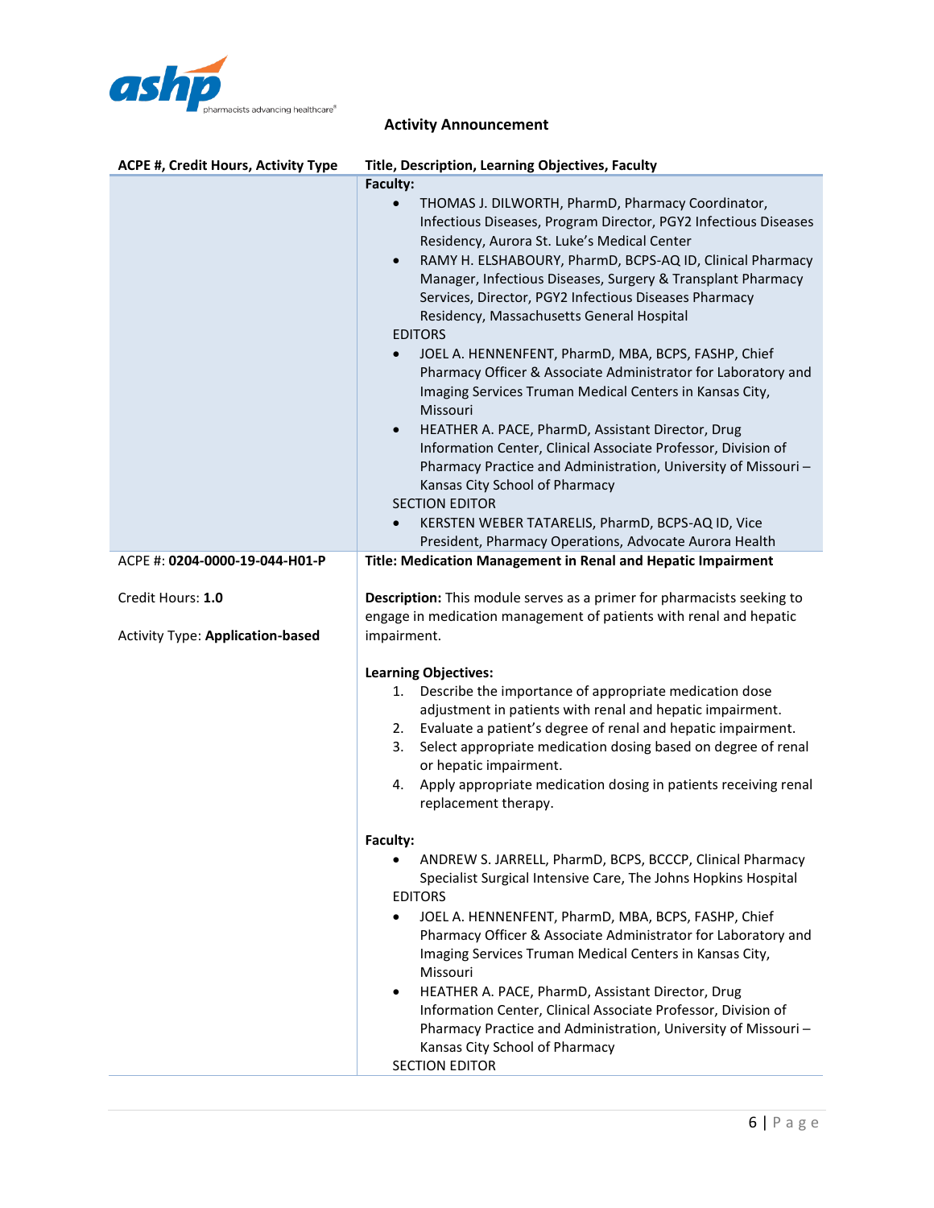**Activity Announcement**

| ACPE #, Credit Hours, Activity Type | Title, Description, Learning Objectives, Faculty |
| --- | --- |
| | **Faculty:**<br>• THOMAS J. DILWORTH, PharmD, Pharmacy Coordinator, Infectious Diseases, Program Director, PGY2 Infectious Diseases Residency, Aurora St. Luke's Medical Center<br>• RAMY H. ELSHABOURY, PharmD, BCPS-AQ ID, Clinical Pharmacy Manager, Infectious Diseases, Surgery & Transplant Pharmacy Services, Director, PGY2 Infectious Diseases Pharmacy Residency, Massachusetts General Hospital<br>EDITORS<br>• JOEL A. HENNENFENT, PharmD, MBA, BCPS, FASHP, Chief Pharmacy Officer & Associate Administrator for Laboratory and Imaging Services Truman Medical Centers in Kansas City, Missouri<br>• HEATHER A. PACE, PharmD, Assistant Director, Drug Information Center, Clinical Associate Professor, Division of Pharmacy Practice and Administration, University of Missouri – Kansas City School of Pharmacy<br>SECTION EDITOR<br>• KERSTEN WEBER TATARELIS, PharmD, BCPS-AQ ID, Vice President, Pharmacy Operations, Advocate Aurora Health |
| ACPE #: **0204-0000-19-044-H01-P**<br><br>Credit Hours: **1.0**<br><br>Activity Type: **Application-based** | **Title: Medication Management in Renal and Hepatic Impairment**<br><br>**Description:** This module serves as a primer for pharmacists seeking to engage in medication management of patients with renal and hepatic impairment.<br><br>**Learning Objectives:**<br>1. Describe the importance of appropriate medication dose adjustment in patients with renal and hepatic impairment.<br>2. Evaluate a patient's degree of renal and hepatic impairment.<br>3. Select appropriate medication dosing based on degree of renal or hepatic impairment.<br>4. Apply appropriate medication dosing in patients receiving renal replacement therapy.<br><br>**Faculty:**<br>• ANDREW S. JARRELL, PharmD, BCPS, BCCCP, Clinical Pharmacy Specialist Surgical Intensive Care, The Johns Hopkins Hospital<br>EDITORS<br>• JOEL A. HENNENFENT, PharmD, MBA, BCPS, FASHP, Chief Pharmacy Officer & Associate Administrator for Laboratory and Imaging Services Truman Medical Centers in Kansas City, Missouri<br>• HEATHER A. PACE, PharmD, Assistant Director, Drug Information Center, Clinical Associate Professor, Division of Pharmacy Practice and Administration, University of Missouri – Kansas City School of Pharmacy<br>SECTION EDITOR |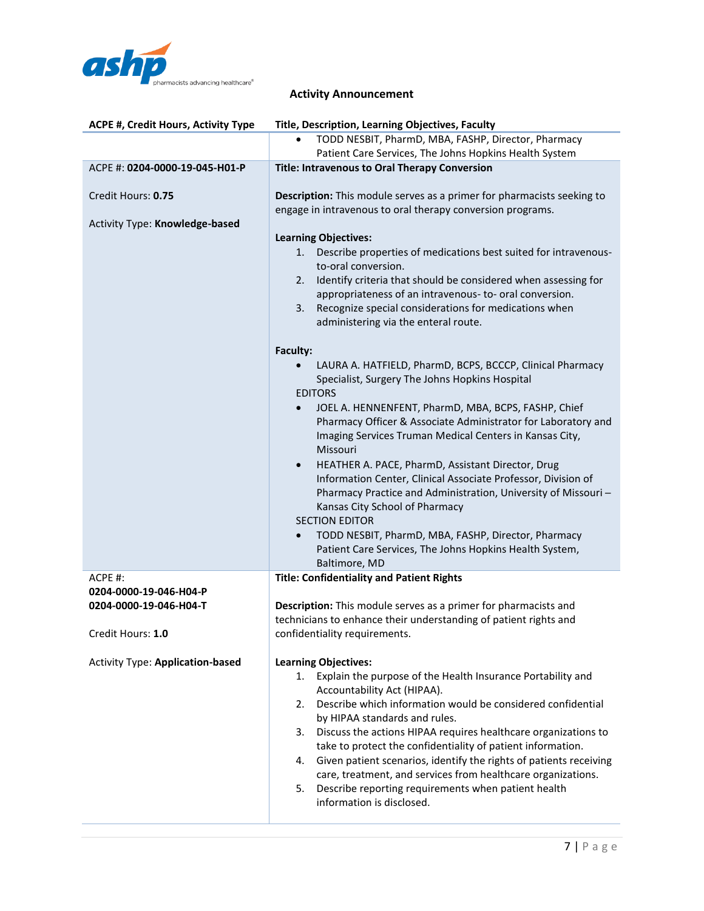**Activity Announcement**

| ACPE #, Credit Hours, Activity Type | Title, Description, Learning Objectives, Faculty |
|---|---|
| | • TODD NESBIT, PharmD, MBA, FASHP, Director, Pharmacy Patient Care Services, The Johns Hopkins Health System |
| ACPE #: **0204-0000-19-045-H01-P**<br><br>Credit Hours: **0.75**<br><br>Activity Type: **Knowledge-based** | **Title: Intravenous to Oral Therapy Conversion**<br><br>**Description:** This module serves as a primer for pharmacists seeking to engage in intravenous to oral therapy conversion programs.<br><br>**Learning Objectives:**<br>1. Describe properties of medications best suited for intravenous-to-oral conversion.<br>2. Identify criteria that should be considered when assessing for appropriateness of an intravenous- to- oral conversion.<br>3. Recognize special considerations for medications when administering via the enteral route.<br><br>**Faculty:**<br>• LAURA A. HATFIELD, PharmD, BCPS, BCCCP, Clinical Pharmacy Specialist, Surgery The Johns Hopkins Hospital<br>EDITORS<br>• JOEL A. HENNENFENT, PharmD, MBA, BCPS, FASHP, Chief Pharmacy Officer & Associate Administrator for Laboratory and Imaging Services Truman Medical Centers in Kansas City, Missouri<br>• HEATHER A. PACE, PharmD, Assistant Director, Drug Information Center, Clinical Associate Professor, Division of Pharmacy Practice and Administration, University of Missouri – Kansas City School of Pharmacy<br>SECTION EDITOR<br>• TODD NESBIT, PharmD, MBA, FASHP, Director, Pharmacy Patient Care Services, The Johns Hopkins Health System, Baltimore, MD |
| ACPE #:<br>**0204-0000-19-046-H04-P**<br>**0204-0000-19-046-H04-T**<br><br>Credit Hours: **1.0**<br><br>Activity Type: **Application-based** | **Title: Confidentiality and Patient Rights**<br><br>**Description:** This module serves as a primer for pharmacists and technicians to enhance their understanding of patient rights and confidentiality requirements.<br><br>**Learning Objectives:**<br>1. Explain the purpose of the Health Insurance Portability and Accountability Act (HIPAA).<br>2. Describe which information would be considered confidential by HIPAA standards and rules.<br>3. Discuss the actions HIPAA requires healthcare organizations to take to protect the confidentiality of patient information.<br>4. Given patient scenarios, identify the rights of patients receiving care, treatment, and services from healthcare organizations.<br>5. Describe reporting requirements when patient health information is disclosed. |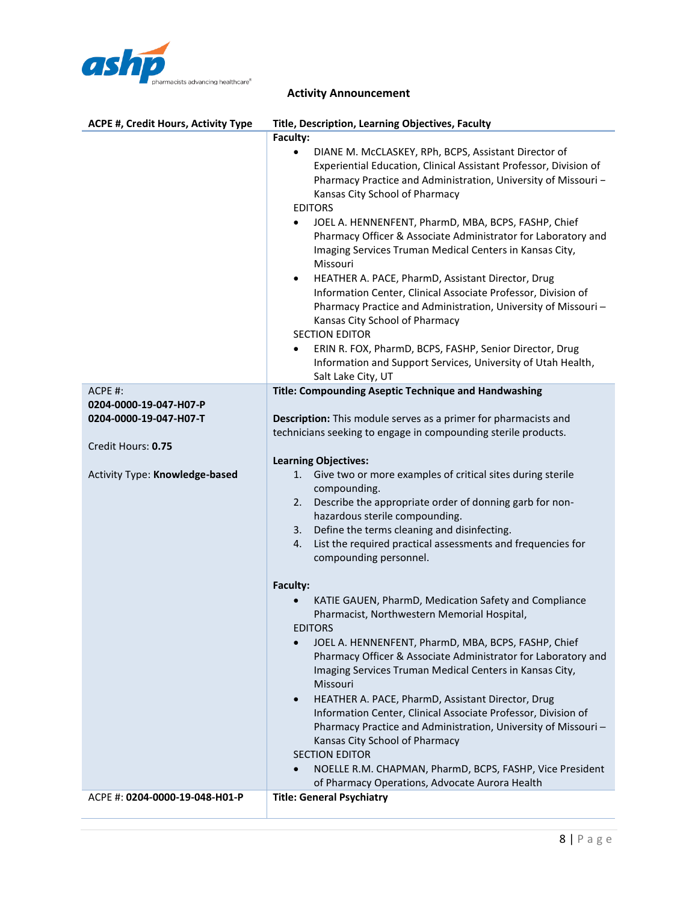**Activity Announcement**

| ACPE #, Credit Hours, Activity Type | Title, Description, Learning Objectives, Faculty |
|---|---|
| | **Faculty:**<br>• DIANE M. McCLASKEY, RPh, BCPS, Assistant Director of Experiential Education, Clinical Assistant Professor, Division of Pharmacy Practice and Administration, University of Missouri – Kansas City School of Pharmacy<br>EDITORS<br>• JOEL A. HENNENFENT, PharmD, MBA, BCPS, FASHP, Chief Pharmacy Officer & Associate Administrator for Laboratory and Imaging Services Truman Medical Centers in Kansas City, Missouri<br>• HEATHER A. PACE, PharmD, Assistant Director, Drug Information Center, Clinical Associate Professor, Division of Pharmacy Practice and Administration, University of Missouri – Kansas City School of Pharmacy<br>SECTION EDITOR<br>• ERIN R. FOX, PharmD, BCPS, FASHP, Senior Director, Drug Information and Support Services, University of Utah Health, Salt Lake City, UT |
| ACPE #:<br>**0204-0000-19-047-H07-P**<br>**0204-0000-19-047-H07-T**<br><br>Credit Hours: **0.75**<br><br>Activity Type: **Knowledge-based** | **Title: Compounding Aseptic Technique and Handwashing**<br><br>**Description:** This module serves as a primer for pharmacists and technicians seeking to engage in compounding sterile products.<br><br>**Learning Objectives:**<br>1. Give two or more examples of critical sites during sterile compounding.<br>2. Describe the appropriate order of donning garb for non-hazardous sterile compounding.<br>3. Define the terms cleaning and disinfecting.<br>4. List the required practical assessments and frequencies for compounding personnel.<br><br>**Faculty:**<br>• KATIE GAUEN, PharmD, Medication Safety and Compliance Pharmacist, Northwestern Memorial Hospital,<br>EDITORS<br>• JOEL A. HENNENFENT, PharmD, MBA, BCPS, FASHP, Chief Pharmacy Officer & Associate Administrator for Laboratory and Imaging Services Truman Medical Centers in Kansas City, Missouri<br>• HEATHER A. PACE, PharmD, Assistant Director, Drug Information Center, Clinical Associate Professor, Division of Pharmacy Practice and Administration, University of Missouri – Kansas City School of Pharmacy<br>SECTION EDITOR<br>• NOELLE R.M. CHAPMAN, PharmD, BCPS, FASHP, Vice President of Pharmacy Operations, Advocate Aurora Health |
| ACPE #: **0204-0000-19-048-H01-P** | **Title: General Psychiatry** |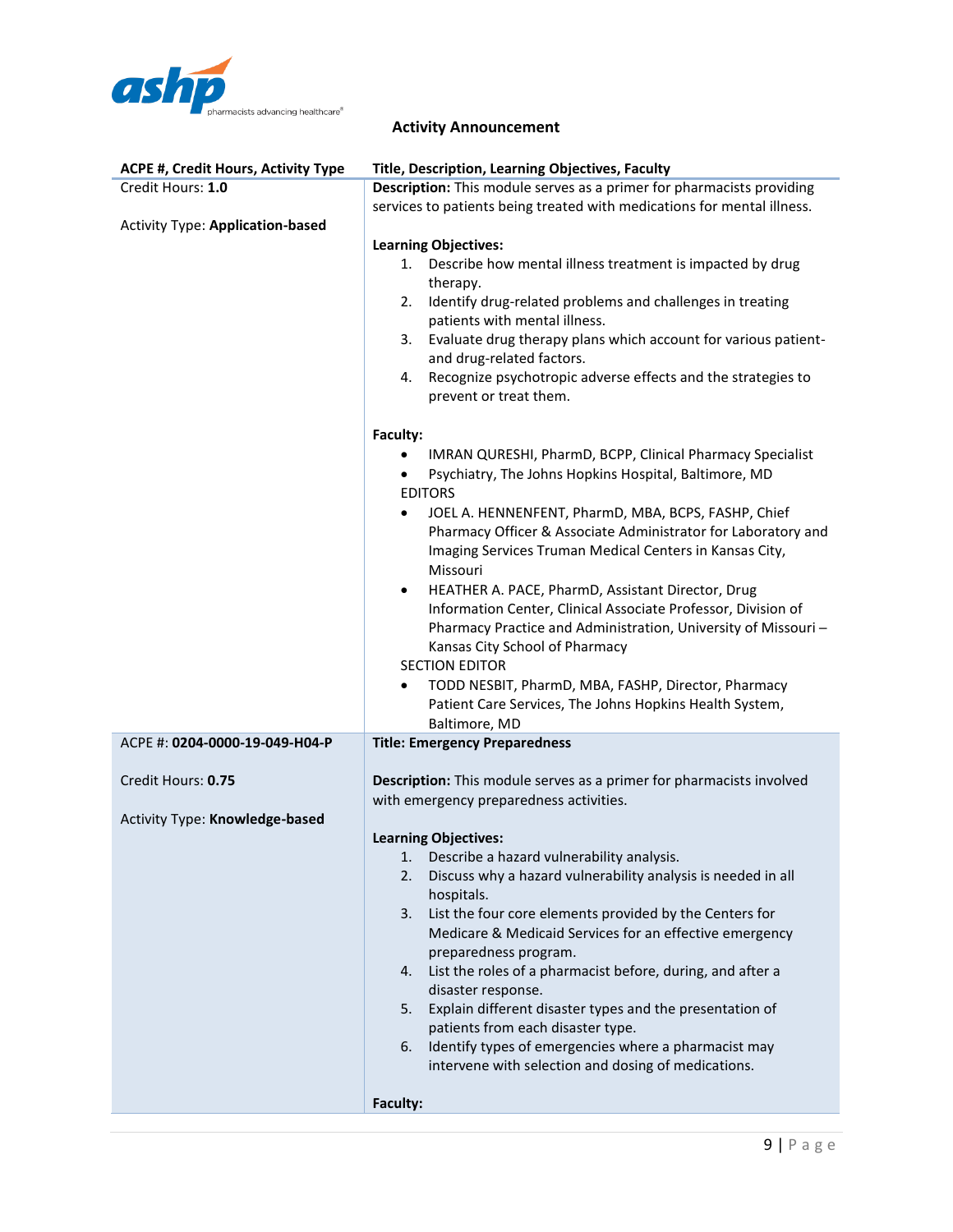**Activity Announcement**

| ACPE #, Credit Hours, Activity Type | Title, Description, Learning Objectives, Faculty |
|---|---|
| Credit Hours: **1.0**<br><br>Activity Type: **Application-based** | **Description:** This module serves as a primer for pharmacists providing services to patients being treated with medications for mental illness.<br><br>**Learning Objectives:**<br>1. Describe how mental illness treatment is impacted by drug therapy.<br>2. Identify drug-related problems and challenges in treating patients with mental illness.<br>3. Evaluate drug therapy plans which account for various patient- and drug-related factors.<br>4. Recognize psychotropic adverse effects and the strategies to prevent or treat them.<br><br>**Faculty:**<br>• IMRAN QURESHI, PharmD, BCPP, Clinical Pharmacy Specialist<br>• Psychiatry, The Johns Hopkins Hospital, Baltimore, MD<br>EDITORS<br>• JOEL A. HENNENFENT, PharmD, MBA, BCPS, FASHP, Chief Pharmacy Officer & Associate Administrator for Laboratory and Imaging Services Truman Medical Centers in Kansas City, Missouri<br>• HEATHER A. PACE, PharmD, Assistant Director, Drug Information Center, Clinical Associate Professor, Division of Pharmacy Practice and Administration, University of Missouri – Kansas City School of Pharmacy<br>SECTION EDITOR<br>• TODD NESBIT, PharmD, MBA, FASHP, Director, Pharmacy Patient Care Services, The Johns Hopkins Health System, Baltimore, MD |
| ACPE #: **0204-0000-19-049-H04-P**<br><br>Credit Hours: **0.75**<br><br>Activity Type: **Knowledge-based** | **Title: Emergency Preparedness**<br><br>**Description:** This module serves as a primer for pharmacists involved with emergency preparedness activities.<br><br>**Learning Objectives:**<br>1. Describe a hazard vulnerability analysis.<br>2. Discuss why a hazard vulnerability analysis is needed in all hospitals.<br>3. List the four core elements provided by the Centers for Medicare & Medicaid Services for an effective emergency preparedness program.<br>4. List the roles of a pharmacist before, during, and after a disaster response.<br>5. Explain different disaster types and the presentation of patients from each disaster type.<br>6. Identify types of emergencies where a pharmacist may intervene with selection and dosing of medications.<br><br>**Faculty:** |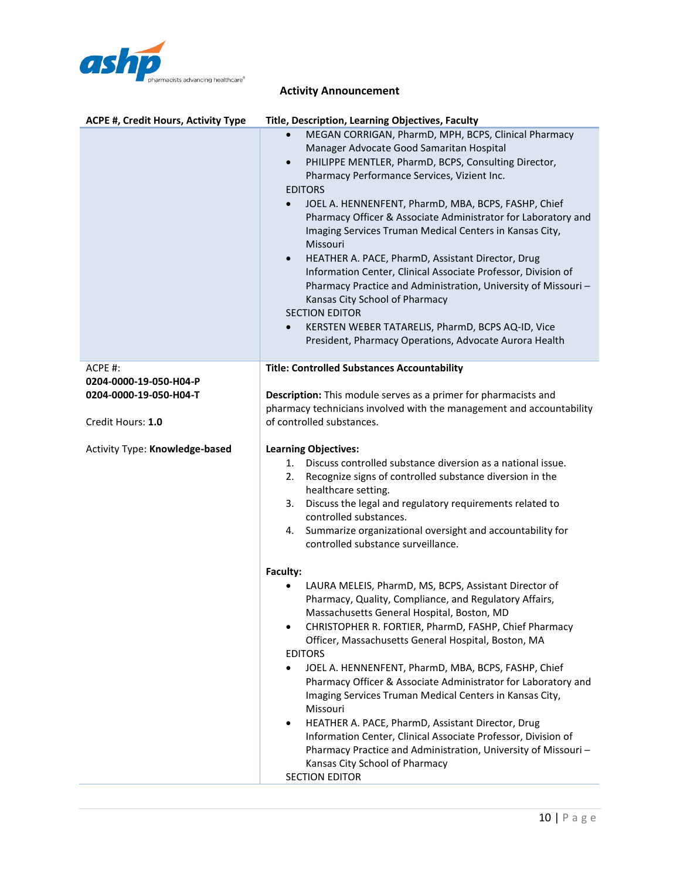**Activity Announcement**

| ACPE #, Credit Hours, Activity Type | Title, Description, Learning Objectives, Faculty |
|---|---|
| | • MEGAN CORRIGAN, PharmD, MPH, BCPS, Clinical Pharmacy Manager Advocate Good Samaritan Hospital<br>• PHILIPPE MENTLER, PharmD, BCPS, Consulting Director, Pharmacy Performance Services, Vizient Inc.<br>EDITORS<br>• JOEL A. HENNENFENT, PharmD, MBA, BCPS, FASHP, Chief Pharmacy Officer & Associate Administrator for Laboratory and Imaging Services Truman Medical Centers in Kansas City, Missouri<br>• HEATHER A. PACE, PharmD, Assistant Director, Drug Information Center, Clinical Associate Professor, Division of Pharmacy Practice and Administration, University of Missouri – Kansas City School of Pharmacy<br>SECTION EDITOR<br>• KERSTEN WEBER TATARELIS, PharmD, BCPS AQ-ID, Vice President, Pharmacy Operations, Advocate Aurora Health |
| ACPE #:<br>**0204-0000-19-050-H04-P**<br>**0204-0000-19-050-H04-T**<br><br>Credit Hours: **1.0**<br><br>Activity Type: **Knowledge-based** | **Title: Controlled Substances Accountability**<br><br>**Description:** This module serves as a primer for pharmacists and pharmacy technicians involved with the management and accountability of controlled substances.<br><br>**Learning Objectives:**<br>1. Discuss controlled substance diversion as a national issue.<br>2. Recognize signs of controlled substance diversion in the healthcare setting.<br>3. Discuss the legal and regulatory requirements related to controlled substances.<br>4. Summarize organizational oversight and accountability for controlled substance surveillance.<br><br>**Faculty:**<br>• LAURA MELEIS, PharmD, MS, BCPS, Assistant Director of Pharmacy, Quality, Compliance, and Regulatory Affairs, Massachusetts General Hospital, Boston, MD<br>• CHRISTOPHER R. FORTIER, PharmD, FASHP, Chief Pharmacy Officer, Massachusetts General Hospital, Boston, MA<br>EDITORS<br>• JOEL A. HENNENFENT, PharmD, MBA, BCPS, FASHP, Chief Pharmacy Officer & Associate Administrator for Laboratory and Imaging Services Truman Medical Centers in Kansas City, Missouri<br>• HEATHER A. PACE, PharmD, Assistant Director, Drug Information Center, Clinical Associate Professor, Division of Pharmacy Practice and Administration, University of Missouri – Kansas City School of Pharmacy<br>SECTION EDITOR |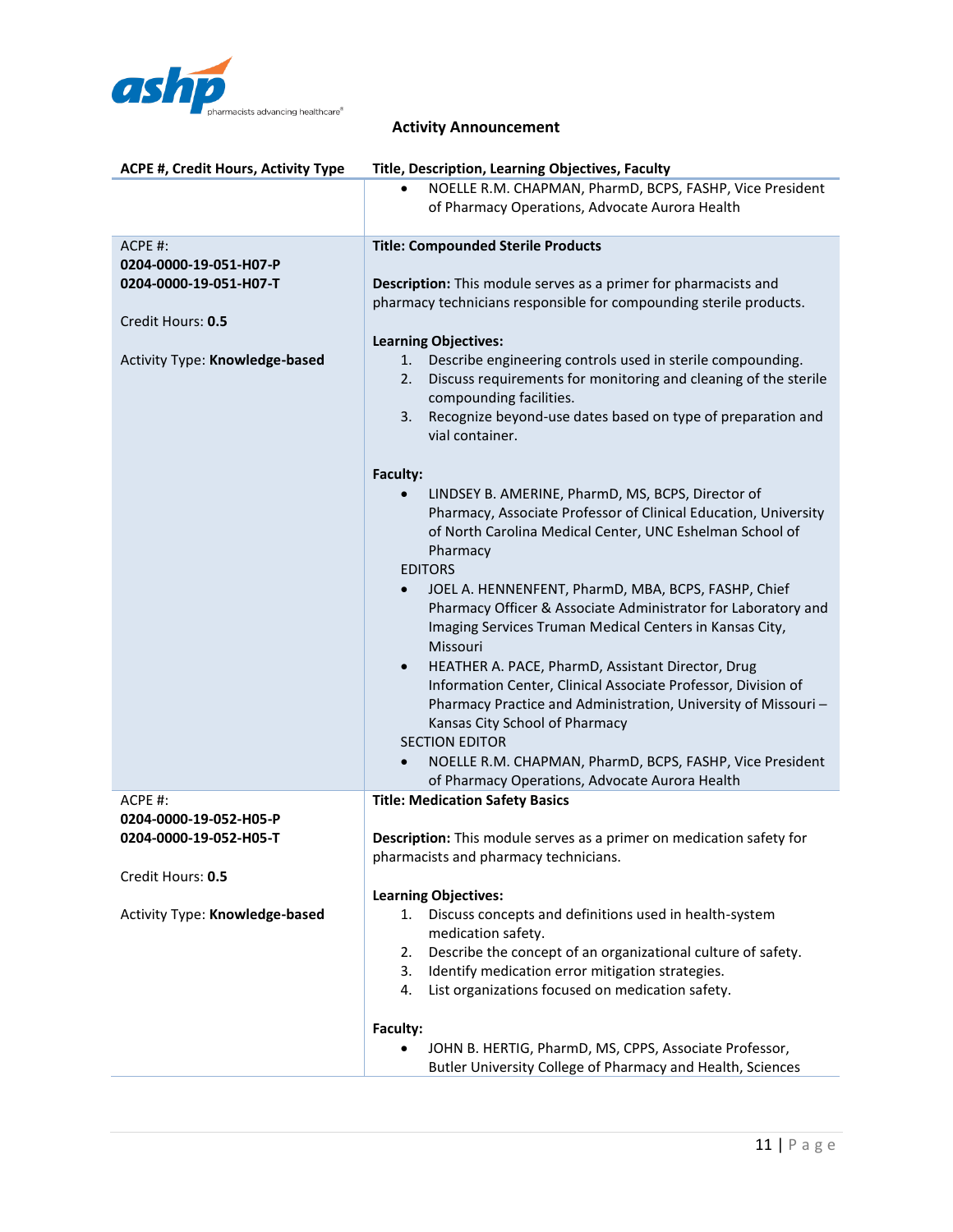## Activity Announcement

| ACPE #, Credit Hours, Activity Type | Title, Description, Learning Objectives, Faculty |
| --- | --- |
| | • NOELLE R.M. CHAPMAN, PharmD, BCPS, FASHP, Vice President of Pharmacy Operations, Advocate Aurora Health |
| ACPE #:<br>**0204-0000-19-051-H07-P**<br>**0204-0000-19-051-H07-T**<br><br>Credit Hours: **0.5**<br><br>Activity Type: **Knowledge-based** | **Title: Compounded Sterile Products**<br><br>**Description:** This module serves as a primer for pharmacists and pharmacy technicians responsible for compounding sterile products.<br><br>**Learning Objectives:**<br>1. Describe engineering controls used in sterile compounding.<br>2. Discuss requirements for monitoring and cleaning of the sterile compounding facilities.<br>3. Recognize beyond-use dates based on type of preparation and vial container.<br><br>**Faculty:**<br>• LINDSEY B. AMERINE, PharmD, MS, BCPS, Director of Pharmacy, Associate Professor of Clinical Education, University of North Carolina Medical Center, UNC Eshelman School of Pharmacy<br>EDITORS<br>• JOEL A. HENNENFENT, PharmD, MBA, BCPS, FASHP, Chief Pharmacy Officer & Associate Administrator for Laboratory and Imaging Services Truman Medical Centers in Kansas City, Missouri<br>• HEATHER A. PACE, PharmD, Assistant Director, Drug Information Center, Clinical Associate Professor, Division of Pharmacy Practice and Administration, University of Missouri – Kansas City School of Pharmacy<br>SECTION EDITOR<br>• NOELLE R.M. CHAPMAN, PharmD, BCPS, FASHP, Vice President of Pharmacy Operations, Advocate Aurora Health |
| ACPE #:<br>**0204-0000-19-052-H05-P**<br>**0204-0000-19-052-H05-T**<br><br>Credit Hours: **0.5**<br><br>Activity Type: **Knowledge-based** | **Title: Medication Safety Basics**<br><br>**Description:** This module serves as a primer on medication safety for pharmacists and pharmacy technicians.<br><br>**Learning Objectives:**<br>1. Discuss concepts and definitions used in health-system medication safety.<br>2. Describe the concept of an organizational culture of safety.<br>3. Identify medication error mitigation strategies.<br>4. List organizations focused on medication safety.<br><br>**Faculty:**<br>• JOHN B. HERTIG, PharmD, MS, CPPS, Associate Professor, Butler University College of Pharmacy and Health, Sciences |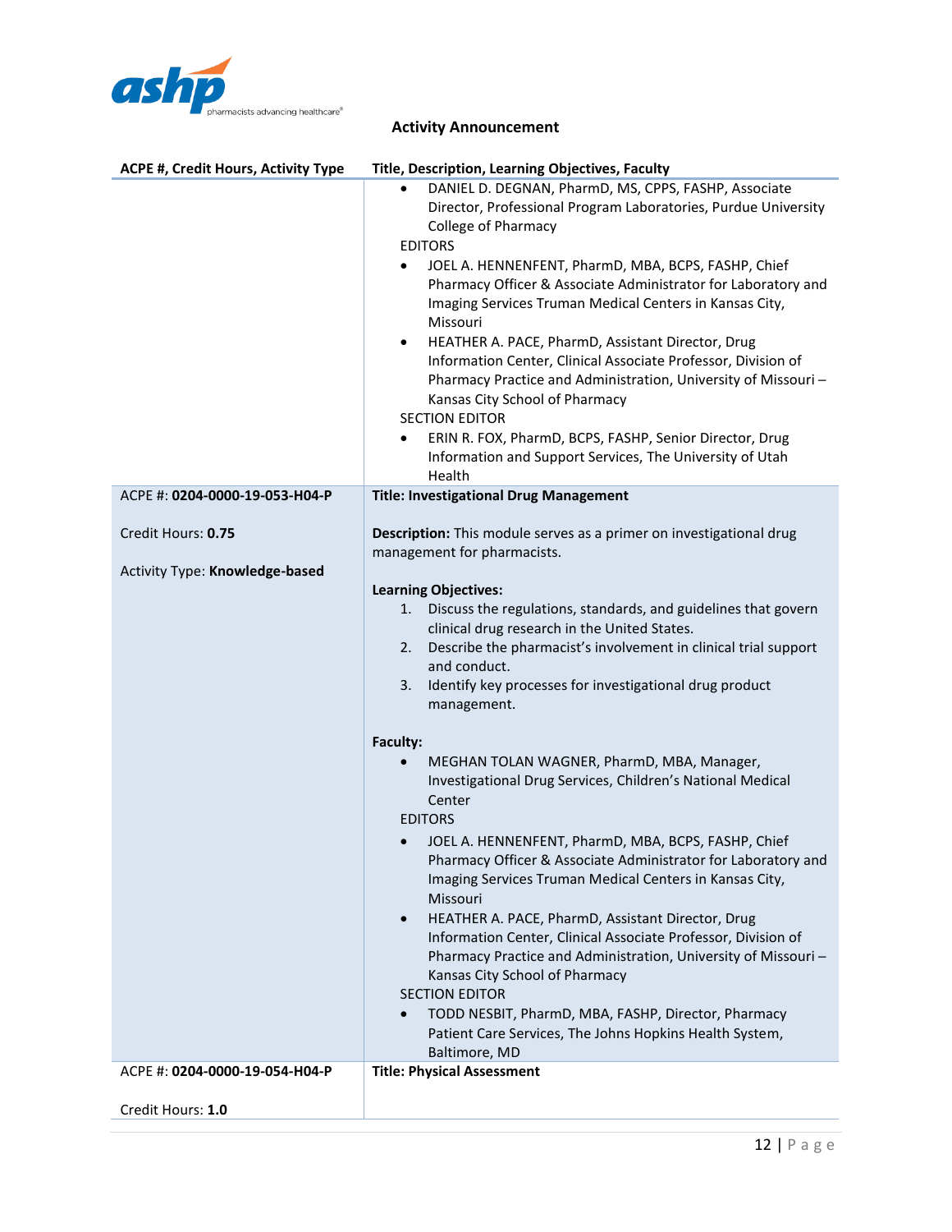**Activity Announcement**

| ACPE #, Credit Hours, Activity Type | Title, Description, Learning Objectives, Faculty |
|---|---|
| | • DANIEL D. DEGNAN, PharmD, MS, CPPS, FASHP, Associate Director, Professional Program Laboratories, Purdue University College of Pharmacy<br>EDITORS<br>• JOEL A. HENNENFENT, PharmD, MBA, BCPS, FASHP, Chief Pharmacy Officer & Associate Administrator for Laboratory and Imaging Services Truman Medical Centers in Kansas City, Missouri<br>• HEATHER A. PACE, PharmD, Assistant Director, Drug Information Center, Clinical Associate Professor, Division of Pharmacy Practice and Administration, University of Missouri – Kansas City School of Pharmacy<br>SECTION EDITOR<br>• ERIN R. FOX, PharmD, BCPS, FASHP, Senior Director, Drug Information and Support Services, The University of Utah Health |
| ACPE #: **0204-0000-19-053-H04-P**<br><br>Credit Hours: **0.75**<br><br>Activity Type: **Knowledge-based** | **Title: Investigational Drug Management**<br><br>**Description:** This module serves as a primer on investigational drug management for pharmacists.<br><br>**Learning Objectives:**<br>1. Discuss the regulations, standards, and guidelines that govern clinical drug research in the United States.<br>2. Describe the pharmacist's involvement in clinical trial support and conduct.<br>3. Identify key processes for investigational drug product management.<br><br>**Faculty:**<br>• MEGHAN TOLAN WAGNER, PharmD, MBA, Manager, Investigational Drug Services, Children's National Medical Center<br>EDITORS<br>• JOEL A. HENNENFENT, PharmD, MBA, BCPS, FASHP, Chief Pharmacy Officer & Associate Administrator for Laboratory and Imaging Services Truman Medical Centers in Kansas City, Missouri<br>• HEATHER A. PACE, PharmD, Assistant Director, Drug Information Center, Clinical Associate Professor, Division of Pharmacy Practice and Administration, University of Missouri – Kansas City School of Pharmacy<br>SECTION EDITOR<br>• TODD NESBIT, PharmD, MBA, FASHP, Director, Pharmacy Patient Care Services, The Johns Hopkins Health System, Baltimore, MD |
| ACPE #: **0204-0000-19-054-H04-P**<br><br>Credit Hours: **1.0** | **Title: Physical Assessment** |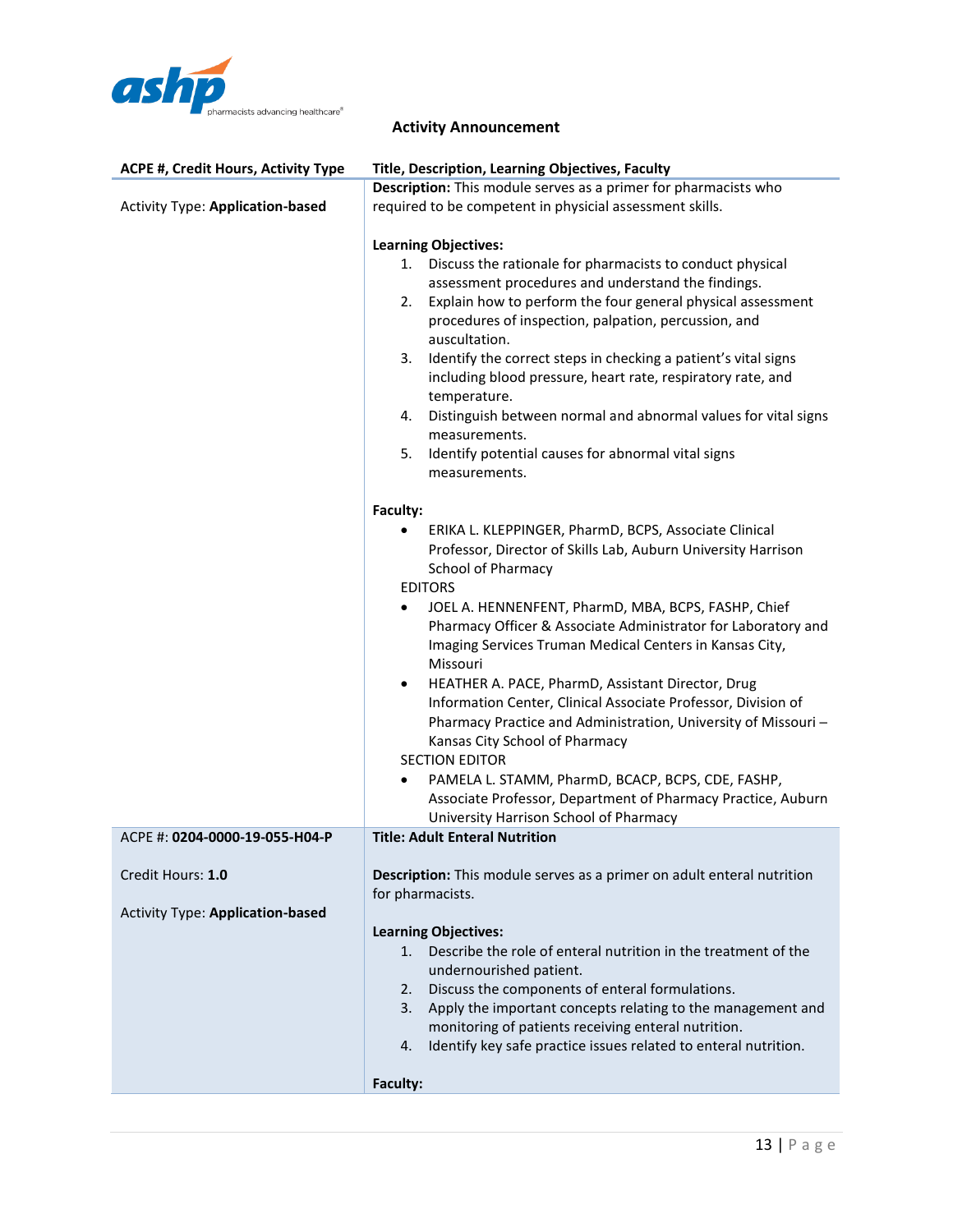**Activity Announcement**

| ACPE #, Credit Hours, Activity Type | Title, Description, Learning Objectives, Faculty |
|---|---|
| Activity Type: **Application-based** | **Description:** This module serves as a primer for pharmacists who required to be competent in physicial assessment skills.<br><br>**Learning Objectives:**<br>1. Discuss the rationale for pharmacists to conduct physical assessment procedures and understand the findings.<br>2. Explain how to perform the four general physical assessment procedures of inspection, palpation, percussion, and auscultation.<br>3. Identify the correct steps in checking a patient's vital signs including blood pressure, heart rate, respiratory rate, and temperature.<br>4. Distinguish between normal and abnormal values for vital signs measurements.<br>5. Identify potential causes for abnormal vital signs measurements.<br><br>**Faculty:**<br>• ERIKA L. KLEPPINGER, PharmD, BCPS, Associate Clinical Professor, Director of Skills Lab, Auburn University Harrison School of Pharmacy<br>EDITORS<br>• JOEL A. HENNENFENT, PharmD, MBA, BCPS, FASHP, Chief Pharmacy Officer & Associate Administrator for Laboratory and Imaging Services Truman Medical Centers in Kansas City, Missouri<br>• HEATHER A. PACE, PharmD, Assistant Director, Drug Information Center, Clinical Associate Professor, Division of Pharmacy Practice and Administration, University of Missouri – Kansas City School of Pharmacy<br>SECTION EDITOR<br>• PAMELA L. STAMM, PharmD, BCACP, BCPS, CDE, FASHP, Associate Professor, Department of Pharmacy Practice, Auburn University Harrison School of Pharmacy |
| ACPE #: **0204-0000-19-055-H04-P**<br><br>Credit Hours: **1.0**<br><br>Activity Type: **Application-based** | **Title: Adult Enteral Nutrition**<br><br>**Description:** This module serves as a primer on adult enteral nutrition for pharmacists.<br><br>**Learning Objectives:**<br>1. Describe the role of enteral nutrition in the treatment of the undernourished patient.<br>2. Discuss the components of enteral formulations.<br>3. Apply the important concepts relating to the management and monitoring of patients receiving enteral nutrition.<br>4. Identify key safe practice issues related to enteral nutrition.<br><br>**Faculty:** |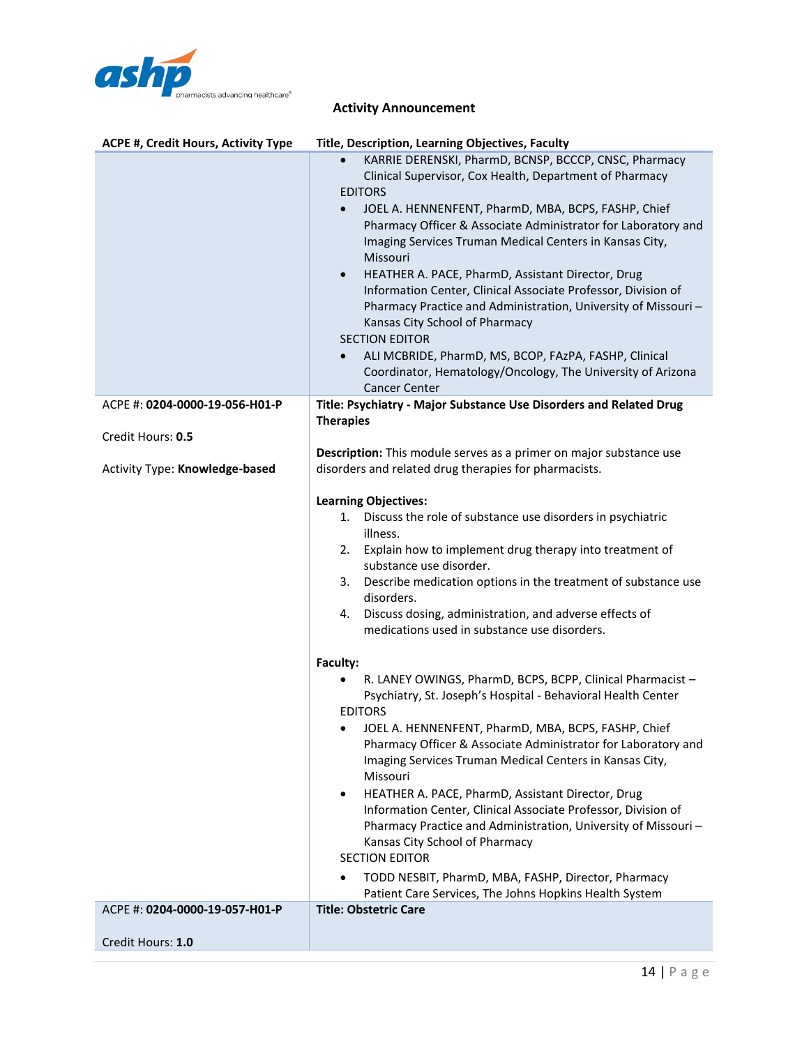**Activity Announcement**

| ACPE #, Credit Hours, Activity Type | Title, Description, Learning Objectives, Faculty |
|---|---|
| | • KARRIE DERENSKI, PharmD, BCNSP, BCCCP, CNSC, Pharmacy Clinical Supervisor, Cox Health, Department of Pharmacy<br>EDITORS<br>• JOEL A. HENNENFENT, PharmD, MBA, BCPS, FASHP, Chief Pharmacy Officer & Associate Administrator for Laboratory and Imaging Services Truman Medical Centers in Kansas City, Missouri<br>• HEATHER A. PACE, PharmD, Assistant Director, Drug Information Center, Clinical Associate Professor, Division of Pharmacy Practice and Administration, University of Missouri – Kansas City School of Pharmacy<br>SECTION EDITOR<br>• ALI MCBRIDE, PharmD, MS, BCOP, FAzPA, FASHP, Clinical Coordinator, Hematology/Oncology, The University of Arizona Cancer Center |
| ACPE #: **0204-0000-19-056-H01-P**<br><br>Credit Hours: **0.5**<br><br>Activity Type: **Knowledge-based** | **Title: Psychiatry - Major Substance Use Disorders and Related Drug Therapies**<br><br>**Description:** This module serves as a primer on major substance use disorders and related drug therapies for pharmacists.<br><br>**Learning Objectives:**<br>1. Discuss the role of substance use disorders in psychiatric illness.<br>2. Explain how to implement drug therapy into treatment of substance use disorder.<br>3. Describe medication options in the treatment of substance use disorders.<br>4. Discuss dosing, administration, and adverse effects of medications used in substance use disorders.<br><br>**Faculty:**<br>• R. LANEY OWINGS, PharmD, BCPS, BCPP, Clinical Pharmacist – Psychiatry, St. Joseph's Hospital - Behavioral Health Center<br>EDITORS<br>• JOEL A. HENNENFENT, PharmD, MBA, BCPS, FASHP, Chief Pharmacy Officer & Associate Administrator for Laboratory and Imaging Services Truman Medical Centers in Kansas City, Missouri<br>• HEATHER A. PACE, PharmD, Assistant Director, Drug Information Center, Clinical Associate Professor, Division of Pharmacy Practice and Administration, University of Missouri – Kansas City School of Pharmacy<br>SECTION EDITOR<br>• TODD NESBIT, PharmD, MBA, FASHP, Director, Pharmacy Patient Care Services, The Johns Hopkins Health System |
| ACPE #: **0204-0000-19-057-H01-P**<br><br>Credit Hours: **1.0** | **Title: Obstetric Care** |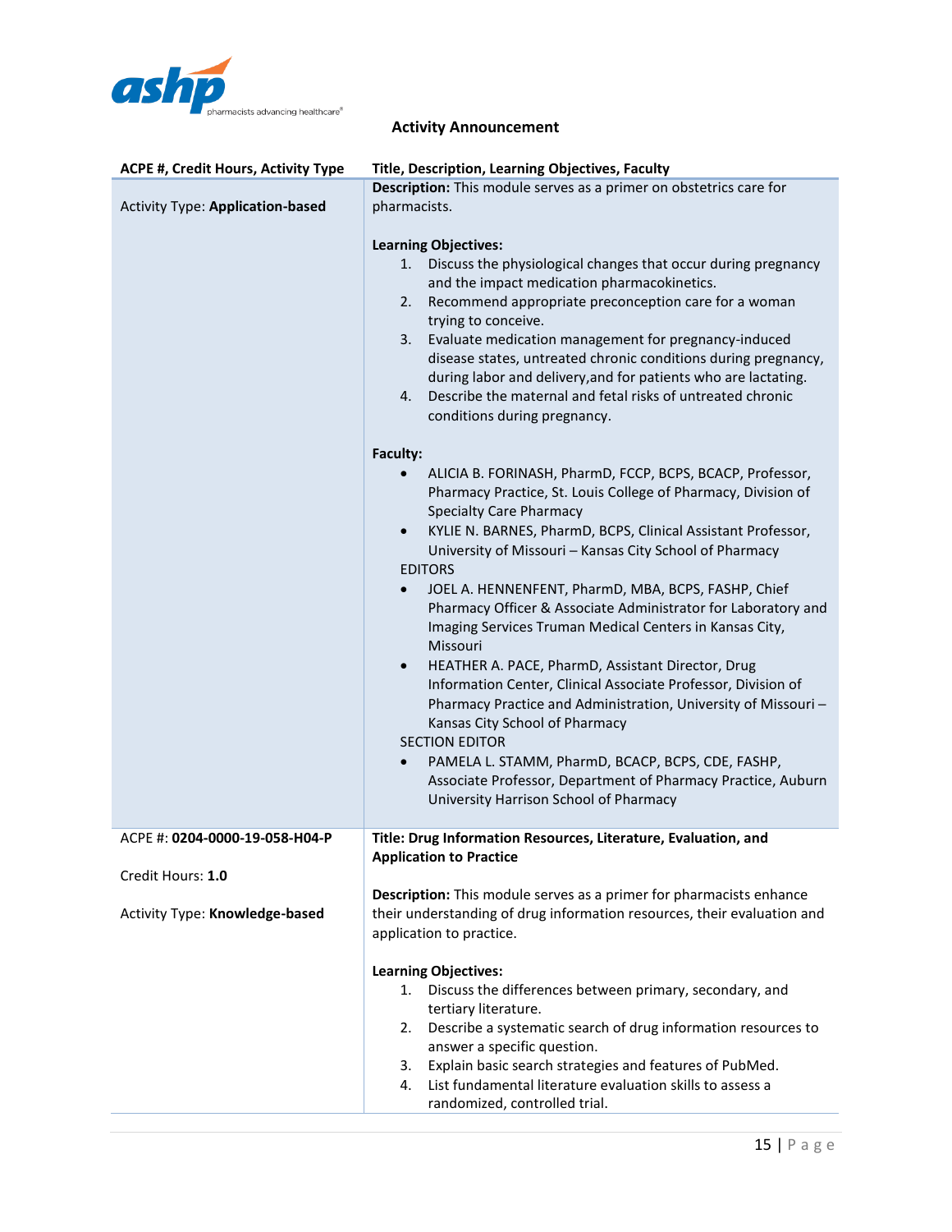### Activity Announcement

| ACPE #, Credit Hours, Activity Type | Title, Description, Learning Objectives, Faculty |
|---|---|
| Activity Type: **Application-based** | **Description:** This module serves as a primer on obstetrics care for pharmacists.<br><br>**Learning Objectives:**<br>1. Discuss the physiological changes that occur during pregnancy and the impact medication pharmacokinetics.<br>2. Recommend appropriate preconception care for a woman trying to conceive.<br>3. Evaluate medication management for pregnancy-induced disease states, untreated chronic conditions during pregnancy, during labor and delivery,and for patients who are lactating.<br>4. Describe the maternal and fetal risks of untreated chronic conditions during pregnancy.<br><br>**Faculty:**<br>• ALICIA B. FORINASH, PharmD, FCCP, BCPS, BCACP, Professor, Pharmacy Practice, St. Louis College of Pharmacy, Division of Specialty Care Pharmacy<br>• KYLIE N. BARNES, PharmD, BCPS, Clinical Assistant Professor, University of Missouri – Kansas City School of Pharmacy<br>EDITORS<br>• JOEL A. HENNENFENT, PharmD, MBA, BCPS, FASHP, Chief Pharmacy Officer & Associate Administrator for Laboratory and Imaging Services Truman Medical Centers in Kansas City, Missouri<br>• HEATHER A. PACE, PharmD, Assistant Director, Drug Information Center, Clinical Associate Professor, Division of Pharmacy Practice and Administration, University of Missouri – Kansas City School of Pharmacy<br>SECTION EDITOR<br>• PAMELA L. STAMM, PharmD, BCACP, BCPS, CDE, FASHP, Associate Professor, Department of Pharmacy Practice, Auburn University Harrison School of Pharmacy |
| ACPE #: **0204-0000-19-058-H04-P**<br><br>Credit Hours: **1.0**<br><br>Activity Type: **Knowledge-based** | **Title: Drug Information Resources, Literature, Evaluation, and Application to Practice**<br><br>**Description:** This module serves as a primer for pharmacists enhance their understanding of drug information resources, their evaluation and application to practice.<br><br>**Learning Objectives:**<br>1. Discuss the differences between primary, secondary, and tertiary literature.<br>2. Describe a systematic search of drug information resources to answer a specific question.<br>3. Explain basic search strategies and features of PubMed.<br>4. List fundamental literature evaluation skills to assess a randomized, controlled trial. |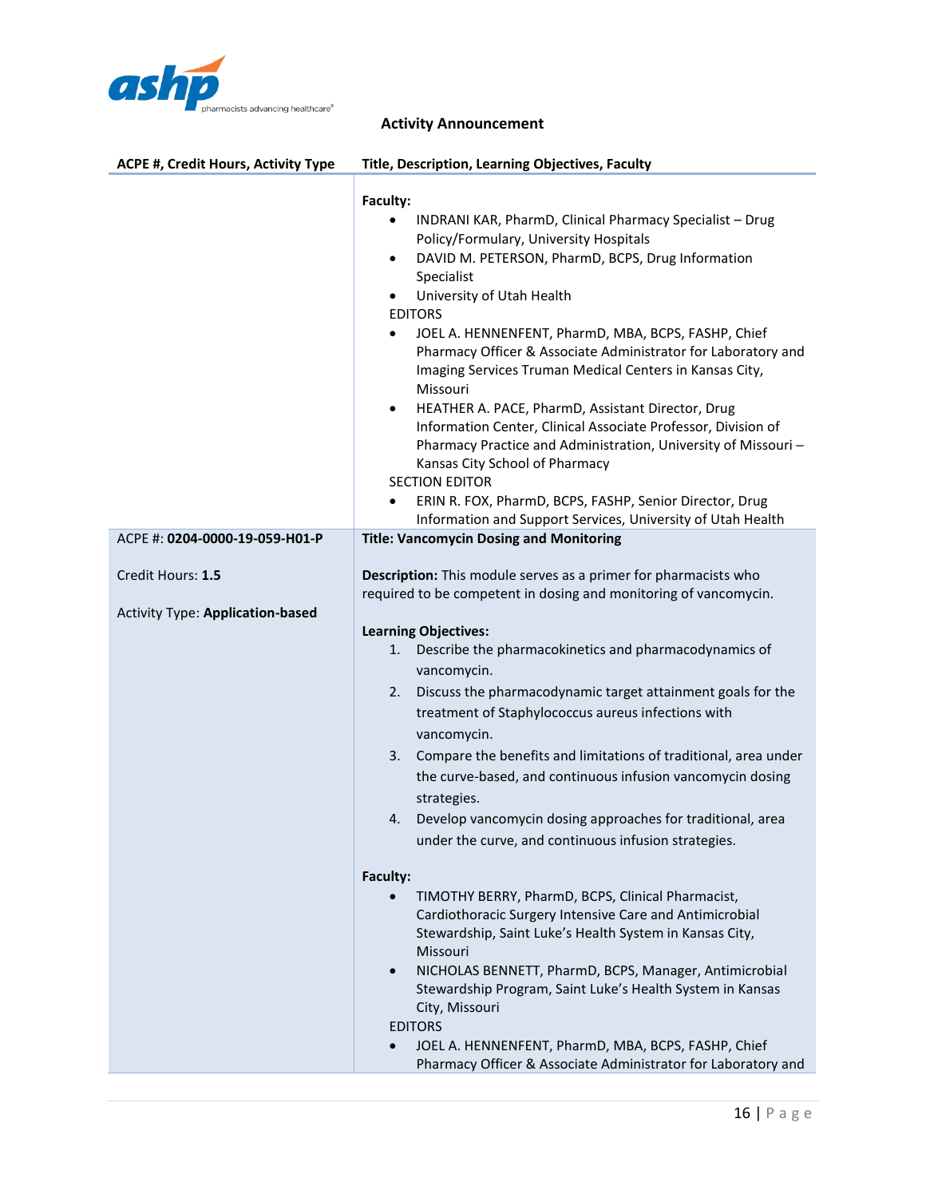**Activity Announcement**

| ACPE #, Credit Hours, Activity Type | Title, Description, Learning Objectives, Faculty |
|---|---|
| | **Faculty:**<br>• INDRANI KAR, PharmD, Clinical Pharmacy Specialist – Drug Policy/Formulary, University Hospitals<br>• DAVID M. PETERSON, PharmD, BCPS, Drug Information Specialist<br>• University of Utah Health<br>EDITORS<br>• JOEL A. HENNENFENT, PharmD, MBA, BCPS, FASHP, Chief Pharmacy Officer & Associate Administrator for Laboratory and Imaging Services Truman Medical Centers in Kansas City, Missouri<br>• HEATHER A. PACE, PharmD, Assistant Director, Drug Information Center, Clinical Associate Professor, Division of Pharmacy Practice and Administration, University of Missouri – Kansas City School of Pharmacy<br>SECTION EDITOR<br>• ERIN R. FOX, PharmD, BCPS, FASHP, Senior Director, Drug Information and Support Services, University of Utah Health |
| ACPE #: **0204-0000-19-059-H01-P**<br><br>Credit Hours: **1.5**<br><br>Activity Type: **Application-based** | **Title: Vancomycin Dosing and Monitoring**<br><br>**Description:** This module serves as a primer for pharmacists who required to be competent in dosing and monitoring of vancomycin.<br><br>**Learning Objectives:**<br>1. Describe the pharmacokinetics and pharmacodynamics of vancomycin.<br>2. Discuss the pharmacodynamic target attainment goals for the treatment of Staphylococcus aureus infections with vancomycin.<br>3. Compare the benefits and limitations of traditional, area under the curve-based, and continuous infusion vancomycin dosing strategies.<br>4. Develop vancomycin dosing approaches for traditional, area under the curve, and continuous infusion strategies.<br><br>**Faculty:**<br>• TIMOTHY BERRY, PharmD, BCPS, Clinical Pharmacist, Cardiothoracic Surgery Intensive Care and Antimicrobial Stewardship, Saint Luke's Health System in Kansas City, Missouri<br>• NICHOLAS BENNETT, PharmD, BCPS, Manager, Antimicrobial Stewardship Program, Saint Luke's Health System in Kansas City, Missouri<br>EDITORS<br>• JOEL A. HENNENFENT, PharmD, MBA, BCPS, FASHP, Chief Pharmacy Officer & Associate Administrator for Laboratory and |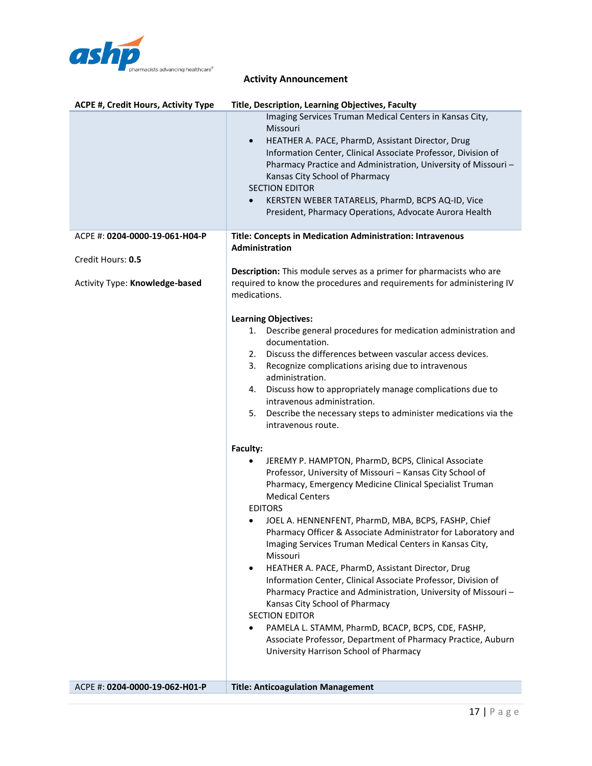**Activity Announcement**

| ACPE #, Credit Hours, Activity Type | Title, Description, Learning Objectives, Faculty |
|---|---|
| | Imaging Services Truman Medical Centers in Kansas City, Missouri<br>• HEATHER A. PACE, PharmD, Assistant Director, Drug Information Center, Clinical Associate Professor, Division of Pharmacy Practice and Administration, University of Missouri – Kansas City School of Pharmacy<br>SECTION EDITOR<br>• KERSTEN WEBER TATARELIS, PharmD, BCPS AQ-ID, Vice President, Pharmacy Operations, Advocate Aurora Health |
| ACPE #: **0204-0000-19-061-H04-P**<br><br>Credit Hours: **0.5**<br><br>Activity Type: **Knowledge-based** | **Title: Concepts in Medication Administration: Intravenous Administration**<br><br>**Description:** This module serves as a primer for pharmacists who are required to know the procedures and requirements for administering IV medications.<br><br>**Learning Objectives:**<br>1. Describe general procedures for medication administration and documentation.<br>2. Discuss the differences between vascular access devices.<br>3. Recognize complications arising due to intravenous administration.<br>4. Discuss how to appropriately manage complications due to intravenous administration.<br>5. Describe the necessary steps to administer medications via the intravenous route.<br><br>**Faculty:**<br>• JEREMY P. HAMPTON, PharmD, BCPS, Clinical Associate Professor, University of Missouri – Kansas City School of Pharmacy, Emergency Medicine Clinical Specialist Truman Medical Centers<br>EDITORS<br>• JOEL A. HENNENFENT, PharmD, MBA, BCPS, FASHP, Chief Pharmacy Officer & Associate Administrator for Laboratory and Imaging Services Truman Medical Centers in Kansas City, Missouri<br>• HEATHER A. PACE, PharmD, Assistant Director, Drug Information Center, Clinical Associate Professor, Division of Pharmacy Practice and Administration, University of Missouri – Kansas City School of Pharmacy<br>SECTION EDITOR<br>• PAMELA L. STAMM, PharmD, BCACP, BCPS, CDE, FASHP, Associate Professor, Department of Pharmacy Practice, Auburn University Harrison School of Pharmacy |
| ACPE #: **0204-0000-19-062-H01-P** | **Title: Anticoagulation Management** |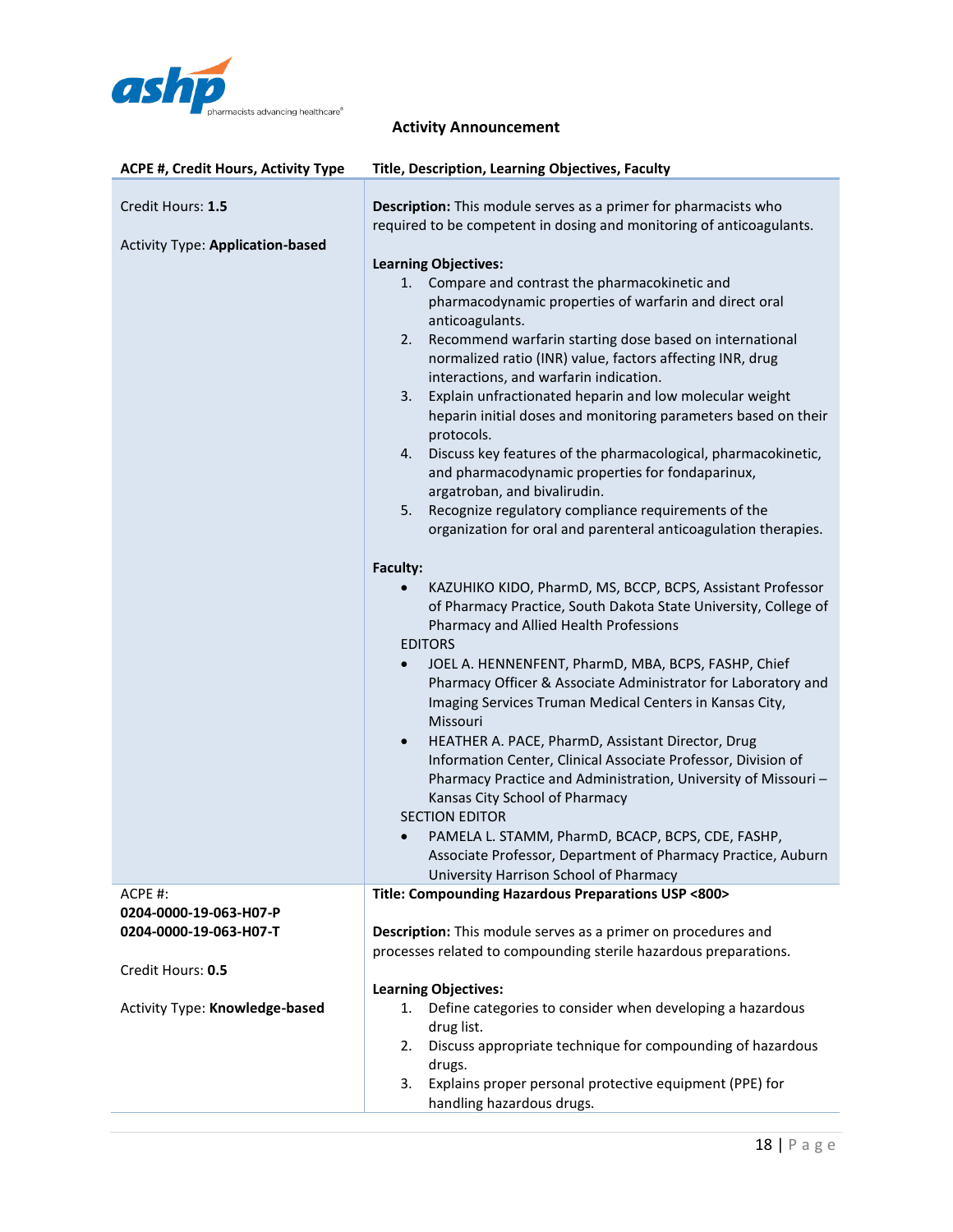## Activity Announcement

| ACPE #, Credit Hours, Activity Type | Title, Description, Learning Objectives, Faculty |
|---|---|
| Credit Hours: **1.5**<br><br>Activity Type: **Application-based** | **Description:** This module serves as a primer for pharmacists who required to be competent in dosing and monitoring of anticoagulants.<br><br>**Learning Objectives:**<br>1. Compare and contrast the pharmacokinetic and pharmacodynamic properties of warfarin and direct oral anticoagulants.<br>2. Recommend warfarin starting dose based on international normalized ratio (INR) value, factors affecting INR, drug interactions, and warfarin indication.<br>3. Explain unfractionated heparin and low molecular weight heparin initial doses and monitoring parameters based on their protocols.<br>4. Discuss key features of the pharmacological, pharmacokinetic, and pharmacodynamic properties for fondaparinux, argatroban, and bivalirudin.<br>5. Recognize regulatory compliance requirements of the organization for oral and parenteral anticoagulation therapies.<br><br>**Faculty:**<br>• KAZUHIKO KIDO, PharmD, MS, BCCP, BCPS, Assistant Professor of Pharmacy Practice, South Dakota State University, College of Pharmacy and Allied Health Professions<br>EDITORS<br>• JOEL A. HENNENFENT, PharmD, MBA, BCPS, FASHP, Chief Pharmacy Officer & Associate Administrator for Laboratory and Imaging Services Truman Medical Centers in Kansas City, Missouri<br>• HEATHER A. PACE, PharmD, Assistant Director, Drug Information Center, Clinical Associate Professor, Division of Pharmacy Practice and Administration, University of Missouri – Kansas City School of Pharmacy<br>SECTION EDITOR<br>• PAMELA L. STAMM, PharmD, BCACP, BCPS, CDE, FASHP, Associate Professor, Department of Pharmacy Practice, Auburn University Harrison School of Pharmacy |
| ACPE #:<br>**0204-0000-19-063-H07-P**<br>**0204-0000-19-063-H07-T**<br><br>Credit Hours: **0.5**<br><br>Activity Type: **Knowledge-based** | **Title: Compounding Hazardous Preparations USP <800>**<br><br>**Description:** This module serves as a primer on procedures and processes related to compounding sterile hazardous preparations.<br><br>**Learning Objectives:**<br>1. Define categories to consider when developing a hazardous drug list.<br>2. Discuss appropriate technique for compounding of hazardous drugs.<br>3. Explains proper personal protective equipment (PPE) for handling hazardous drugs. |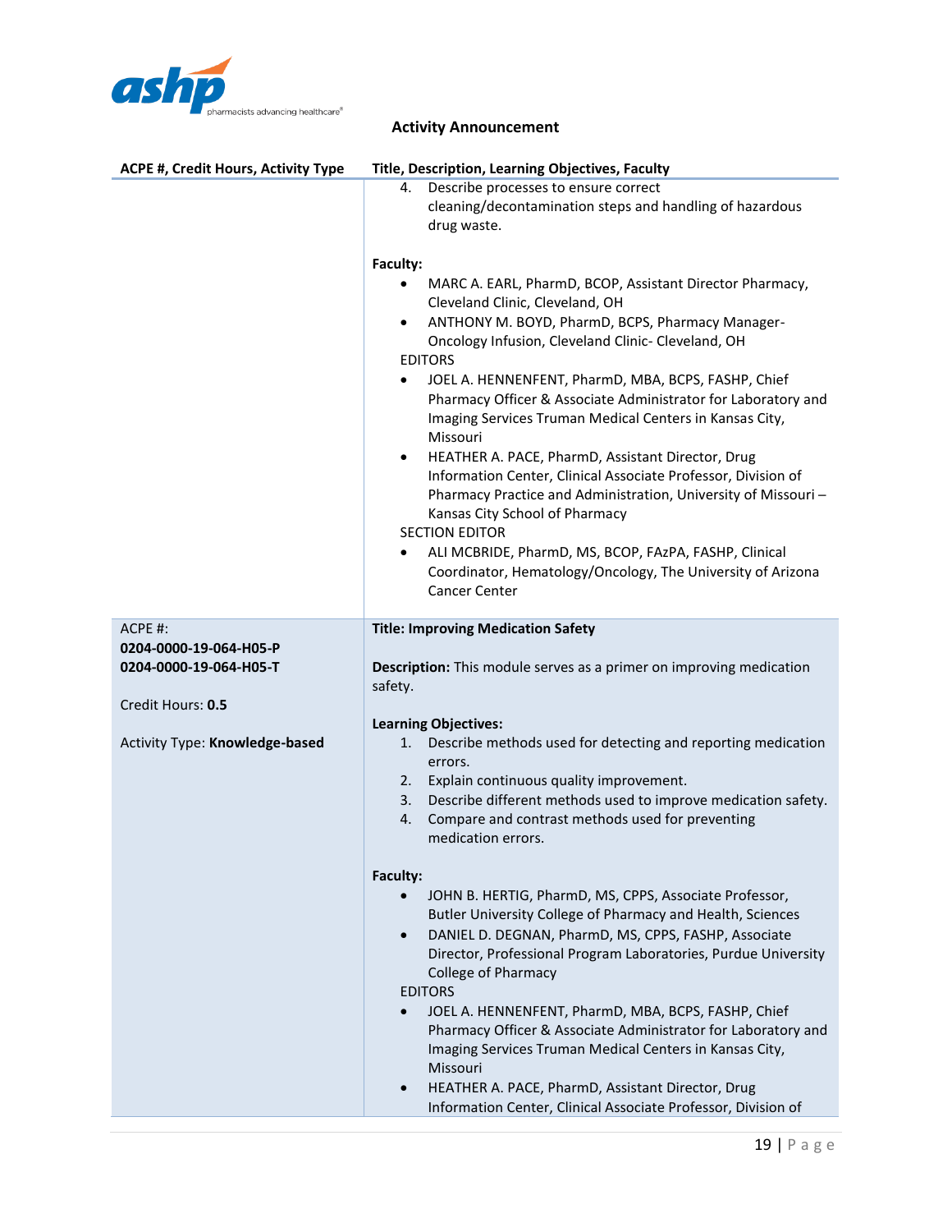**Activity Announcement**

| ACPE #, Credit Hours, Activity Type | Title, Description, Learning Objectives, Faculty |
|---|---|
| | 4. Describe processes to ensure correct cleaning/decontamination steps and handling of hazardous drug waste.<br><br>**Faculty:**<br>• MARC A. EARL, PharmD, BCOP, Assistant Director Pharmacy, Cleveland Clinic, Cleveland, OH<br>• ANTHONY M. BOYD, PharmD, BCPS, Pharmacy Manager-Oncology Infusion, Cleveland Clinic- Cleveland, OH<br>EDITORS<br>• JOEL A. HENNENFENT, PharmD, MBA, BCPS, FASHP, Chief Pharmacy Officer & Associate Administrator for Laboratory and Imaging Services Truman Medical Centers in Kansas City, Missouri<br>• HEATHER A. PACE, PharmD, Assistant Director, Drug Information Center, Clinical Associate Professor, Division of Pharmacy Practice and Administration, University of Missouri – Kansas City School of Pharmacy<br>SECTION EDITOR<br>• ALI MCBRIDE, PharmD, MS, BCOP, FAzPA, FASHP, Clinical Coordinator, Hematology/Oncology, The University of Arizona Cancer Center |
| ACPE #:<br>**0204-0000-19-064-H05-P**<br>**0204-0000-19-064-H05-T**<br><br>Credit Hours: **0.5**<br><br>Activity Type: **Knowledge-based** | **Title: Improving Medication Safety**<br><br>**Description:** This module serves as a primer on improving medication safety.<br><br>**Learning Objectives:**<br>1. Describe methods used for detecting and reporting medication errors.<br>2. Explain continuous quality improvement.<br>3. Describe different methods used to improve medication safety.<br>4. Compare and contrast methods used for preventing medication errors.<br><br>**Faculty:**<br>• JOHN B. HERTIG, PharmD, MS, CPPS, Associate Professor, Butler University College of Pharmacy and Health, Sciences<br>• DANIEL D. DEGNAN, PharmD, MS, CPPS, FASHP, Associate Director, Professional Program Laboratories, Purdue University College of Pharmacy<br>EDITORS<br>• JOEL A. HENNENFENT, PharmD, MBA, BCPS, FASHP, Chief Pharmacy Officer & Associate Administrator for Laboratory and Imaging Services Truman Medical Centers in Kansas City, Missouri<br>• HEATHER A. PACE, PharmD, Assistant Director, Drug Information Center, Clinical Associate Professor, Division of |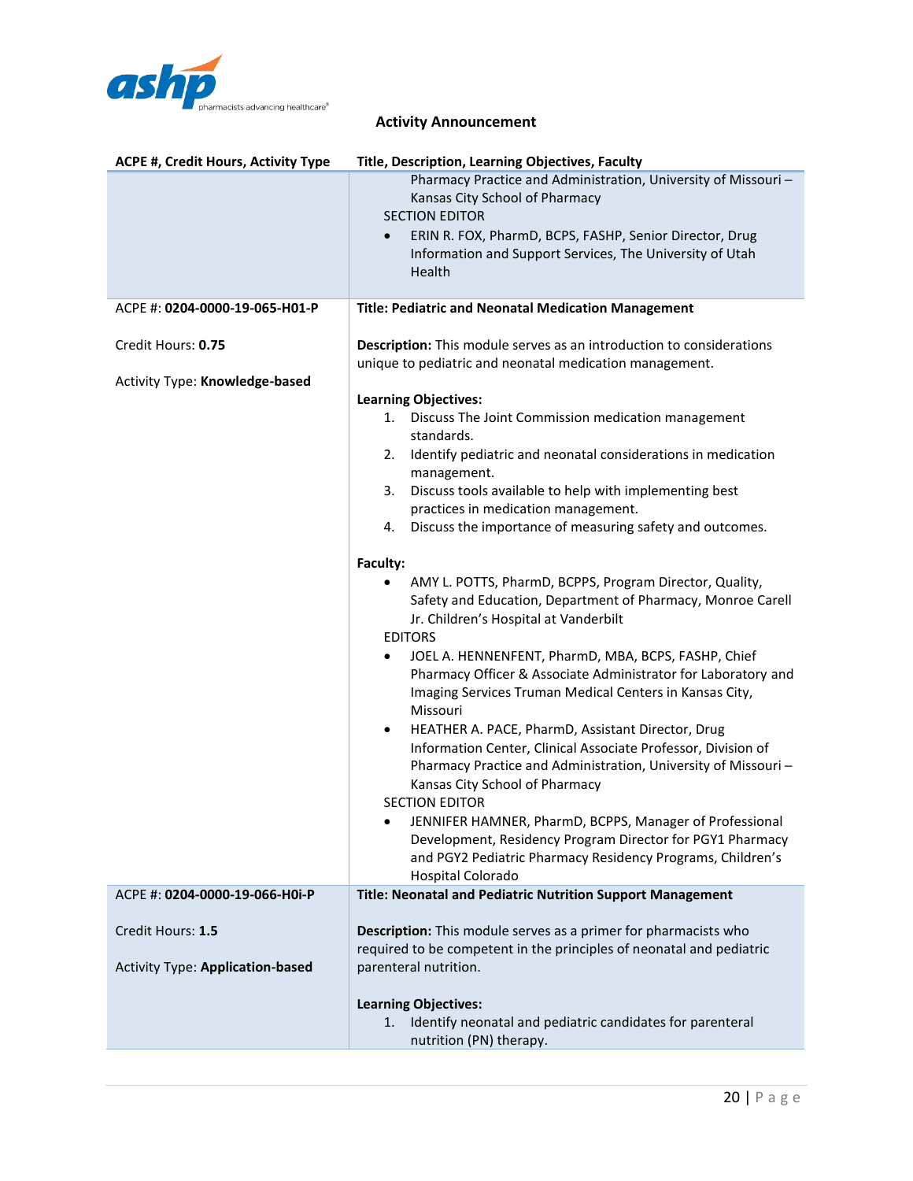**Activity Announcement**

| ACPE #, Credit Hours, Activity Type | Title, Description, Learning Objectives, Faculty |
|---|---|
| | Pharmacy Practice and Administration, University of Missouri – Kansas City School of Pharmacy<br>SECTION EDITOR<br>• ERIN R. FOX, PharmD, BCPS, FASHP, Senior Director, Drug Information and Support Services, The University of Utah Health |
| ACPE #: **0204-0000-19-065-H01-P**<br><br>Credit Hours: **0.75**<br><br>Activity Type: **Knowledge-based** | **Title: Pediatric and Neonatal Medication Management**<br><br>**Description:** This module serves as an introduction to considerations unique to pediatric and neonatal medication management.<br><br>**Learning Objectives:**<br>1. Discuss The Joint Commission medication management standards.<br>2. Identify pediatric and neonatal considerations in medication management.<br>3. Discuss tools available to help with implementing best practices in medication management.<br>4. Discuss the importance of measuring safety and outcomes.<br><br>**Faculty:**<br>• AMY L. POTTS, PharmD, BCPPS, Program Director, Quality, Safety and Education, Department of Pharmacy, Monroe Carell Jr. Children's Hospital at Vanderbilt<br>EDITORS<br>• JOEL A. HENNENFENT, PharmD, MBA, BCPS, FASHP, Chief Pharmacy Officer & Associate Administrator for Laboratory and Imaging Services Truman Medical Centers in Kansas City, Missouri<br>• HEATHER A. PACE, PharmD, Assistant Director, Drug Information Center, Clinical Associate Professor, Division of Pharmacy Practice and Administration, University of Missouri – Kansas City School of Pharmacy<br>SECTION EDITOR<br>• JENNIFER HAMNER, PharmD, BCPPS, Manager of Professional Development, Residency Program Director for PGY1 Pharmacy and PGY2 Pediatric Pharmacy Residency Programs, Children's Hospital Colorado |
| ACPE #: **0204-0000-19-066-H0i-P**<br><br>Credit Hours: **1.5**<br><br>Activity Type: **Application-based** | **Title: Neonatal and Pediatric Nutrition Support Management**<br><br>**Description:** This module serves as a primer for pharmacists who required to be competent in the principles of neonatal and pediatric parenteral nutrition.<br><br>**Learning Objectives:**<br>1. Identify neonatal and pediatric candidates for parenteral nutrition (PN) therapy. |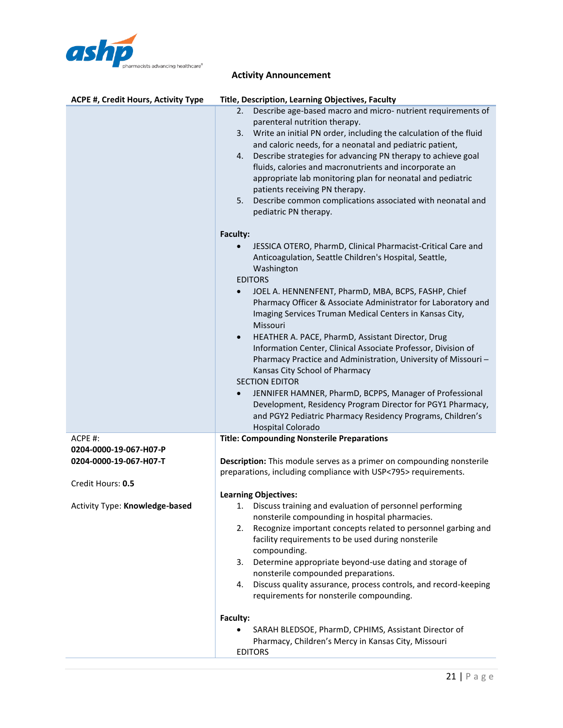**Activity Announcement**

| ACPE #, Credit Hours, Activity Type | Title, Description, Learning Objectives, Faculty |
|---|---|
| | 2. Describe age-based macro and micro- nutrient requirements of parenteral nutrition therapy.<br>3. Write an initial PN order, including the calculation of the fluid and caloric needs, for a neonatal and pediatric patient,<br>4. Describe strategies for advancing PN therapy to achieve goal fluids, calories and macronutrients and incorporate an appropriate lab monitoring plan for neonatal and pediatric patients receiving PN therapy.<br>5. Describe common complications associated with neonatal and pediatric PN therapy.<br><br>**Faculty:**<br>• JESSICA OTERO, PharmD, Clinical Pharmacist-Critical Care and Anticoagulation, Seattle Children's Hospital, Seattle, Washington<br>EDITORS<br>• JOEL A. HENNENFENT, PharmD, MBA, BCPS, FASHP, Chief Pharmacy Officer & Associate Administrator for Laboratory and Imaging Services Truman Medical Centers in Kansas City, Missouri<br>• HEATHER A. PACE, PharmD, Assistant Director, Drug Information Center, Clinical Associate Professor, Division of Pharmacy Practice and Administration, University of Missouri – Kansas City School of Pharmacy<br>SECTION EDITOR<br>• JENNIFER HAMNER, PharmD, BCPPS, Manager of Professional Development, Residency Program Director for PGY1 Pharmacy, and PGY2 Pediatric Pharmacy Residency Programs, Children's Hospital Colorado |
| ACPE #:<br>**0204-0000-19-067-H07-P**<br>**0204-0000-19-067-H07-T**<br><br>Credit Hours: **0.5**<br><br>Activity Type: **Knowledge-based** | **Title: Compounding Nonsterile Preparations**<br><br>**Description:** This module serves as a primer on compounding nonsterile preparations, including compliance with USP<795> requirements.<br><br>**Learning Objectives:**<br>1. Discuss training and evaluation of personnel performing nonsterile compounding in hospital pharmacies.<br>2. Recognize important concepts related to personnel garbing and facility requirements to be used during nonsterile compounding.<br>3. Determine appropriate beyond-use dating and storage of nonsterile compounded preparations.<br>4. Discuss quality assurance, process controls, and record-keeping requirements for nonsterile compounding.<br><br>**Faculty:**<br>• SARAH BLEDSOE, PharmD, CPHIMS, Assistant Director of Pharmacy, Children's Mercy in Kansas City, Missouri<br>EDITORS |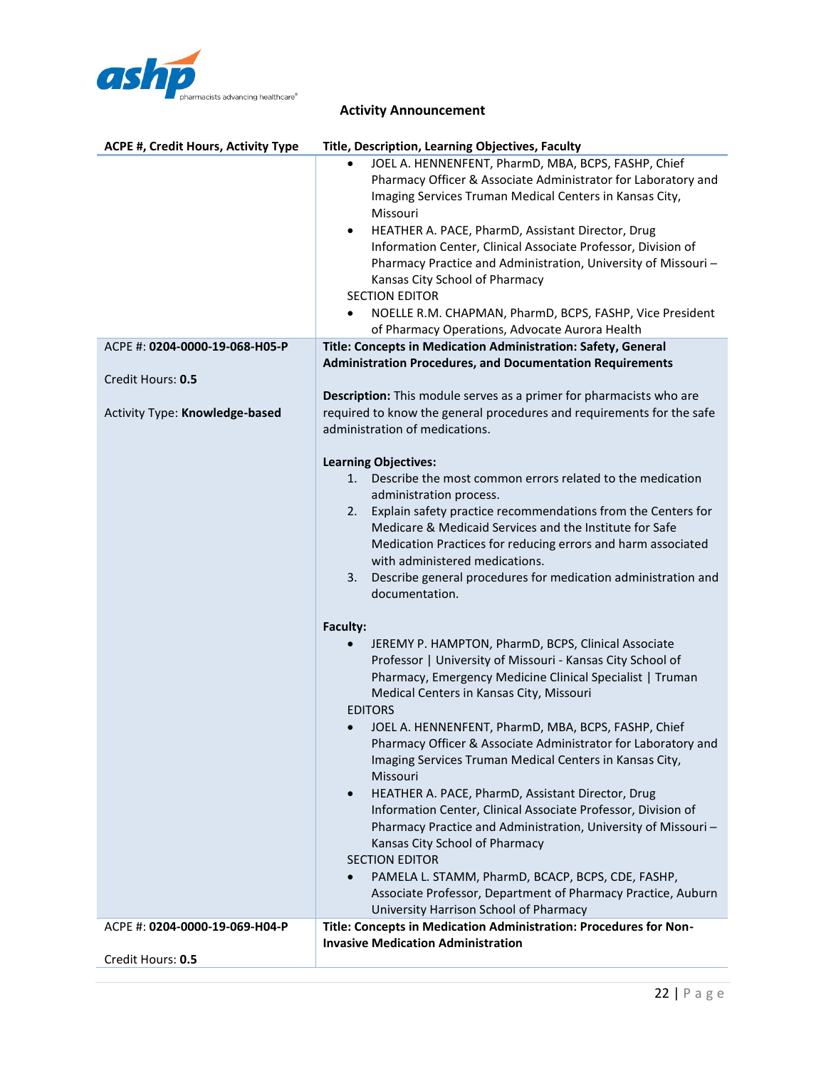**Activity Announcement**

| ACPE #, Credit Hours, Activity Type | Title, Description, Learning Objectives, Faculty |
|---|---|
| | • JOEL A. HENNENFENT, PharmD, MBA, BCPS, FASHP, Chief Pharmacy Officer & Associate Administrator for Laboratory and Imaging Services Truman Medical Centers in Kansas City, Missouri<br>• HEATHER A. PACE, PharmD, Assistant Director, Drug Information Center, Clinical Associate Professor, Division of Pharmacy Practice and Administration, University of Missouri – Kansas City School of Pharmacy<br>SECTION EDITOR<br>• NOELLE R.M. CHAPMAN, PharmD, BCPS, FASHP, Vice President of Pharmacy Operations, Advocate Aurora Health |
| ACPE #: **0204-0000-19-068-H05-P**<br><br>Credit Hours: **0.5**<br><br>Activity Type: **Knowledge-based** | **Title: Concepts in Medication Administration: Safety, General Administration Procedures, and Documentation Requirements**<br><br>**Description:** This module serves as a primer for pharmacists who are required to know the general procedures and requirements for the safe administration of medications.<br><br>**Learning Objectives:**<br>1. Describe the most common errors related to the medication administration process.<br>2. Explain safety practice recommendations from the Centers for Medicare & Medicaid Services and the Institute for Safe Medication Practices for reducing errors and harm associated with administered medications.<br>3. Describe general procedures for medication administration and documentation.<br><br>**Faculty:**<br>• JEREMY P. HAMPTON, PharmD, BCPS, Clinical Associate Professor \| University of Missouri - Kansas City School of Pharmacy, Emergency Medicine Clinical Specialist \| Truman Medical Centers in Kansas City, Missouri<br>EDITORS<br>• JOEL A. HENNENFENT, PharmD, MBA, BCPS, FASHP, Chief Pharmacy Officer & Associate Administrator for Laboratory and Imaging Services Truman Medical Centers in Kansas City, Missouri<br>• HEATHER A. PACE, PharmD, Assistant Director, Drug Information Center, Clinical Associate Professor, Division of Pharmacy Practice and Administration, University of Missouri – Kansas City School of Pharmacy<br>SECTION EDITOR<br>• PAMELA L. STAMM, PharmD, BCACP, BCPS, CDE, FASHP, Associate Professor, Department of Pharmacy Practice, Auburn University Harrison School of Pharmacy |
| ACPE #: **0204-0000-19-069-H04-P**<br><br>Credit Hours: **0.5** | **Title: Concepts in Medication Administration: Procedures for Non-Invasive Medication Administration** |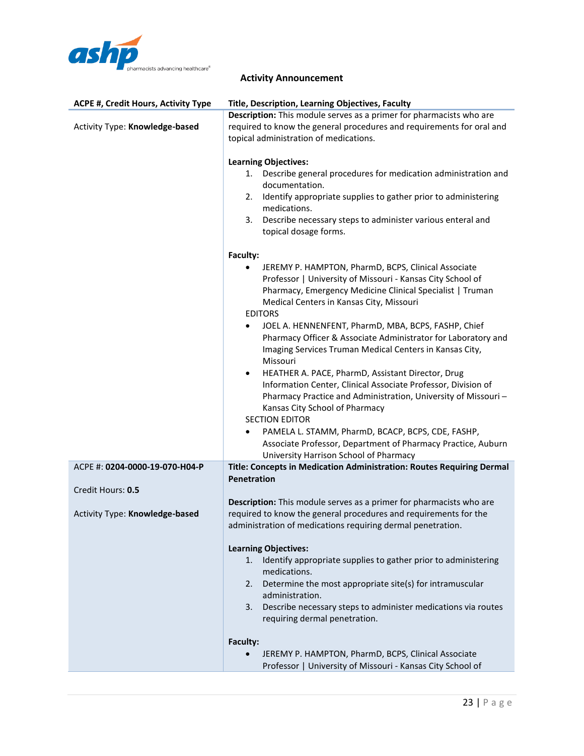**Activity Announcement**

| ACPE #, Credit Hours, Activity Type | Title, Description, Learning Objectives, Faculty |
|---|---|
| Activity Type: **Knowledge-based** | **Description:** This module serves as a primer for pharmacists who are required to know the general procedures and requirements for oral and topical administration of medications.<br><br>**Learning Objectives:**<br>1. Describe general procedures for medication administration and documentation.<br>2. Identify appropriate supplies to gather prior to administering medications.<br>3. Describe necessary steps to administer various enteral and topical dosage forms.<br><br>**Faculty:**<br>• JEREMY P. HAMPTON, PharmD, BCPS, Clinical Associate Professor \| University of Missouri - Kansas City School of Pharmacy, Emergency Medicine Clinical Specialist \| Truman Medical Centers in Kansas City, Missouri<br>EDITORS<br>• JOEL A. HENNENFENT, PharmD, MBA, BCPS, FASHP, Chief Pharmacy Officer & Associate Administrator for Laboratory and Imaging Services Truman Medical Centers in Kansas City, Missouri<br>• HEATHER A. PACE, PharmD, Assistant Director, Drug Information Center, Clinical Associate Professor, Division of Pharmacy Practice and Administration, University of Missouri – Kansas City School of Pharmacy<br>SECTION EDITOR<br>• PAMELA L. STAMM, PharmD, BCACP, BCPS, CDE, FASHP, Associate Professor, Department of Pharmacy Practice, Auburn University Harrison School of Pharmacy |
| ACPE #: **0204-0000-19-070-H04-P**<br><br>Credit Hours: **0.5**<br><br>Activity Type: **Knowledge-based** | **Title: Concepts in Medication Administration: Routes Requiring Dermal Penetration**<br><br>**Description:** This module serves as a primer for pharmacists who are required to know the general procedures and requirements for the administration of medications requiring dermal penetration.<br><br>**Learning Objectives:**<br>1. Identify appropriate supplies to gather prior to administering medications.<br>2. Determine the most appropriate site(s) for intramuscular administration.<br>3. Describe necessary steps to administer medications via routes requiring dermal penetration.<br><br>**Faculty:**<br>• JEREMY P. HAMPTON, PharmD, BCPS, Clinical Associate Professor \| University of Missouri - Kansas City School of |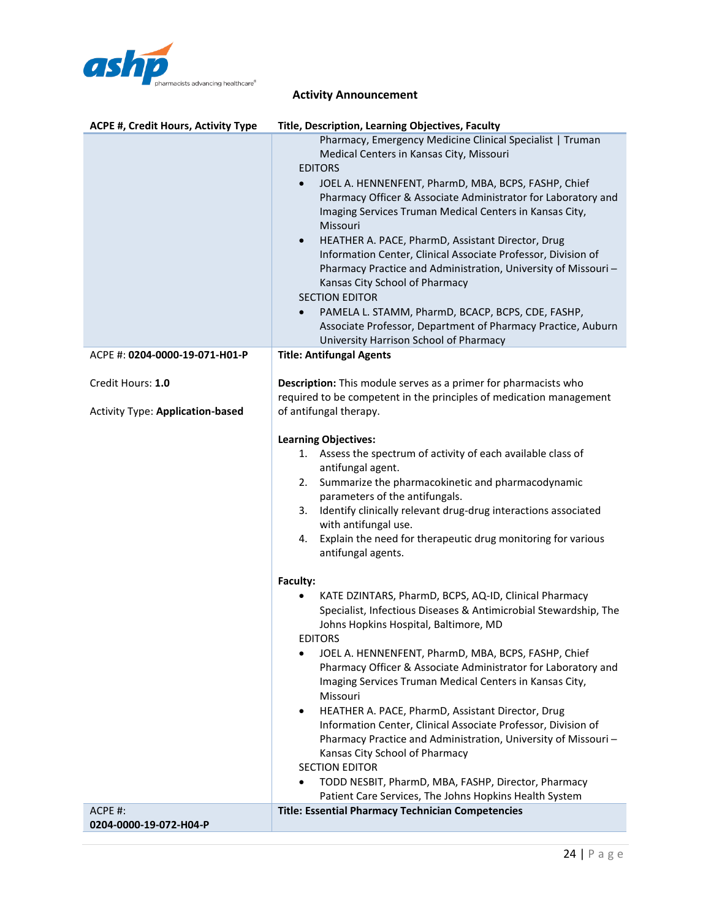**Activity Announcement**

| ACPE #, Credit Hours, Activity Type | Title, Description, Learning Objectives, Faculty |
|---|---|
| | Pharmacy, Emergency Medicine Clinical Specialist \| Truman Medical Centers in Kansas City, Missouri<br>EDITORS<br>• JOEL A. HENNENFENT, PharmD, MBA, BCPS, FASHP, Chief Pharmacy Officer & Associate Administrator for Laboratory and Imaging Services Truman Medical Centers in Kansas City, Missouri<br>• HEATHER A. PACE, PharmD, Assistant Director, Drug Information Center, Clinical Associate Professor, Division of Pharmacy Practice and Administration, University of Missouri – Kansas City School of Pharmacy<br>SECTION EDITOR<br>• PAMELA L. STAMM, PharmD, BCACP, BCPS, CDE, FASHP, Associate Professor, Department of Pharmacy Practice, Auburn University Harrison School of Pharmacy |
| ACPE #: **0204-0000-19-071-H01-P**<br><br>Credit Hours: **1.0**<br><br>Activity Type: **Application-based** | **Title: Antifungal Agents**<br><br>**Description:** This module serves as a primer for pharmacists who required to be competent in the principles of medication management of antifungal therapy.<br><br>**Learning Objectives:**<br>1. Assess the spectrum of activity of each available class of antifungal agent.<br>2. Summarize the pharmacokinetic and pharmacodynamic parameters of the antifungals.<br>3. Identify clinically relevant drug-drug interactions associated with antifungal use.<br>4. Explain the need for therapeutic drug monitoring for various antifungal agents.<br><br>**Faculty:**<br>• KATE DZINTARS, PharmD, BCPS, AQ-ID, Clinical Pharmacy Specialist, Infectious Diseases & Antimicrobial Stewardship, The Johns Hopkins Hospital, Baltimore, MD<br>EDITORS<br>• JOEL A. HENNENFENT, PharmD, MBA, BCPS, FASHP, Chief Pharmacy Officer & Associate Administrator for Laboratory and Imaging Services Truman Medical Centers in Kansas City, Missouri<br>• HEATHER A. PACE, PharmD, Assistant Director, Drug Information Center, Clinical Associate Professor, Division of Pharmacy Practice and Administration, University of Missouri – Kansas City School of Pharmacy<br>SECTION EDITOR<br>• TODD NESBIT, PharmD, MBA, FASHP, Director, Pharmacy Patient Care Services, The Johns Hopkins Health System |
| ACPE #: **0204-0000-19-072-H04-P** | **Title: Essential Pharmacy Technician Competencies** |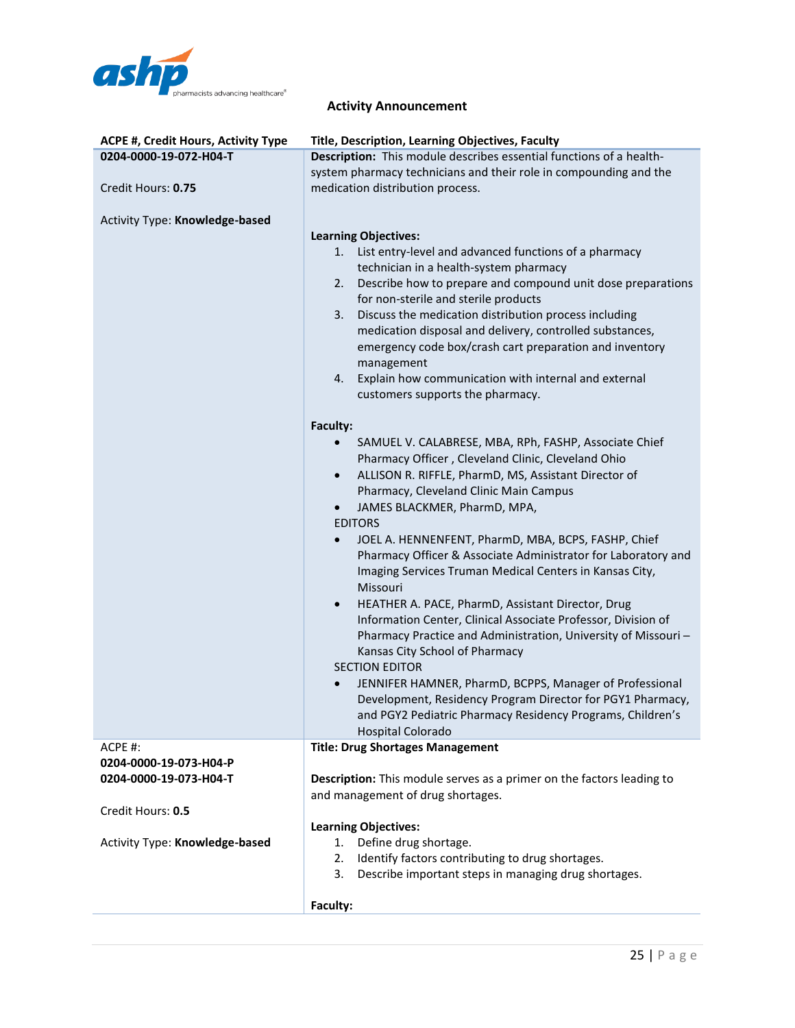**Activity Announcement**

| ACPE #, Credit Hours, Activity Type | Title, Description, Learning Objectives, Faculty |
|---|---|
| **0204-0000-19-072-H04-T**<br><br>Credit Hours: **0.75**<br><br>Activity Type: **Knowledge-based** | **Description:** This module describes essential functions of a health-system pharmacy technicians and their role in compounding and the medication distribution process.<br><br>**Learning Objectives:**<br>1. List entry-level and advanced functions of a pharmacy technician in a health-system pharmacy<br>2. Describe how to prepare and compound unit dose preparations for non-sterile and sterile products<br>3. Discuss the medication distribution process including medication disposal and delivery, controlled substances, emergency code box/crash cart preparation and inventory management<br>4. Explain how communication with internal and external customers supports the pharmacy.<br><br>**Faculty:**<br>• SAMUEL V. CALABRESE, MBA, RPh, FASHP, Associate Chief Pharmacy Officer , Cleveland Clinic, Cleveland Ohio<br>• ALLISON R. RIFFLE, PharmD, MS, Assistant Director of Pharmacy, Cleveland Clinic Main Campus<br>• JAMES BLACKMER, PharmD, MPA,<br>EDITORS<br>• JOEL A. HENNENFENT, PharmD, MBA, BCPS, FASHP, Chief Pharmacy Officer & Associate Administrator for Laboratory and Imaging Services Truman Medical Centers in Kansas City, Missouri<br>• HEATHER A. PACE, PharmD, Assistant Director, Drug Information Center, Clinical Associate Professor, Division of Pharmacy Practice and Administration, University of Missouri – Kansas City School of Pharmacy<br>SECTION EDITOR<br>• JENNIFER HAMNER, PharmD, BCPPS, Manager of Professional Development, Residency Program Director for PGY1 Pharmacy, and PGY2 Pediatric Pharmacy Residency Programs, Children's Hospital Colorado |
| ACPE #:<br>**0204-0000-19-073-H04-P**<br>**0204-0000-19-073-H04-T**<br><br>Credit Hours: **0.5**<br><br>Activity Type: **Knowledge-based** | **Title: Drug Shortages Management**<br><br>**Description:** This module serves as a primer on the factors leading to and management of drug shortages.<br><br>**Learning Objectives:**<br>1. Define drug shortage.<br>2. Identify factors contributing to drug shortages.<br>3. Describe important steps in managing drug shortages.<br><br>**Faculty:** |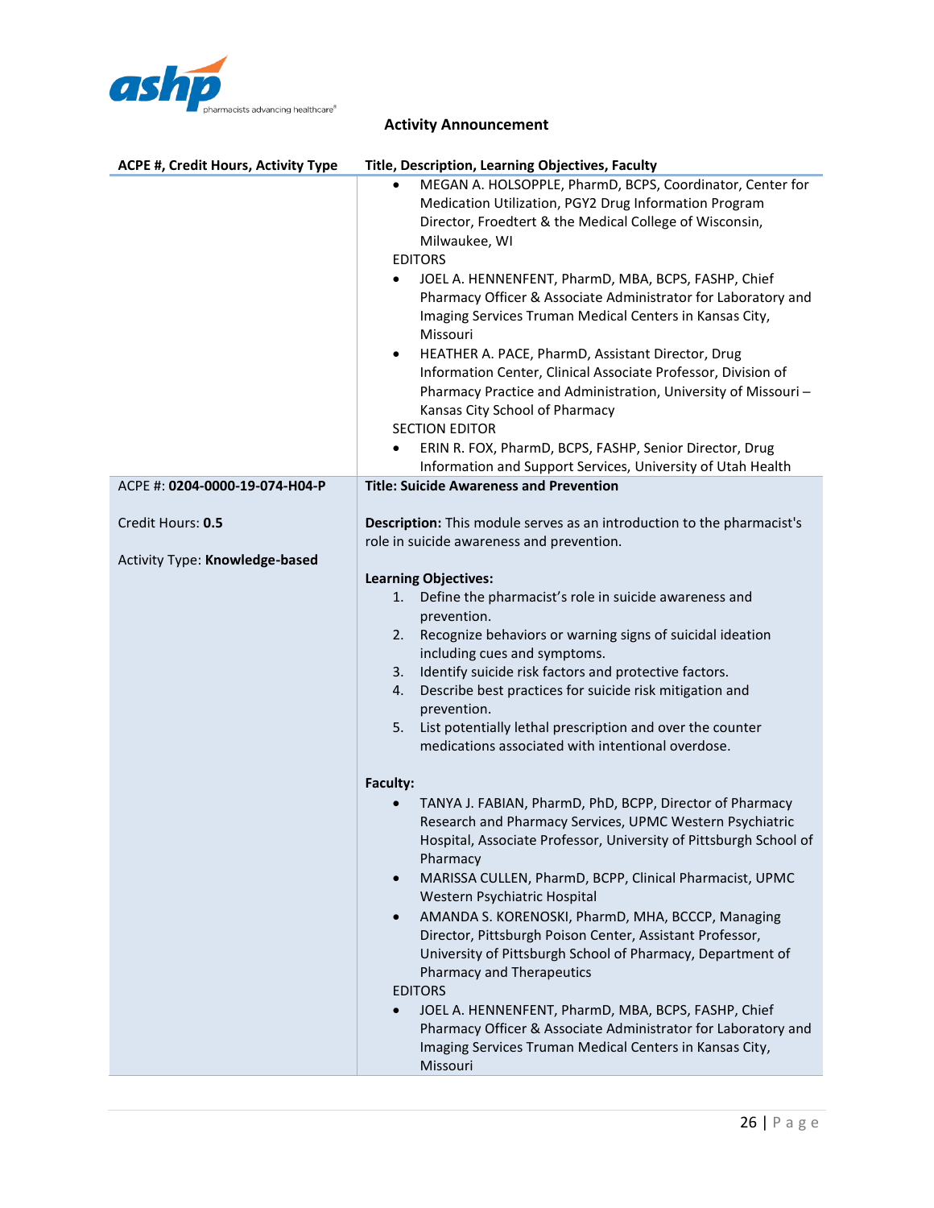**Activity Announcement**

| ACPE #, Credit Hours, Activity Type | Title, Description, Learning Objectives, Faculty |
| --- | --- |
| | • MEGAN A. HOLSOPPLE, PharmD, BCPS, Coordinator, Center for Medication Utilization, PGY2 Drug Information Program Director, Froedtert & the Medical College of Wisconsin, Milwaukee, WI<br>EDITORS<br>• JOEL A. HENNENFENT, PharmD, MBA, BCPS, FASHP, Chief Pharmacy Officer & Associate Administrator for Laboratory and Imaging Services Truman Medical Centers in Kansas City, Missouri<br>• HEATHER A. PACE, PharmD, Assistant Director, Drug Information Center, Clinical Associate Professor, Division of Pharmacy Practice and Administration, University of Missouri – Kansas City School of Pharmacy<br>SECTION EDITOR<br>• ERIN R. FOX, PharmD, BCPS, FASHP, Senior Director, Drug Information and Support Services, University of Utah Health |
| ACPE #: **0204-0000-19-074-H04-P**<br><br>Credit Hours: **0.5**<br><br>Activity Type: **Knowledge-based** | **Title: Suicide Awareness and Prevention**<br><br>**Description:** This module serves as an introduction to the pharmacist's role in suicide awareness and prevention.<br><br>**Learning Objectives:**<br>1. Define the pharmacist's role in suicide awareness and prevention.<br>2. Recognize behaviors or warning signs of suicidal ideation including cues and symptoms.<br>3. Identify suicide risk factors and protective factors.<br>4. Describe best practices for suicide risk mitigation and prevention.<br>5. List potentially lethal prescription and over the counter medications associated with intentional overdose.<br><br>**Faculty:**<br>• TANYA J. FABIAN, PharmD, PhD, BCPP, Director of Pharmacy Research and Pharmacy Services, UPMC Western Psychiatric Hospital, Associate Professor, University of Pittsburgh School of Pharmacy<br>• MARISSA CULLEN, PharmD, BCPP, Clinical Pharmacist, UPMC Western Psychiatric Hospital<br>• AMANDA S. KORENOSKI, PharmD, MHA, BCCCP, Managing Director, Pittsburgh Poison Center, Assistant Professor, University of Pittsburgh School of Pharmacy, Department of Pharmacy and Therapeutics<br>EDITORS<br>• JOEL A. HENNENFENT, PharmD, MBA, BCPS, FASHP, Chief Pharmacy Officer & Associate Administrator for Laboratory and Imaging Services Truman Medical Centers in Kansas City, Missouri |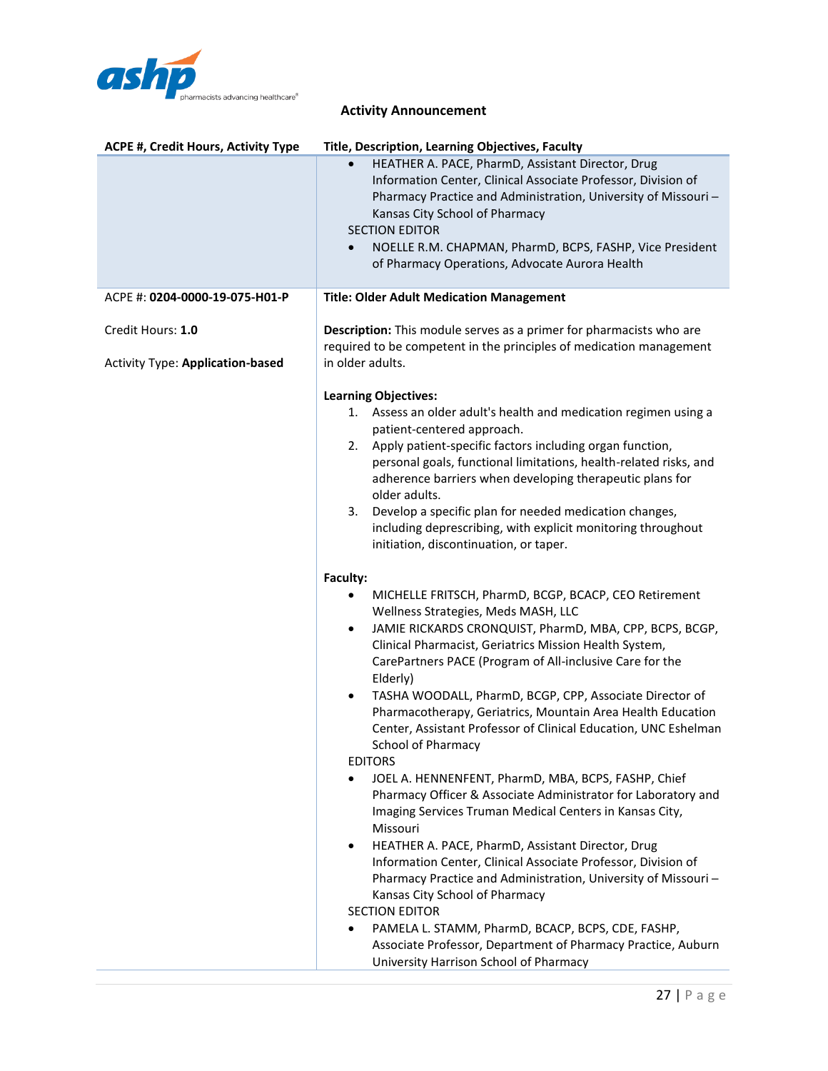**Activity Announcement**

| ACPE #, Credit Hours, Activity Type | Title, Description, Learning Objectives, Faculty |
|---|---|
| | • HEATHER A. PACE, PharmD, Assistant Director, Drug Information Center, Clinical Associate Professor, Division of Pharmacy Practice and Administration, University of Missouri – Kansas City School of Pharmacy<br>SECTION EDITOR<br>• NOELLE R.M. CHAPMAN, PharmD, BCPS, FASHP, Vice President of Pharmacy Operations, Advocate Aurora Health |
| ACPE #: **0204-0000-19-075-H01-P**<br><br>Credit Hours: **1.0**<br><br>Activity Type: **Application-based** | **Title: Older Adult Medication Management**<br><br>**Description:** This module serves as a primer for pharmacists who are required to be competent in the principles of medication management in older adults.<br><br>**Learning Objectives:**<br>1. Assess an older adult's health and medication regimen using a patient-centered approach.<br>2. Apply patient-specific factors including organ function, personal goals, functional limitations, health-related risks, and adherence barriers when developing therapeutic plans for older adults.<br>3. Develop a specific plan for needed medication changes, including deprescribing, with explicit monitoring throughout initiation, discontinuation, or taper.<br><br>**Faculty:**<br>• MICHELLE FRITSCH, PharmD, BCGP, BCACP, CEO Retirement Wellness Strategies, Meds MASH, LLC<br>• JAMIE RICKARDS CRONQUIST, PharmD, MBA, CPP, BCPS, BCGP, Clinical Pharmacist, Geriatrics Mission Health System, CarePartners PACE (Program of All-inclusive Care for the Elderly)<br>• TASHA WOODALL, PharmD, BCGP, CPP, Associate Director of Pharmacotherapy, Geriatrics, Mountain Area Health Education Center, Assistant Professor of Clinical Education, UNC Eshelman School of Pharmacy<br>EDITORS<br>• JOEL A. HENNENFENT, PharmD, MBA, BCPS, FASHP, Chief Pharmacy Officer & Associate Administrator for Laboratory and Imaging Services Truman Medical Centers in Kansas City, Missouri<br>• HEATHER A. PACE, PharmD, Assistant Director, Drug Information Center, Clinical Associate Professor, Division of Pharmacy Practice and Administration, University of Missouri – Kansas City School of Pharmacy<br>SECTION EDITOR<br>• PAMELA L. STAMM, PharmD, BCACP, BCPS, CDE, FASHP, Associate Professor, Department of Pharmacy Practice, Auburn University Harrison School of Pharmacy |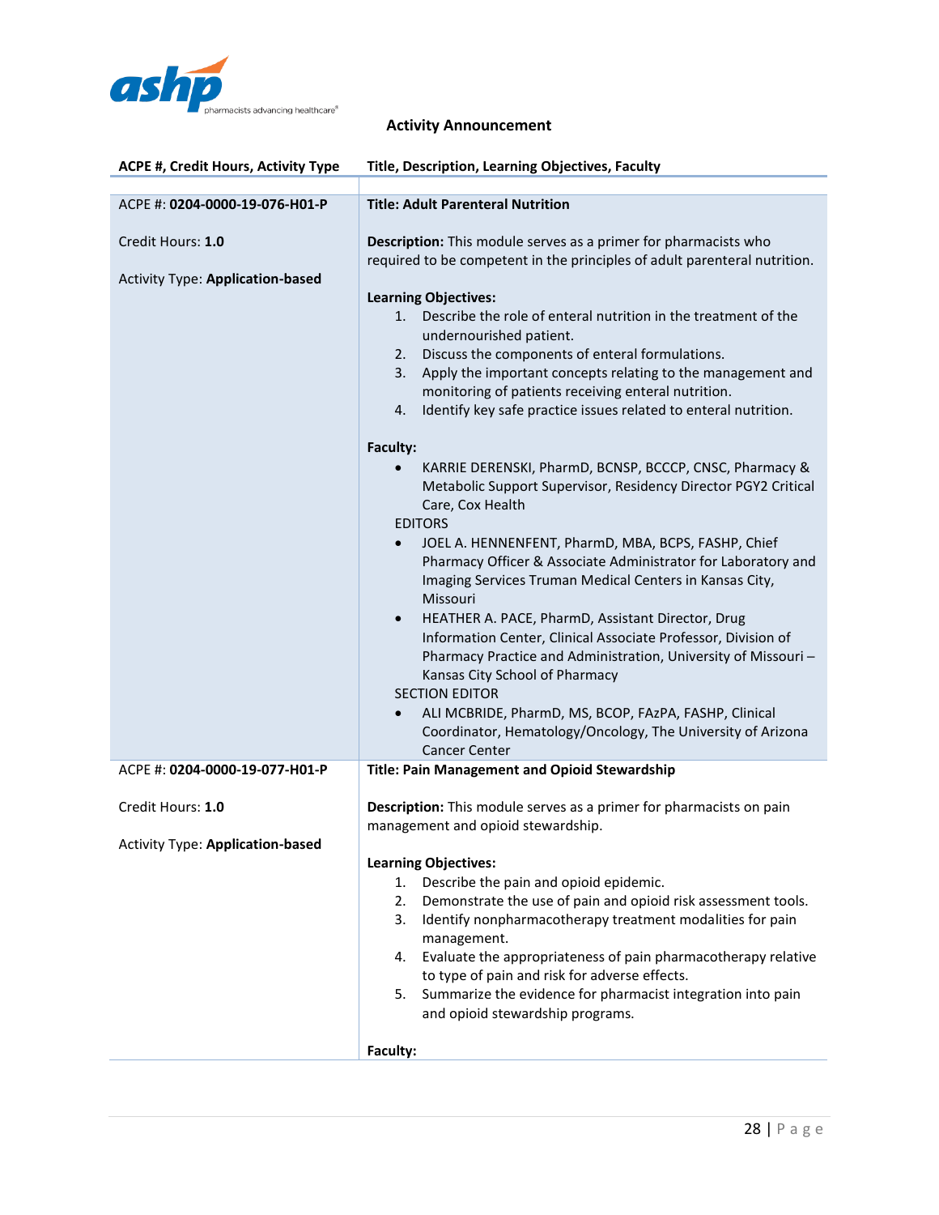**Activity Announcement**

| ACPE #, Credit Hours, Activity Type | Title, Description, Learning Objectives, Faculty |
|---|---|
| ACPE #: **0204-0000-19-076-H01-P**<br><br>Credit Hours: **1.0**<br><br>Activity Type: **Application-based** | **Title: Adult Parenteral Nutrition**<br><br>**Description:** This module serves as a primer for pharmacists who required to be competent in the principles of adult parenteral nutrition.<br><br>**Learning Objectives:**<br>1. Describe the role of enteral nutrition in the treatment of the undernourished patient.<br>2. Discuss the components of enteral formulations.<br>3. Apply the important concepts relating to the management and monitoring of patients receiving enteral nutrition.<br>4. Identify key safe practice issues related to enteral nutrition.<br><br>**Faculty:**<br>• KARRIE DERENSKI, PharmD, BCNSP, BCCCP, CNSC, Pharmacy & Metabolic Support Supervisor, Residency Director PGY2 Critical Care, Cox Health<br>EDITORS<br>• JOEL A. HENNENFENT, PharmD, MBA, BCPS, FASHP, Chief Pharmacy Officer & Associate Administrator for Laboratory and Imaging Services Truman Medical Centers in Kansas City, Missouri<br>• HEATHER A. PACE, PharmD, Assistant Director, Drug Information Center, Clinical Associate Professor, Division of Pharmacy Practice and Administration, University of Missouri – Kansas City School of Pharmacy<br>SECTION EDITOR<br>• ALI MCBRIDE, PharmD, MS, BCOP, FAzPA, FASHP, Clinical Coordinator, Hematology/Oncology, The University of Arizona Cancer Center |
| ACPE #: **0204-0000-19-077-H01-P**<br><br>Credit Hours: **1.0**<br><br>Activity Type: **Application-based** | **Title: Pain Management and Opioid Stewardship**<br><br>**Description:** This module serves as a primer for pharmacists on pain management and opioid stewardship.<br><br>**Learning Objectives:**<br>1. Describe the pain and opioid epidemic.<br>2. Demonstrate the use of pain and opioid risk assessment tools.<br>3. Identify nonpharmacotherapy treatment modalities for pain management.<br>4. Evaluate the appropriateness of pain pharmacotherapy relative to type of pain and risk for adverse effects.<br>5. Summarize the evidence for pharmacist integration into pain and opioid stewardship programs.<br><br>**Faculty:** |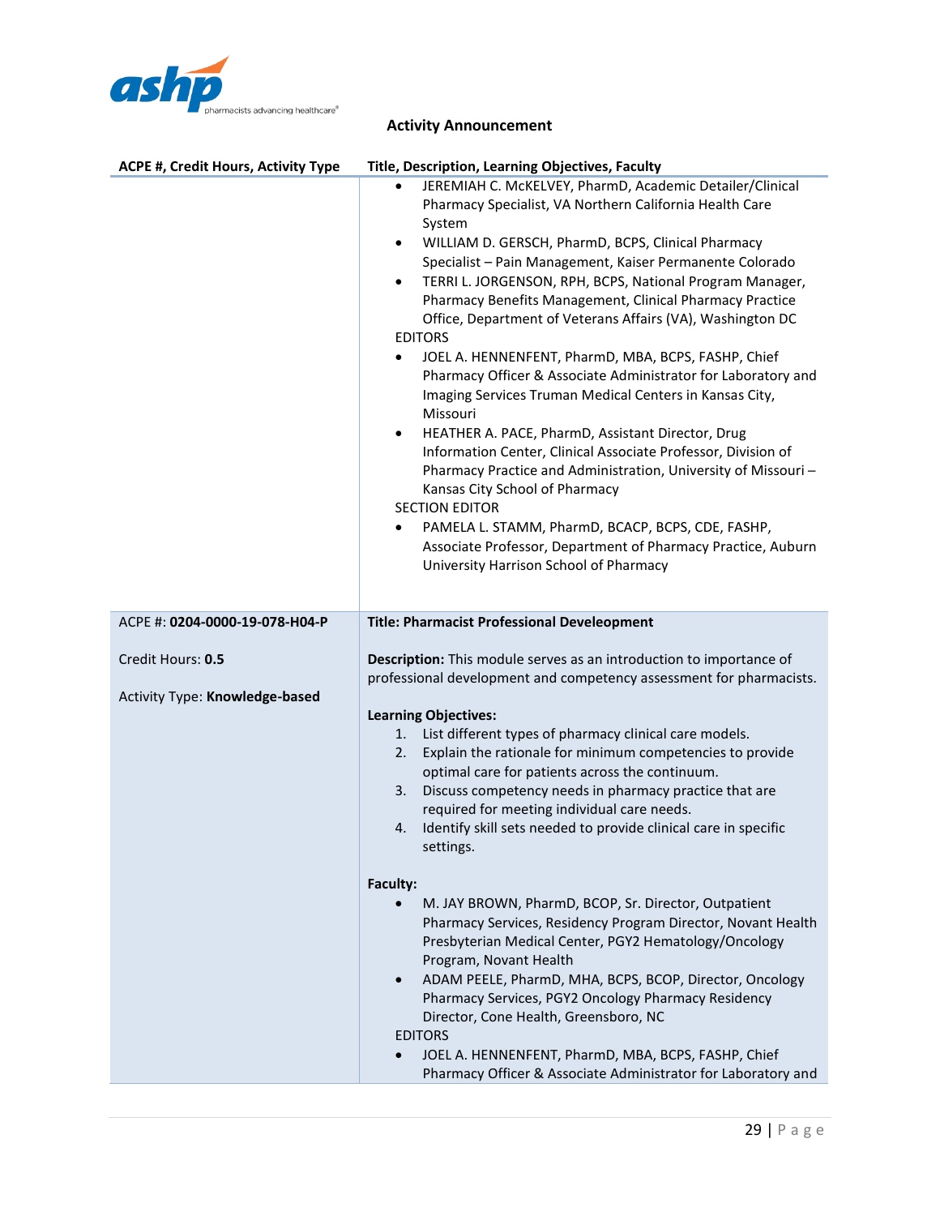**Activity Announcement**

| ACPE #, Credit Hours, Activity Type | Title, Description, Learning Objectives, Faculty |
|---|---|
| | • JEREMIAH C. McKELVEY, PharmD, Academic Detailer/Clinical Pharmacy Specialist, VA Northern California Health Care System<br>• WILLIAM D. GERSCH, PharmD, BCPS, Clinical Pharmacy Specialist – Pain Management, Kaiser Permanente Colorado<br>• TERRI L. JORGENSON, RPH, BCPS, National Program Manager, Pharmacy Benefits Management, Clinical Pharmacy Practice Office, Department of Veterans Affairs (VA), Washington DC<br>EDITORS<br>• JOEL A. HENNENFENT, PharmD, MBA, BCPS, FASHP, Chief Pharmacy Officer & Associate Administrator for Laboratory and Imaging Services Truman Medical Centers in Kansas City, Missouri<br>• HEATHER A. PACE, PharmD, Assistant Director, Drug Information Center, Clinical Associate Professor, Division of Pharmacy Practice and Administration, University of Missouri – Kansas City School of Pharmacy<br>SECTION EDITOR<br>• PAMELA L. STAMM, PharmD, BCACP, BCPS, CDE, FASHP, Associate Professor, Department of Pharmacy Practice, Auburn University Harrison School of Pharmacy |
| ACPE #: **0204-0000-19-078-H04-P**<br><br>Credit Hours: **0.5**<br><br>Activity Type: **Knowledge-based** | **Title: Pharmacist Professional Develeopment**<br><br>**Description:** This module serves as an introduction to importance of professional development and competency assessment for pharmacists.<br><br>**Learning Objectives:**<br>1. List different types of pharmacy clinical care models.<br>2. Explain the rationale for minimum competencies to provide optimal care for patients across the continuum.<br>3. Discuss competency needs in pharmacy practice that are required for meeting individual care needs.<br>4. Identify skill sets needed to provide clinical care in specific settings.<br><br>**Faculty:**<br>• M. JAY BROWN, PharmD, BCOP, Sr. Director, Outpatient Pharmacy Services, Residency Program Director, Novant Health Presbyterian Medical Center, PGY2 Hematology/Oncology Program, Novant Health<br>• ADAM PEELE, PharmD, MHA, BCPS, BCOP, Director, Oncology Pharmacy Services, PGY2 Oncology Pharmacy Residency Director, Cone Health, Greensboro, NC<br>EDITORS<br>• JOEL A. HENNENFENT, PharmD, MBA, BCPS, FASHP, Chief Pharmacy Officer & Associate Administrator for Laboratory and |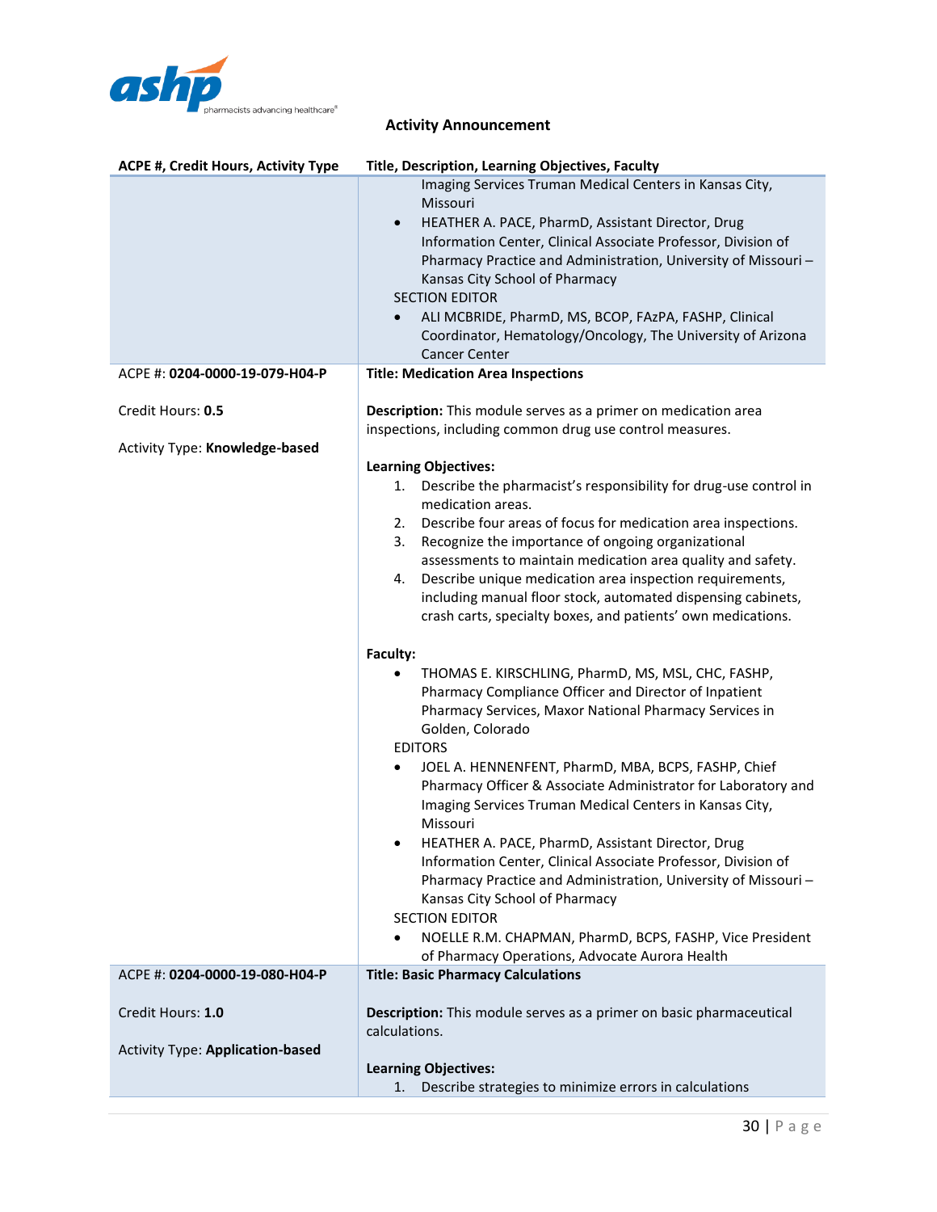## Activity Announcement

| ACPE #, Credit Hours, Activity Type | Title, Description, Learning Objectives, Faculty |
|---|---|
| | Imaging Services Truman Medical Centers in Kansas City, Missouri<br>• HEATHER A. PACE, PharmD, Assistant Director, Drug Information Center, Clinical Associate Professor, Division of Pharmacy Practice and Administration, University of Missouri – Kansas City School of Pharmacy<br>SECTION EDITOR<br>• ALI MCBRIDE, PharmD, MS, BCOP, FAzPA, FASHP, Clinical Coordinator, Hematology/Oncology, The University of Arizona Cancer Center |
| ACPE #: **0204-0000-19-079-H04-P**<br><br>Credit Hours: **0.5**<br><br>Activity Type: **Knowledge-based** | **Title: Medication Area Inspections**<br><br>**Description:** This module serves as a primer on medication area inspections, including common drug use control measures.<br><br>**Learning Objectives:**<br>1. Describe the pharmacist's responsibility for drug-use control in medication areas.<br>2. Describe four areas of focus for medication area inspections.<br>3. Recognize the importance of ongoing organizational assessments to maintain medication area quality and safety.<br>4. Describe unique medication area inspection requirements, including manual floor stock, automated dispensing cabinets, crash carts, specialty boxes, and patients' own medications.<br><br>**Faculty:**<br>• THOMAS E. KIRSCHLING, PharmD, MS, MSL, CHC, FASHP, Pharmacy Compliance Officer and Director of Inpatient Pharmacy Services, Maxor National Pharmacy Services in Golden, Colorado<br>EDITORS<br>• JOEL A. HENNENFENT, PharmD, MBA, BCPS, FASHP, Chief Pharmacy Officer & Associate Administrator for Laboratory and Imaging Services Truman Medical Centers in Kansas City, Missouri<br>• HEATHER A. PACE, PharmD, Assistant Director, Drug Information Center, Clinical Associate Professor, Division of Pharmacy Practice and Administration, University of Missouri – Kansas City School of Pharmacy<br>SECTION EDITOR<br>• NOELLE R.M. CHAPMAN, PharmD, BCPS, FASHP, Vice President of Pharmacy Operations, Advocate Aurora Health |
| ACPE #: **0204-0000-19-080-H04-P**<br><br>Credit Hours: **1.0**<br><br>Activity Type: **Application-based** | **Title: Basic Pharmacy Calculations**<br><br>**Description:** This module serves as a primer on basic pharmaceutical calculations.<br><br>**Learning Objectives:**<br>1. Describe strategies to minimize errors in calculations |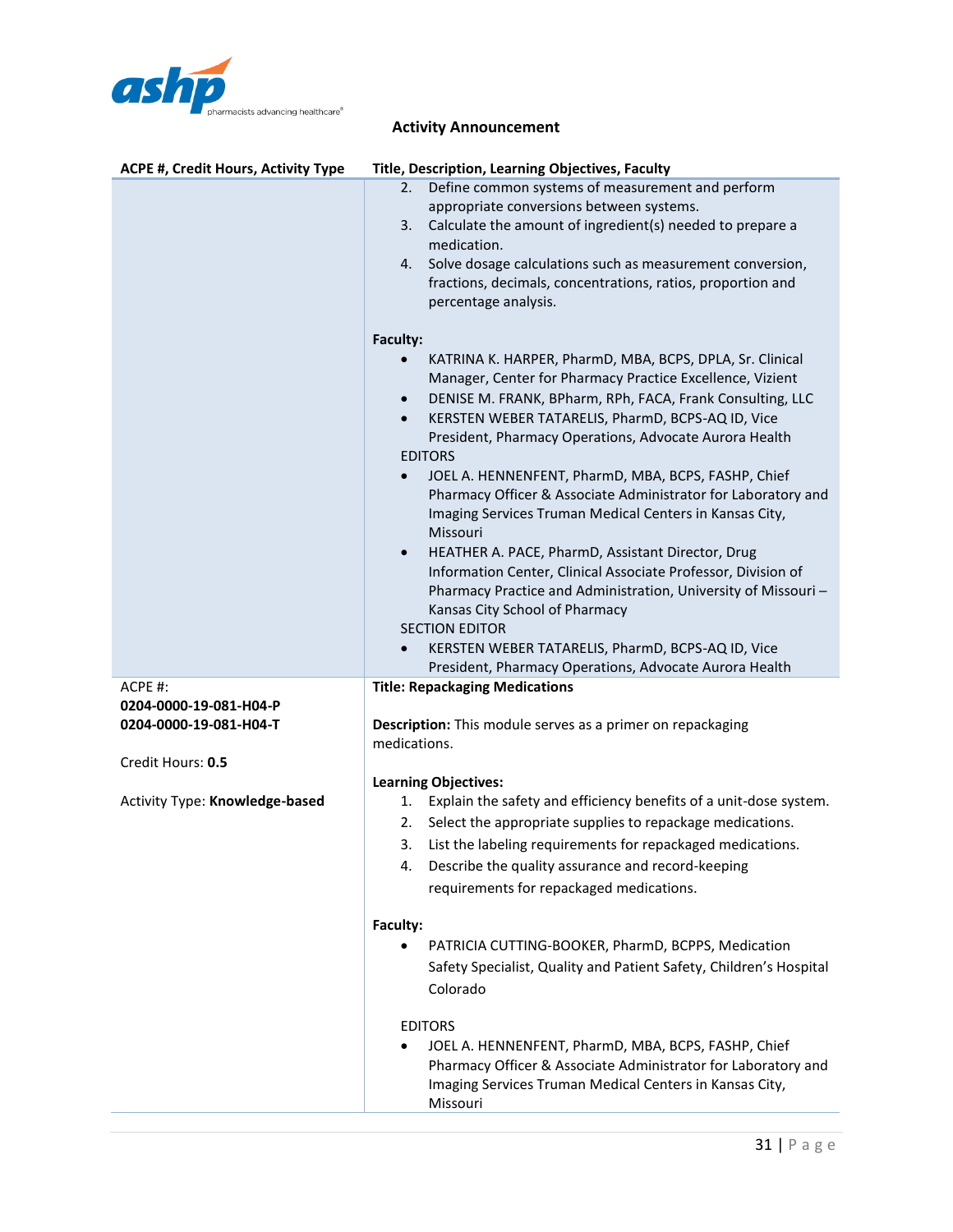**Activity Announcement**

| ACPE #, Credit Hours, Activity Type | Title, Description, Learning Objectives, Faculty |
| --- | --- |
| | 2. Define common systems of measurement and perform appropriate conversions between systems.<br>3. Calculate the amount of ingredient(s) needed to prepare a medication.<br>4. Solve dosage calculations such as measurement conversion, fractions, decimals, concentrations, ratios, proportion and percentage analysis.<br><br>**Faculty:**<br>• KATRINA K. HARPER, PharmD, MBA, BCPS, DPLA, Sr. Clinical Manager, Center for Pharmacy Practice Excellence, Vizient<br>• DENISE M. FRANK, BPharm, RPh, FACA, Frank Consulting, LLC<br>• KERSTEN WEBER TATARELIS, PharmD, BCPS-AQ ID, Vice President, Pharmacy Operations, Advocate Aurora Health<br>EDITORS<br>• JOEL A. HENNENFENT, PharmD, MBA, BCPS, FASHP, Chief Pharmacy Officer & Associate Administrator for Laboratory and Imaging Services Truman Medical Centers in Kansas City, Missouri<br>• HEATHER A. PACE, PharmD, Assistant Director, Drug Information Center, Clinical Associate Professor, Division of Pharmacy Practice and Administration, University of Missouri – Kansas City School of Pharmacy<br>SECTION EDITOR<br>• KERSTEN WEBER TATARELIS, PharmD, BCPS-AQ ID, Vice President, Pharmacy Operations, Advocate Aurora Health |
| ACPE #:<br>**0204-0000-19-081-H04-P**<br>**0204-0000-19-081-H04-T**<br><br>Credit Hours: **0.5**<br><br>Activity Type: **Knowledge-based** | **Title: Repackaging Medications**<br><br>**Description:** This module serves as a primer on repackaging medications.<br><br>**Learning Objectives:**<br>1. Explain the safety and efficiency benefits of a unit-dose system.<br>2. Select the appropriate supplies to repackage medications.<br>3. List the labeling requirements for repackaged medications.<br>4. Describe the quality assurance and record-keeping requirements for repackaged medications.<br><br>**Faculty:**<br>• PATRICIA CUTTING-BOOKER, PharmD, BCPPS, Medication Safety Specialist, Quality and Patient Safety, Children's Hospital Colorado<br><br>EDITORS<br>• JOEL A. HENNENFENT, PharmD, MBA, BCPS, FASHP, Chief Pharmacy Officer & Associate Administrator for Laboratory and Imaging Services Truman Medical Centers in Kansas City, Missouri |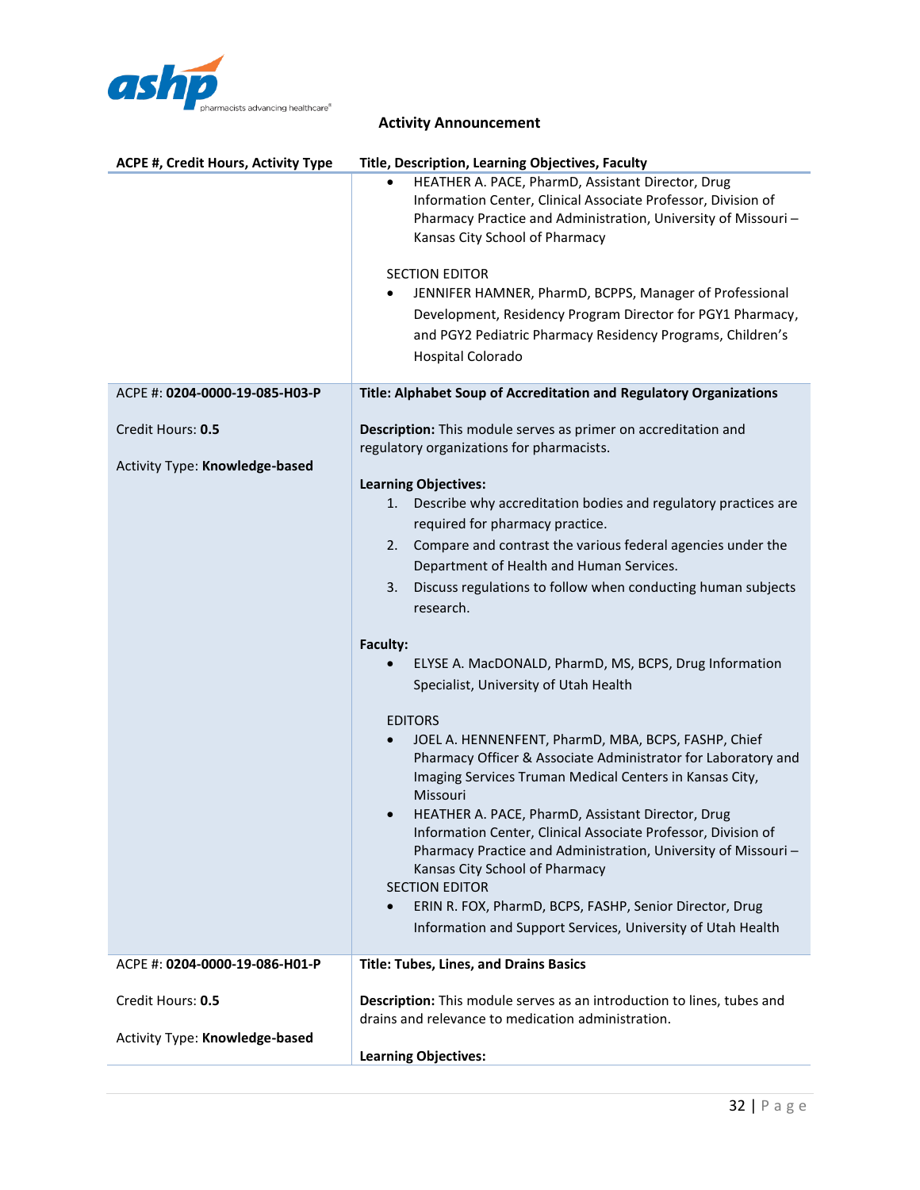**Activity Announcement**

| ACPE #, Credit Hours, Activity Type | Title, Description, Learning Objectives, Faculty |
|---|---|
| | • HEATHER A. PACE, PharmD, Assistant Director, Drug Information Center, Clinical Associate Professor, Division of Pharmacy Practice and Administration, University of Missouri – Kansas City School of Pharmacy<br><br>SECTION EDITOR<br>• JENNIFER HAMNER, PharmD, BCPPS, Manager of Professional Development, Residency Program Director for PGY1 Pharmacy, and PGY2 Pediatric Pharmacy Residency Programs, Children's Hospital Colorado |
| ACPE #: **0204-0000-19-085-H03-P**<br><br>Credit Hours: **0.5**<br><br>Activity Type: **Knowledge-based** | **Title: Alphabet Soup of Accreditation and Regulatory Organizations**<br><br>**Description:** This module serves as primer on accreditation and regulatory organizations for pharmacists.<br><br>**Learning Objectives:**<br>1. Describe why accreditation bodies and regulatory practices are required for pharmacy practice.<br>2. Compare and contrast the various federal agencies under the Department of Health and Human Services.<br>3. Discuss regulations to follow when conducting human subjects research.<br><br>**Faculty:**<br>• ELYSE A. MacDONALD, PharmD, MS, BCPS, Drug Information Specialist, University of Utah Health<br><br>EDITORS<br>• JOEL A. HENNENFENT, PharmD, MBA, BCPS, FASHP, Chief Pharmacy Officer & Associate Administrator for Laboratory and Imaging Services Truman Medical Centers in Kansas City, Missouri<br>• HEATHER A. PACE, PharmD, Assistant Director, Drug Information Center, Clinical Associate Professor, Division of Pharmacy Practice and Administration, University of Missouri – Kansas City School of Pharmacy<br>SECTION EDITOR<br>• ERIN R. FOX, PharmD, BCPS, FASHP, Senior Director, Drug Information and Support Services, University of Utah Health |
| ACPE #: **0204-0000-19-086-H01-P**<br><br>Credit Hours: **0.5**<br><br>Activity Type: **Knowledge-based** | **Title: Tubes, Lines, and Drains Basics**<br><br>**Description:** This module serves as an introduction to lines, tubes and drains and relevance to medication administration.<br><br>**Learning Objectives:** |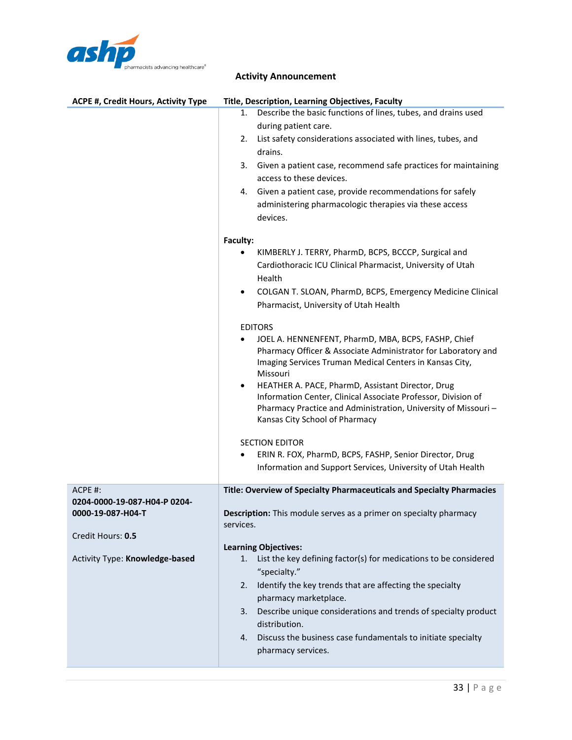**Activity Announcement**

| ACPE #, Credit Hours, Activity Type | Title, Description, Learning Objectives, Faculty |
|---|---|
| | 1. Describe the basic functions of lines, tubes, and drains used during patient care.<br>2. List safety considerations associated with lines, tubes, and drains.<br>3. Given a patient case, recommend safe practices for maintaining access to these devices.<br>4. Given a patient case, provide recommendations for safely administering pharmacologic therapies via these access devices.<br><br>**Faculty:**<br>• KIMBERLY J. TERRY, PharmD, BCPS, BCCCP, Surgical and Cardiothoracic ICU Clinical Pharmacist, University of Utah Health<br>• COLGAN T. SLOAN, PharmD, BCPS, Emergency Medicine Clinical Pharmacist, University of Utah Health<br><br>EDITORS<br>• JOEL A. HENNENFENT, PharmD, MBA, BCPS, FASHP, Chief Pharmacy Officer & Associate Administrator for Laboratory and Imaging Services Truman Medical Centers in Kansas City, Missouri<br>• HEATHER A. PACE, PharmD, Assistant Director, Drug Information Center, Clinical Associate Professor, Division of Pharmacy Practice and Administration, University of Missouri – Kansas City School of Pharmacy<br><br>SECTION EDITOR<br>• ERIN R. FOX, PharmD, BCPS, FASHP, Senior Director, Drug Information and Support Services, University of Utah Health |
| ACPE #: **0204-0000-19-087-H04-P 0204-0000-19-087-H04-T**<br><br>Credit Hours: **0.5**<br><br>Activity Type: **Knowledge-based** | **Title: Overview of Specialty Pharmaceuticals and Specialty Pharmacies**<br><br>**Description:** This module serves as a primer on specialty pharmacy services.<br><br>**Learning Objectives:**<br>1. List the key defining factor(s) for medications to be considered "specialty."<br>2. Identify the key trends that are affecting the specialty pharmacy marketplace.<br>3. Describe unique considerations and trends of specialty product distribution.<br>4. Discuss the business case fundamentals to initiate specialty pharmacy services. |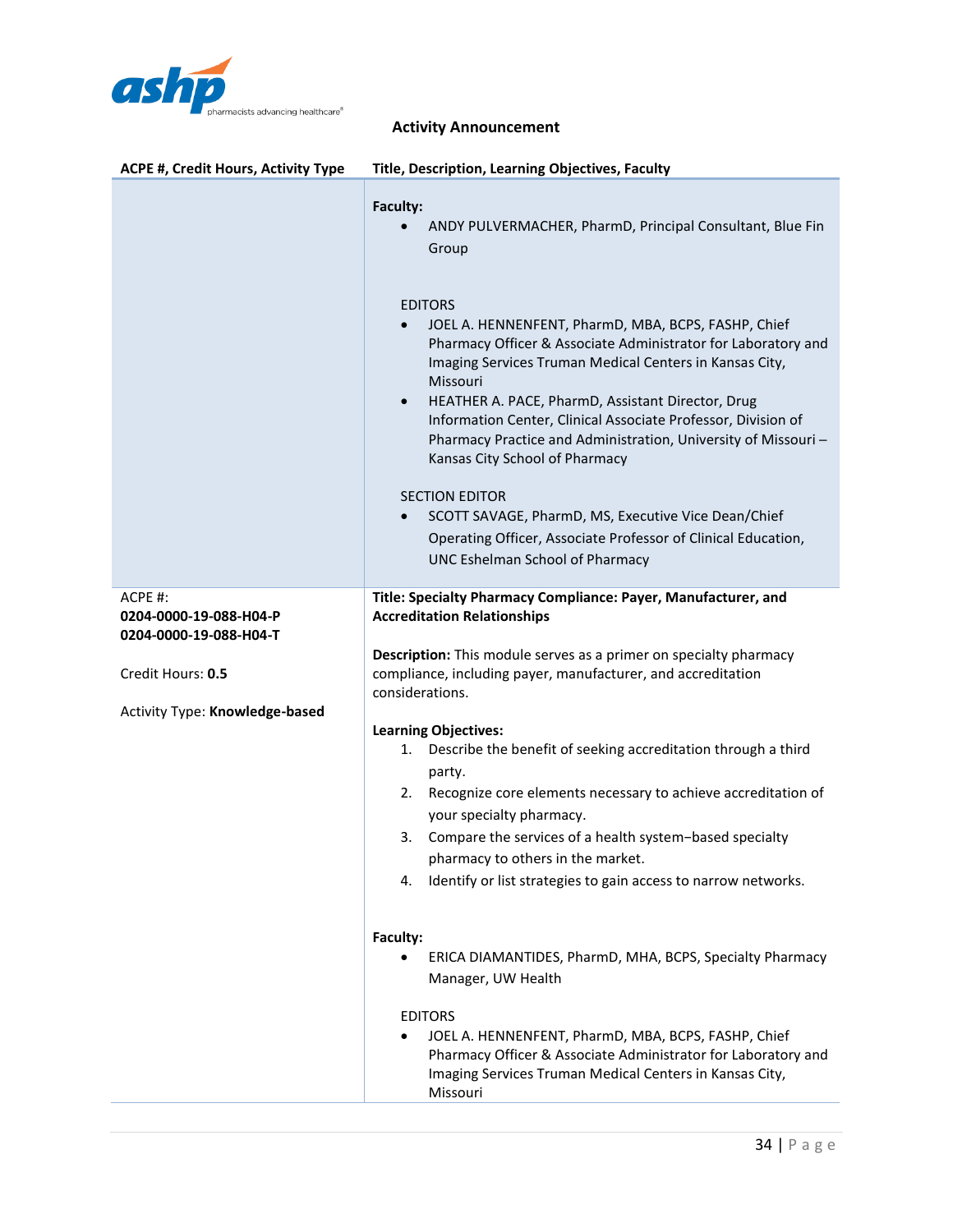**Activity Announcement**

| ACPE #, Credit Hours, Activity Type | Title, Description, Learning Objectives, Faculty |
|---|---|
| | **Faculty:**<br>• ANDY PULVERMACHER, PharmD, Principal Consultant, Blue Fin Group<br><br>EDITORS<br>• JOEL A. HENNENFENT, PharmD, MBA, BCPS, FASHP, Chief Pharmacy Officer & Associate Administrator for Laboratory and Imaging Services Truman Medical Centers in Kansas City, Missouri<br>• HEATHER A. PACE, PharmD, Assistant Director, Drug Information Center, Clinical Associate Professor, Division of Pharmacy Practice and Administration, University of Missouri – Kansas City School of Pharmacy<br><br>SECTION EDITOR<br>• SCOTT SAVAGE, PharmD, MS, Executive Vice Dean/Chief Operating Officer, Associate Professor of Clinical Education, UNC Eshelman School of Pharmacy |
| ACPE #:<br>**0204-0000-19-088-H04-P**<br>**0204-0000-19-088-H04-T**<br><br>Credit Hours: **0.5**<br><br>Activity Type: **Knowledge-based** | **Title: Specialty Pharmacy Compliance: Payer, Manufacturer, and Accreditation Relationships**<br><br>**Description:** This module serves as a primer on specialty pharmacy compliance, including payer, manufacturer, and accreditation considerations.<br><br>**Learning Objectives:**<br>1. Describe the benefit of seeking accreditation through a third party.<br>2. Recognize core elements necessary to achieve accreditation of your specialty pharmacy.<br>3. Compare the services of a health system–based specialty pharmacy to others in the market.<br>4. Identify or list strategies to gain access to narrow networks.<br><br>**Faculty:**<br>• ERICA DIAMANTIDES, PharmD, MHA, BCPS, Specialty Pharmacy Manager, UW Health<br><br>EDITORS<br>• JOEL A. HENNENFENT, PharmD, MBA, BCPS, FASHP, Chief Pharmacy Officer & Associate Administrator for Laboratory and Imaging Services Truman Medical Centers in Kansas City, Missouri |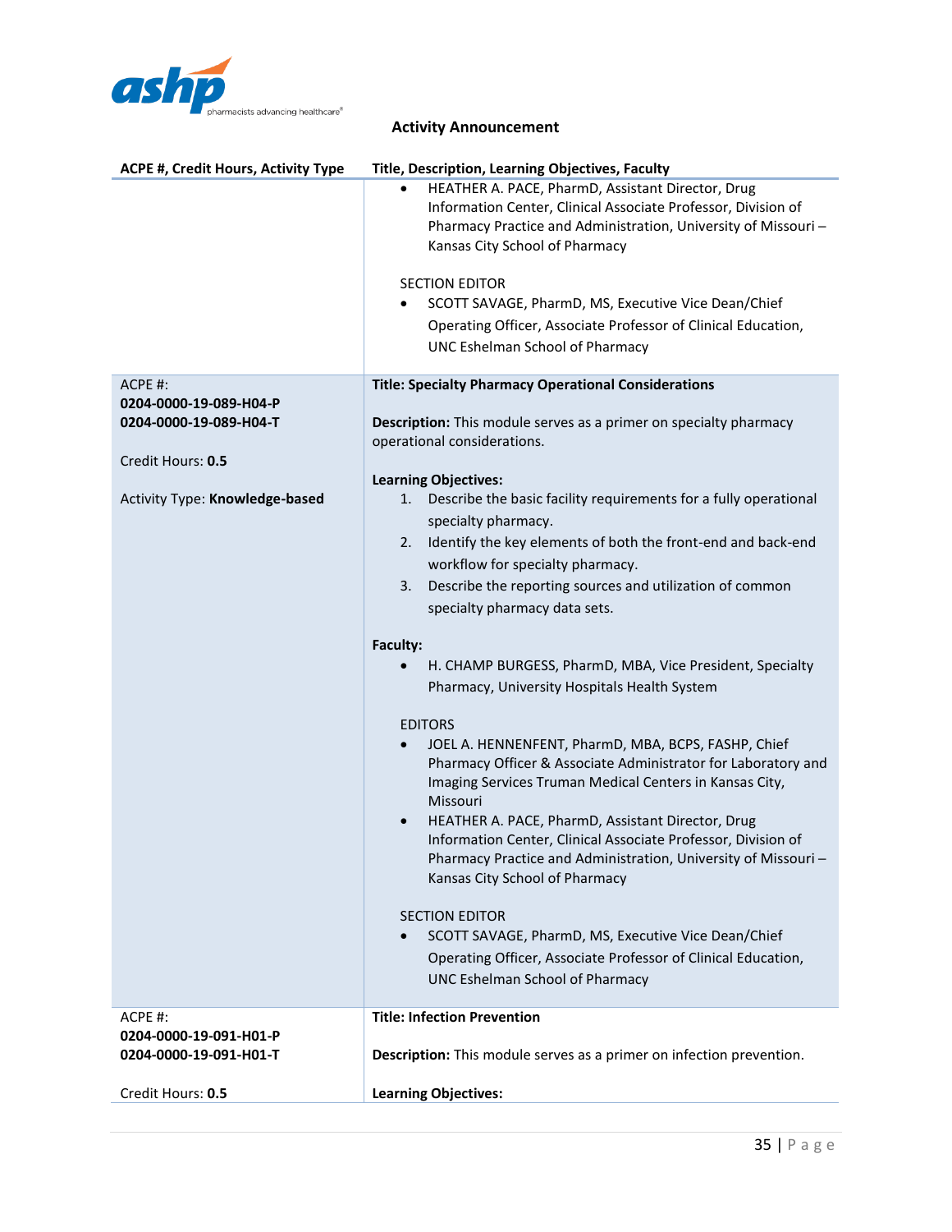**Activity Announcement**

| ACPE #, Credit Hours, Activity Type | Title, Description, Learning Objectives, Faculty |
|---|---|
| | • HEATHER A. PACE, PharmD, Assistant Director, Drug Information Center, Clinical Associate Professor, Division of Pharmacy Practice and Administration, University of Missouri – Kansas City School of Pharmacy<br><br>SECTION EDITOR<br>• SCOTT SAVAGE, PharmD, MS, Executive Vice Dean/Chief Operating Officer, Associate Professor of Clinical Education, UNC Eshelman School of Pharmacy |
| ACPE #:<br>**0204-0000-19-089-H04-P**<br>**0204-0000-19-089-H04-T**<br><br>Credit Hours: **0.5**<br><br>Activity Type: **Knowledge-based** | **Title: Specialty Pharmacy Operational Considerations**<br><br>**Description:** This module serves as a primer on specialty pharmacy operational considerations.<br><br>**Learning Objectives:**<br>1. Describe the basic facility requirements for a fully operational specialty pharmacy.<br>2. Identify the key elements of both the front-end and back-end workflow for specialty pharmacy.<br>3. Describe the reporting sources and utilization of common specialty pharmacy data sets.<br><br>**Faculty:**<br>• H. CHAMP BURGESS, PharmD, MBA, Vice President, Specialty Pharmacy, University Hospitals Health System<br><br>EDITORS<br>• JOEL A. HENNENFENT, PharmD, MBA, BCPS, FASHP, Chief Pharmacy Officer & Associate Administrator for Laboratory and Imaging Services Truman Medical Centers in Kansas City, Missouri<br>• HEATHER A. PACE, PharmD, Assistant Director, Drug Information Center, Clinical Associate Professor, Division of Pharmacy Practice and Administration, University of Missouri – Kansas City School of Pharmacy<br><br>SECTION EDITOR<br>• SCOTT SAVAGE, PharmD, MS, Executive Vice Dean/Chief Operating Officer, Associate Professor of Clinical Education, UNC Eshelman School of Pharmacy |
| ACPE #:<br>**0204-0000-19-091-H01-P**<br>**0204-0000-19-091-H01-T**<br><br>Credit Hours: **0.5** | **Title: Infection Prevention**<br><br>**Description:** This module serves as a primer on infection prevention.<br><br>**Learning Objectives:** |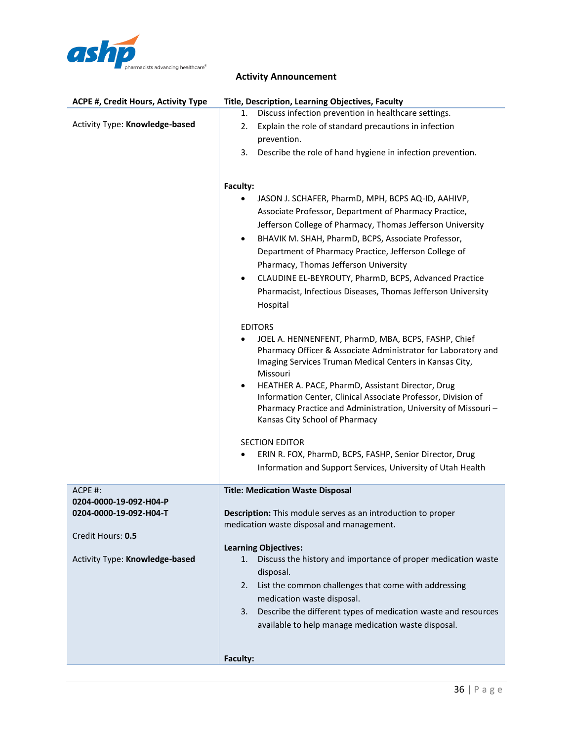**Activity Announcement**

| ACPE #, Credit Hours, Activity Type | Title, Description, Learning Objectives, Faculty |
|---|---|
| Activity Type: **Knowledge-based** | 1. Discuss infection prevention in healthcare settings.<br>2. Explain the role of standard precautions in infection prevention.<br>3. Describe the role of hand hygiene in infection prevention.<br><br>**Faculty:**<br>• JASON J. SCHAFER, PharmD, MPH, BCPS AQ-ID, AAHIVP, Associate Professor, Department of Pharmacy Practice, Jefferson College of Pharmacy, Thomas Jefferson University<br>• BHAVIK M. SHAH, PharmD, BCPS, Associate Professor, Department of Pharmacy Practice, Jefferson College of Pharmacy, Thomas Jefferson University<br>• CLAUDINE EL-BEYROUTY, PharmD, BCPS, Advanced Practice Pharmacist, Infectious Diseases, Thomas Jefferson University Hospital<br><br>EDITORS<br>• JOEL A. HENNENFENT, PharmD, MBA, BCPS, FASHP, Chief Pharmacy Officer & Associate Administrator for Laboratory and Imaging Services Truman Medical Centers in Kansas City, Missouri<br>• HEATHER A. PACE, PharmD, Assistant Director, Drug Information Center, Clinical Associate Professor, Division of Pharmacy Practice and Administration, University of Missouri – Kansas City School of Pharmacy<br><br>SECTION EDITOR<br>• ERIN R. FOX, PharmD, BCPS, FASHP, Senior Director, Drug Information and Support Services, University of Utah Health |
| ACPE #:<br>**0204-0000-19-092-H04-P**<br>**0204-0000-19-092-H04-T**<br><br>Credit Hours: **0.5**<br><br>Activity Type: **Knowledge-based** | **Title: Medication Waste Disposal**<br><br>**Description:** This module serves as an introduction to proper medication waste disposal and management.<br><br>**Learning Objectives:**<br>1. Discuss the history and importance of proper medication waste disposal.<br>2. List the common challenges that come with addressing medication waste disposal.<br>3. Describe the different types of medication waste and resources available to help manage medication waste disposal.<br><br>**Faculty:** |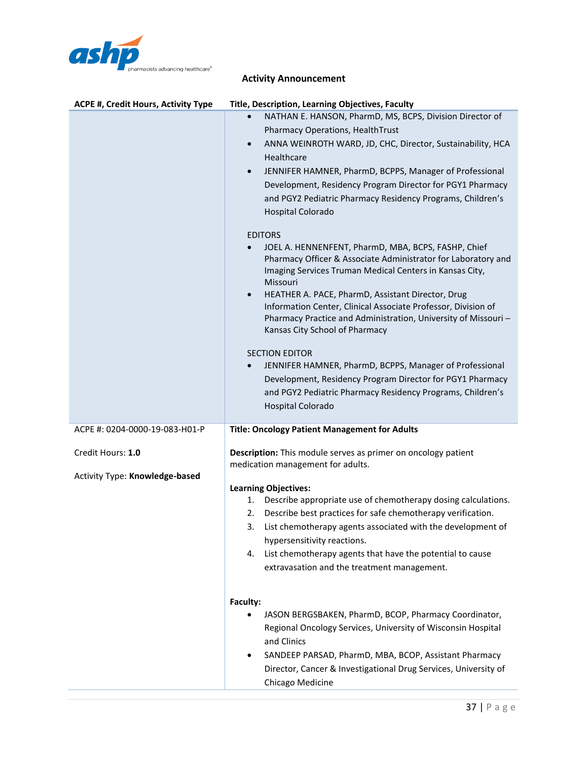**Activity Announcement**

| ACPE #, Credit Hours, Activity Type | Title, Description, Learning Objectives, Faculty |
|---|---|
| | • NATHAN E. HANSON, PharmD, MS, BCPS, Division Director of Pharmacy Operations, HealthTrust<br>• ANNA WEINROTH WARD, JD, CHC, Director, Sustainability, HCA Healthcare<br>• JENNIFER HAMNER, PharmD, BCPPS, Manager of Professional Development, Residency Program Director for PGY1 Pharmacy and PGY2 Pediatric Pharmacy Residency Programs, Children's Hospital Colorado<br><br>EDITORS<br>• JOEL A. HENNENFENT, PharmD, MBA, BCPS, FASHP, Chief Pharmacy Officer & Associate Administrator for Laboratory and Imaging Services Truman Medical Centers in Kansas City, Missouri<br>• HEATHER A. PACE, PharmD, Assistant Director, Drug Information Center, Clinical Associate Professor, Division of Pharmacy Practice and Administration, University of Missouri – Kansas City School of Pharmacy<br><br>SECTION EDITOR<br>• JENNIFER HAMNER, PharmD, BCPPS, Manager of Professional Development, Residency Program Director for PGY1 Pharmacy and PGY2 Pediatric Pharmacy Residency Programs, Children's Hospital Colorado |
| ACPE #: 0204-0000-19-083-H01-P<br><br>Credit Hours: **1.0**<br><br>Activity Type: **Knowledge-based** | **Title: Oncology Patient Management for Adults**<br><br>**Description:** This module serves as primer on oncology patient medication management for adults.<br><br>**Learning Objectives:**<br>1. Describe appropriate use of chemotherapy dosing calculations.<br>2. Describe best practices for safe chemotherapy verification.<br>3. List chemotherapy agents associated with the development of hypersensitivity reactions.<br>4. List chemotherapy agents that have the potential to cause extravasation and the treatment management.<br><br>**Faculty:**<br>• JASON BERGSBAKEN, PharmD, BCOP, Pharmacy Coordinator, Regional Oncology Services, University of Wisconsin Hospital and Clinics<br>• SANDEEP PARSAD, PharmD, MBA, BCOP, Assistant Pharmacy Director, Cancer & Investigational Drug Services, University of Chicago Medicine |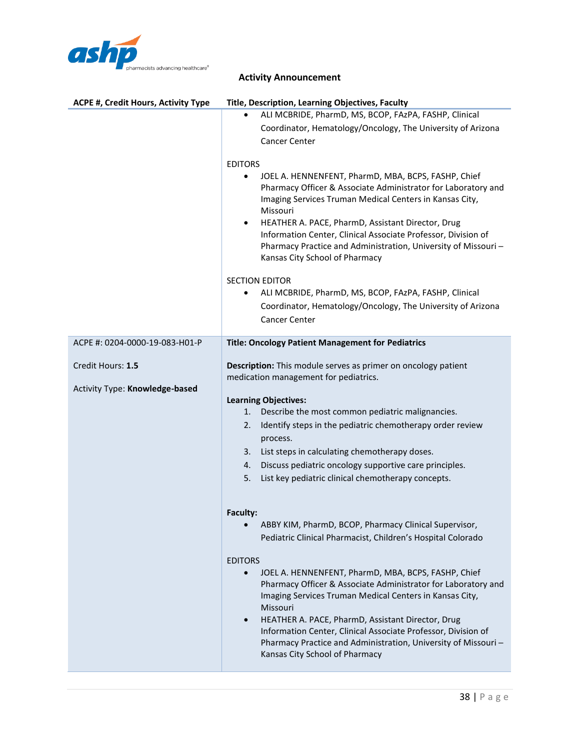**Activity Announcement**

| ACPE #, Credit Hours, Activity Type | Title, Description, Learning Objectives, Faculty |
|---|---|
| | • ALI MCBRIDE, PharmD, MS, BCOP, FAzPA, FASHP, Clinical Coordinator, Hematology/Oncology, The University of Arizona Cancer Center<br><br>EDITORS<br>• JOEL A. HENNENFENT, PharmD, MBA, BCPS, FASHP, Chief Pharmacy Officer & Associate Administrator for Laboratory and Imaging Services Truman Medical Centers in Kansas City, Missouri<br>• HEATHER A. PACE, PharmD, Assistant Director, Drug Information Center, Clinical Associate Professor, Division of Pharmacy Practice and Administration, University of Missouri – Kansas City School of Pharmacy<br><br>SECTION EDITOR<br>• ALI MCBRIDE, PharmD, MS, BCOP, FAzPA, FASHP, Clinical Coordinator, Hematology/Oncology, The University of Arizona Cancer Center |
| ACPE #: 0204-0000-19-083-H01-P<br><br>Credit Hours: **1.5**<br><br>Activity Type: **Knowledge-based** | **Title: Oncology Patient Management for Pediatrics**<br><br>**Description:** This module serves as primer on oncology patient medication management for pediatrics.<br><br>**Learning Objectives:**<br>1. Describe the most common pediatric malignancies.<br>2. Identify steps in the pediatric chemotherapy order review process.<br>3. List steps in calculating chemotherapy doses.<br>4. Discuss pediatric oncology supportive care principles.<br>5. List key pediatric clinical chemotherapy concepts.<br><br>**Faculty:**<br>• ABBY KIM, PharmD, BCOP, Pharmacy Clinical Supervisor, Pediatric Clinical Pharmacist, Children's Hospital Colorado<br><br>EDITORS<br>• JOEL A. HENNENFENT, PharmD, MBA, BCPS, FASHP, Chief Pharmacy Officer & Associate Administrator for Laboratory and Imaging Services Truman Medical Centers in Kansas City, Missouri<br>• HEATHER A. PACE, PharmD, Assistant Director, Drug Information Center, Clinical Associate Professor, Division of Pharmacy Practice and Administration, University of Missouri – Kansas City School of Pharmacy |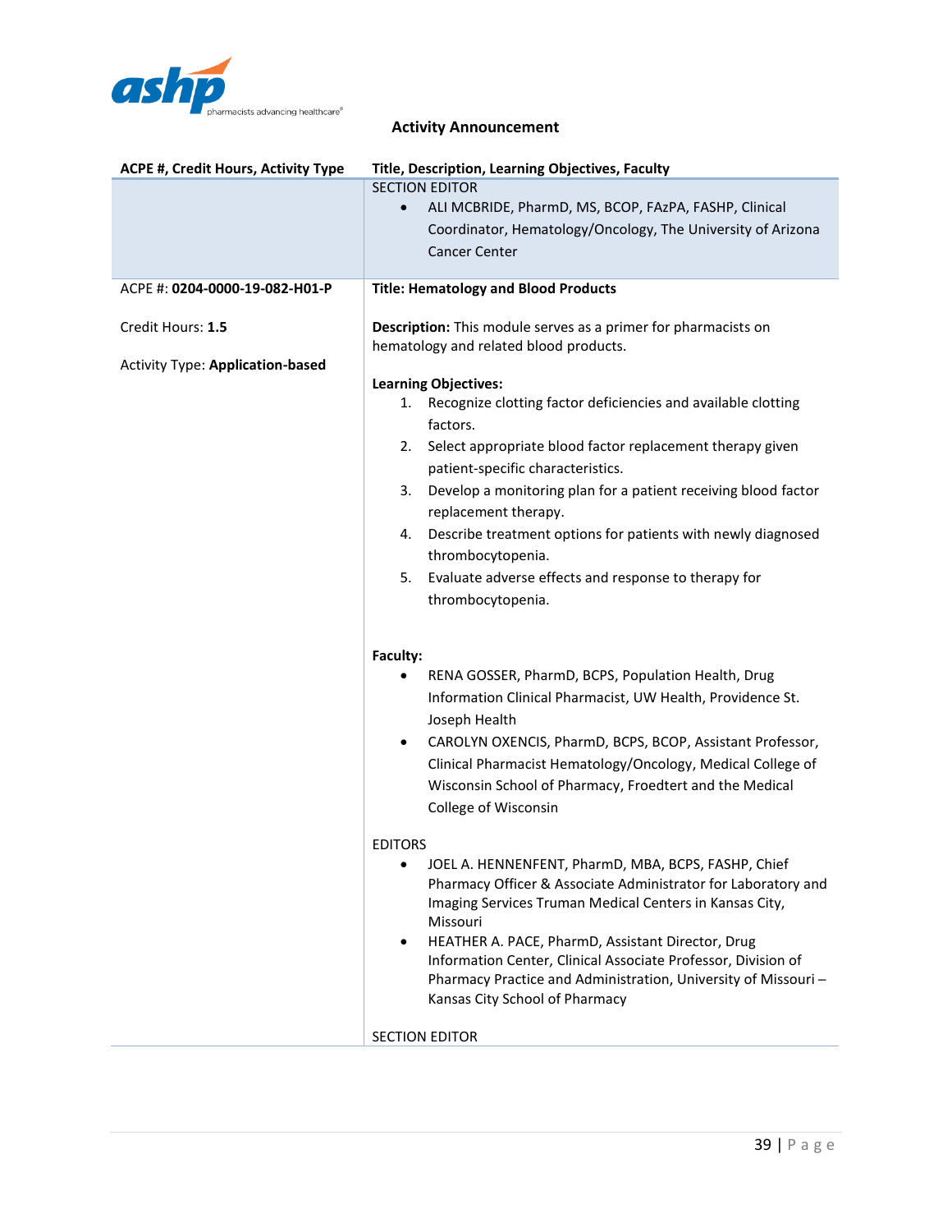**Activity Announcement**

| ACPE #, Credit Hours, Activity Type | Title, Description, Learning Objectives, Faculty |
|---|---|
| | SECTION EDITOR<br>• ALI MCBRIDE, PharmD, MS, BCOP, FAzPA, FASHP, Clinical Coordinator, Hematology/Oncology, The University of Arizona Cancer Center |
| ACPE #: **0204-0000-19-082-H01-P**<br><br>Credit Hours: **1.5**<br><br>Activity Type: **Application-based** | **Title: Hematology and Blood Products**<br><br>**Description:** This module serves as a primer for pharmacists on hematology and related blood products.<br><br>**Learning Objectives:**<br>1. Recognize clotting factor deficiencies and available clotting factors.<br>2. Select appropriate blood factor replacement therapy given patient-specific characteristics.<br>3. Develop a monitoring plan for a patient receiving blood factor replacement therapy.<br>4. Describe treatment options for patients with newly diagnosed thrombocytopenia.<br>5. Evaluate adverse effects and response to therapy for thrombocytopenia.<br><br>**Faculty:**<br>• RENA GOSSER, PharmD, BCPS, Population Health, Drug Information Clinical Pharmacist, UW Health, Providence St. Joseph Health<br>• CAROLYN OXENCIS, PharmD, BCPS, BCOP, Assistant Professor, Clinical Pharmacist Hematology/Oncology, Medical College of Wisconsin School of Pharmacy, Froedtert and the Medical College of Wisconsin<br><br>EDITORS<br>• JOEL A. HENNENFENT, PharmD, MBA, BCPS, FASHP, Chief Pharmacy Officer & Associate Administrator for Laboratory and Imaging Services Truman Medical Centers in Kansas City, Missouri<br>• HEATHER A. PACE, PharmD, Assistant Director, Drug Information Center, Clinical Associate Professor, Division of Pharmacy Practice and Administration, University of Missouri – Kansas City School of Pharmacy<br><br>SECTION EDITOR |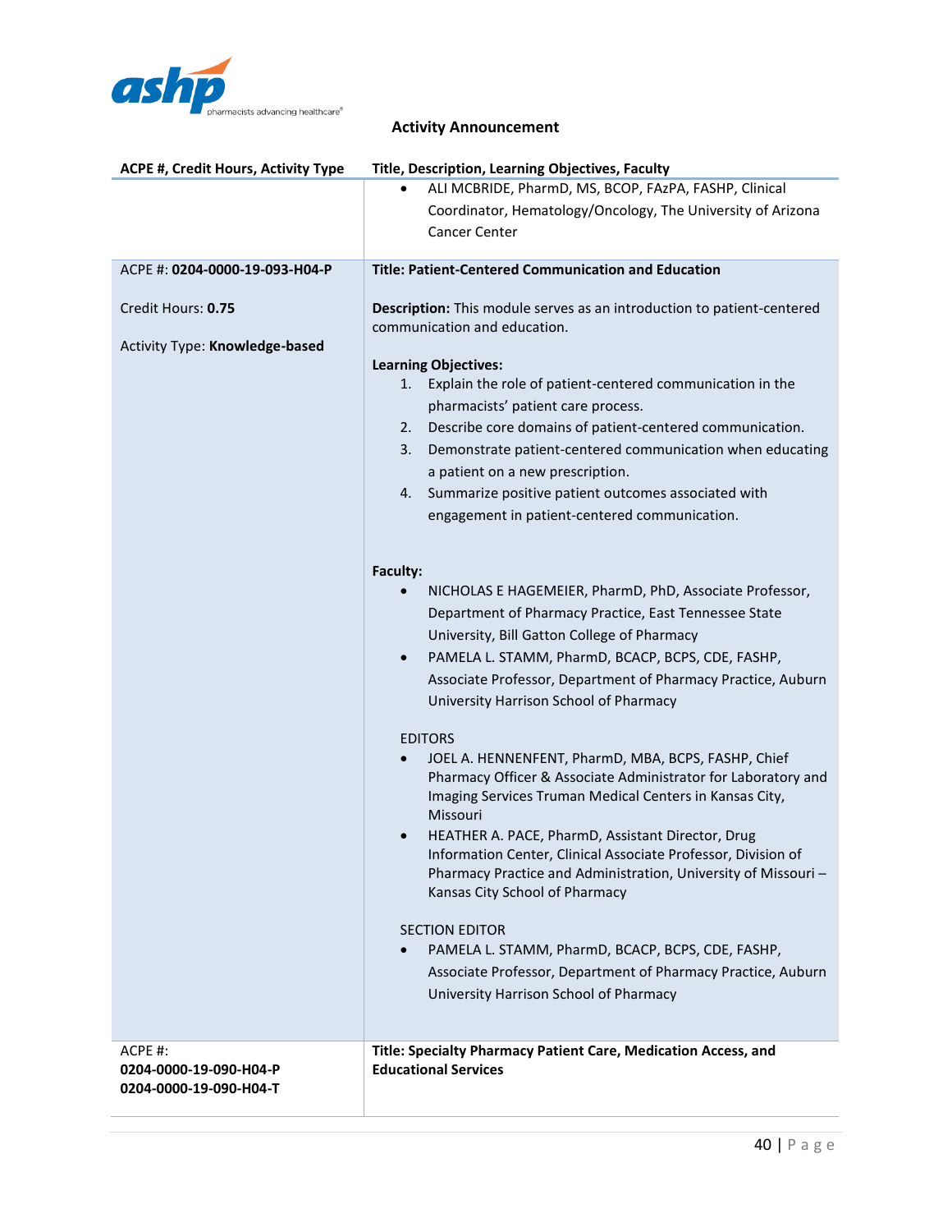**Activity Announcement**

| ACPE #, Credit Hours, Activity Type | Title, Description, Learning Objectives, Faculty |
|---|---|
| | • ALI MCBRIDE, PharmD, MS, BCOP, FAzPA, FASHP, Clinical Coordinator, Hematology/Oncology, The University of Arizona Cancer Center |
| ACPE #: **0204-0000-19-093-H04-P**<br><br>Credit Hours: **0.75**<br><br>Activity Type: **Knowledge-based** | **Title: Patient-Centered Communication and Education**<br><br>**Description:** This module serves as an introduction to patient-centered communication and education.<br><br>**Learning Objectives:**<br>1. Explain the role of patient-centered communication in the pharmacists' patient care process.<br>2. Describe core domains of patient-centered communication.<br>3. Demonstrate patient-centered communication when educating a patient on a new prescription.<br>4. Summarize positive patient outcomes associated with engagement in patient-centered communication.<br><br>**Faculty:**<br>• NICHOLAS E HAGEMEIER, PharmD, PhD, Associate Professor, Department of Pharmacy Practice, East Tennessee State University, Bill Gatton College of Pharmacy<br>• PAMELA L. STAMM, PharmD, BCACP, BCPS, CDE, FASHP, Associate Professor, Department of Pharmacy Practice, Auburn University Harrison School of Pharmacy<br><br>EDITORS<br>• JOEL A. HENNENFENT, PharmD, MBA, BCPS, FASHP, Chief Pharmacy Officer & Associate Administrator for Laboratory and Imaging Services Truman Medical Centers in Kansas City, Missouri<br>• HEATHER A. PACE, PharmD, Assistant Director, Drug Information Center, Clinical Associate Professor, Division of Pharmacy Practice and Administration, University of Missouri – Kansas City School of Pharmacy<br><br>SECTION EDITOR<br>• PAMELA L. STAMM, PharmD, BCACP, BCPS, CDE, FASHP, Associate Professor, Department of Pharmacy Practice, Auburn University Harrison School of Pharmacy |
| ACPE #:<br>**0204-0000-19-090-H04-P**<br>**0204-0000-19-090-H04-T** | **Title: Specialty Pharmacy Patient Care, Medication Access, and Educational Services** |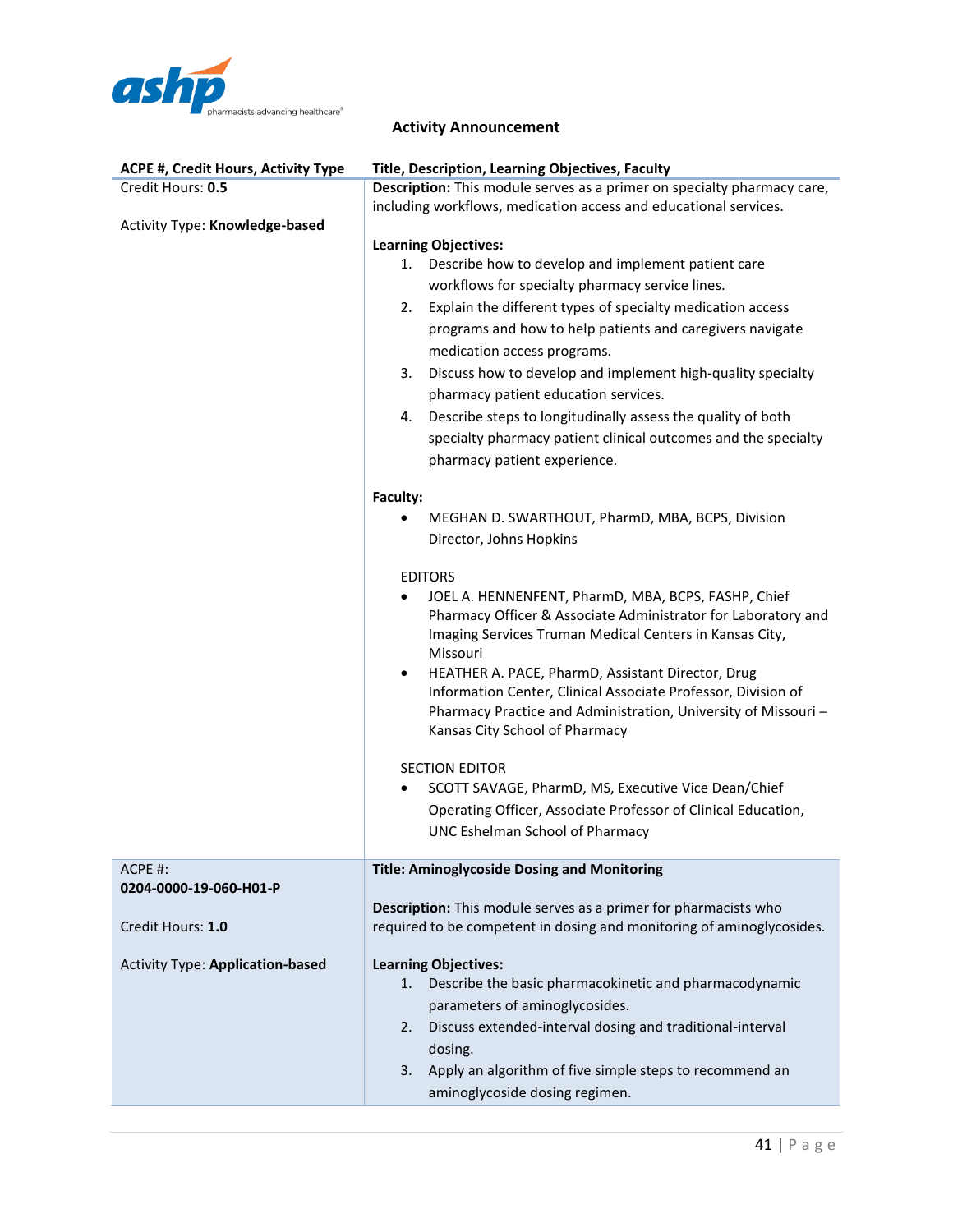**Activity Announcement**

| ACPE #, Credit Hours, Activity Type | Title, Description, Learning Objectives, Faculty |
|---|---|
| Credit Hours: **0.5**<br><br>Activity Type: **Knowledge-based** | **Description:** This module serves as a primer on specialty pharmacy care, including workflows, medication access and educational services.<br><br>**Learning Objectives:**<br>1. Describe how to develop and implement patient care workflows for specialty pharmacy service lines.<br>2. Explain the different types of specialty medication access programs and how to help patients and caregivers navigate medication access programs.<br>3. Discuss how to develop and implement high-quality specialty pharmacy patient education services.<br>4. Describe steps to longitudinally assess the quality of both specialty pharmacy patient clinical outcomes and the specialty pharmacy patient experience.<br><br>**Faculty:**<br>• MEGHAN D. SWARTHOUT, PharmD, MBA, BCPS, Division Director, Johns Hopkins<br><br>EDITORS<br>• JOEL A. HENNENFENT, PharmD, MBA, BCPS, FASHP, Chief Pharmacy Officer & Associate Administrator for Laboratory and Imaging Services Truman Medical Centers in Kansas City, Missouri<br>• HEATHER A. PACE, PharmD, Assistant Director, Drug Information Center, Clinical Associate Professor, Division of Pharmacy Practice and Administration, University of Missouri – Kansas City School of Pharmacy<br><br>SECTION EDITOR<br>• SCOTT SAVAGE, PharmD, MS, Executive Vice Dean/Chief Operating Officer, Associate Professor of Clinical Education, UNC Eshelman School of Pharmacy |
| ACPE #:<br>**0204-0000-19-060-H01-P**<br><br>Credit Hours: **1.0**<br><br>Activity Type: **Application-based** | **Title: Aminoglycoside Dosing and Monitoring**<br><br>**Description:** This module serves as a primer for pharmacists who required to be competent in dosing and monitoring of aminoglycosides.<br><br>**Learning Objectives:**<br>1. Describe the basic pharmacokinetic and pharmacodynamic parameters of aminoglycosides.<br>2. Discuss extended-interval dosing and traditional-interval dosing.<br>3. Apply an algorithm of five simple steps to recommend an aminoglycoside dosing regimen. |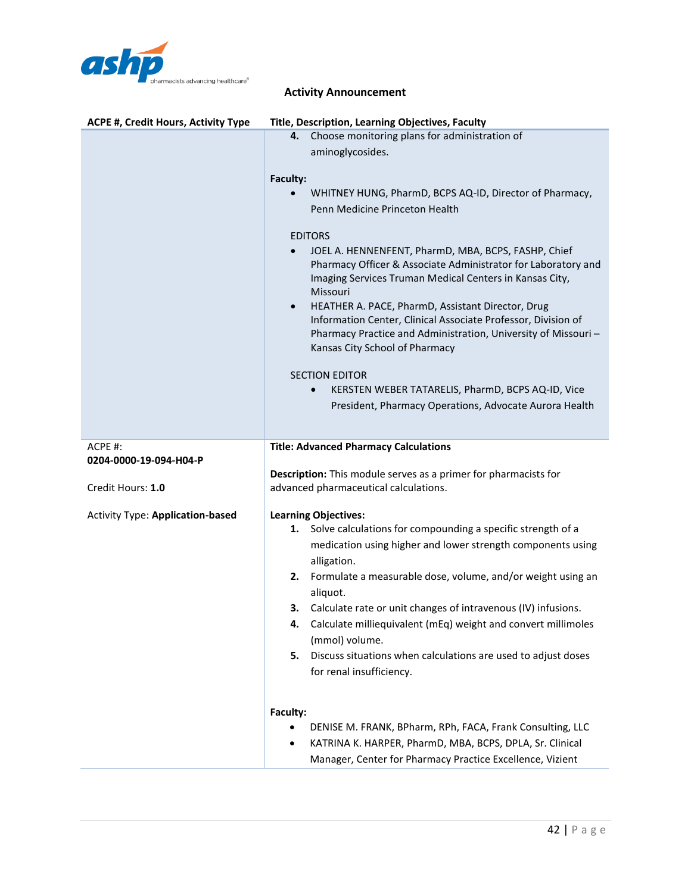**Activity Announcement**

| ACPE #, Credit Hours, Activity Type | Title, Description, Learning Objectives, Faculty |
|---|---|
| | 4. Choose monitoring plans for administration of aminoglycosides.<br><br>**Faculty:**<br>• WHITNEY HUNG, PharmD, BCPS AQ-ID, Director of Pharmacy, Penn Medicine Princeton Health<br><br>EDITORS<br>• JOEL A. HENNENFENT, PharmD, MBA, BCPS, FASHP, Chief Pharmacy Officer & Associate Administrator for Laboratory and Imaging Services Truman Medical Centers in Kansas City, Missouri<br>• HEATHER A. PACE, PharmD, Assistant Director, Drug Information Center, Clinical Associate Professor, Division of Pharmacy Practice and Administration, University of Missouri – Kansas City School of Pharmacy<br><br>SECTION EDITOR<br>• KERSTEN WEBER TATARELIS, PharmD, BCPS AQ-ID, Vice President, Pharmacy Operations, Advocate Aurora Health |
| ACPE #:<br>**0204-0000-19-094-H04-P**<br><br>Credit Hours: **1.0**<br><br>Activity Type: **Application-based** | **Title: Advanced Pharmacy Calculations**<br><br>**Description:** This module serves as a primer for pharmacists for advanced pharmaceutical calculations.<br><br>**Learning Objectives:**<br>1. Solve calculations for compounding a specific strength of a medication using higher and lower strength components using alligation.<br>2. Formulate a measurable dose, volume, and/or weight using an aliquot.<br>3. Calculate rate or unit changes of intravenous (IV) infusions.<br>4. Calculate milliequivalent (mEq) weight and convert millimoles (mmol) volume.<br>5. Discuss situations when calculations are used to adjust doses for renal insufficiency.<br><br>**Faculty:**<br>• DENISE M. FRANK, BPharm, RPh, FACA, Frank Consulting, LLC<br>• KATRINA K. HARPER, PharmD, MBA, BCPS, DPLA, Sr. Clinical Manager, Center for Pharmacy Practice Excellence, Vizient |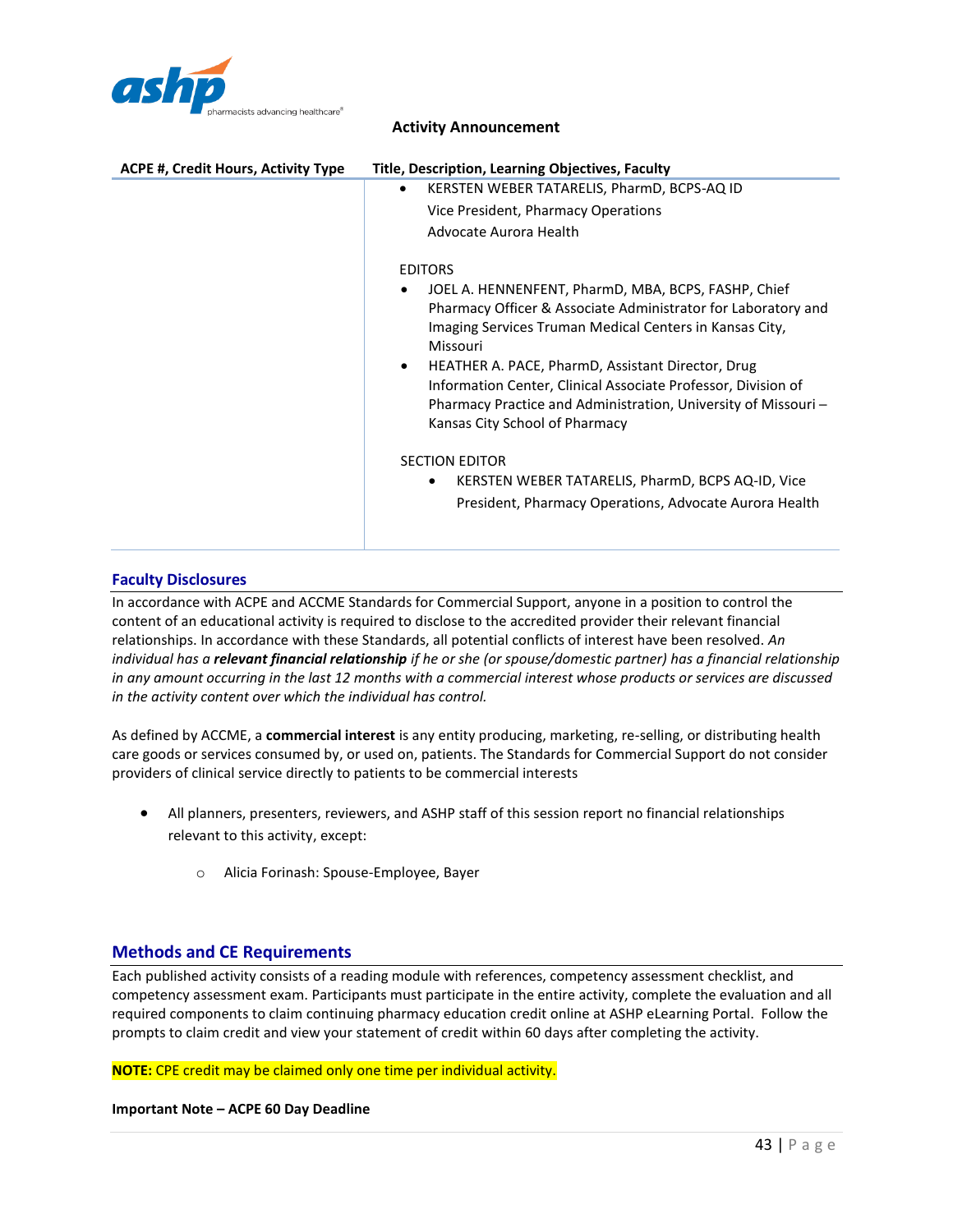**Activity Announcement**

| ACPE #, Credit Hours, Activity Type | Title, Description, Learning Objectives, Faculty |
| --- | --- |
| | • KERSTEN WEBER TATARELIS, PharmD, BCPS-AQ ID<br>Vice President, Pharmacy Operations<br>Advocate Aurora Health<br><br>EDITORS<br>• JOEL A. HENNENFENT, PharmD, MBA, BCPS, FASHP, Chief Pharmacy Officer & Associate Administrator for Laboratory and Imaging Services Truman Medical Centers in Kansas City, Missouri<br>• HEATHER A. PACE, PharmD, Assistant Director, Drug Information Center, Clinical Associate Professor, Division of Pharmacy Practice and Administration, University of Missouri – Kansas City School of Pharmacy<br><br>SECTION EDITOR<br>• KERSTEN WEBER TATARELIS, PharmD, BCPS AQ-ID, Vice President, Pharmacy Operations, Advocate Aurora Health |

## Faculty Disclosures

In accordance with ACPE and ACCME Standards for Commercial Support, anyone in a position to control the content of an educational activity is required to disclose to the accredited provider their relevant financial relationships. In accordance with these Standards, all potential conflicts of interest have been resolved. *An individual has a **relevant financial relationship** if he or she (or spouse/domestic partner) has a financial relationship in any amount occurring in the last 12 months with a commercial interest whose products or services are discussed in the activity content over which the individual has control.*

As defined by ACCME, a **commercial interest** is any entity producing, marketing, re-selling, or distributing health care goods or services consumed by, or used on, patients. The Standards for Commercial Support do not consider providers of clinical service directly to patients to be commercial interests

- All planners, presenters, reviewers, and ASHP staff of this session report no financial relationships relevant to this activity, except:
    - Alicia Forinash: Spouse-Employee, Bayer

## Methods and CE Requirements

Each published activity consists of a reading module with references, competency assessment checklist, and competency assessment exam. Participants must participate in the entire activity, complete the evaluation and all required components to claim continuing pharmacy education credit online at ASHP eLearning Portal. Follow the prompts to claim credit and view your statement of credit within 60 days after completing the activity.

**NOTE:** CPE credit may be claimed only one time per individual activity.

**Important Note – ACPE 60 Day Deadline**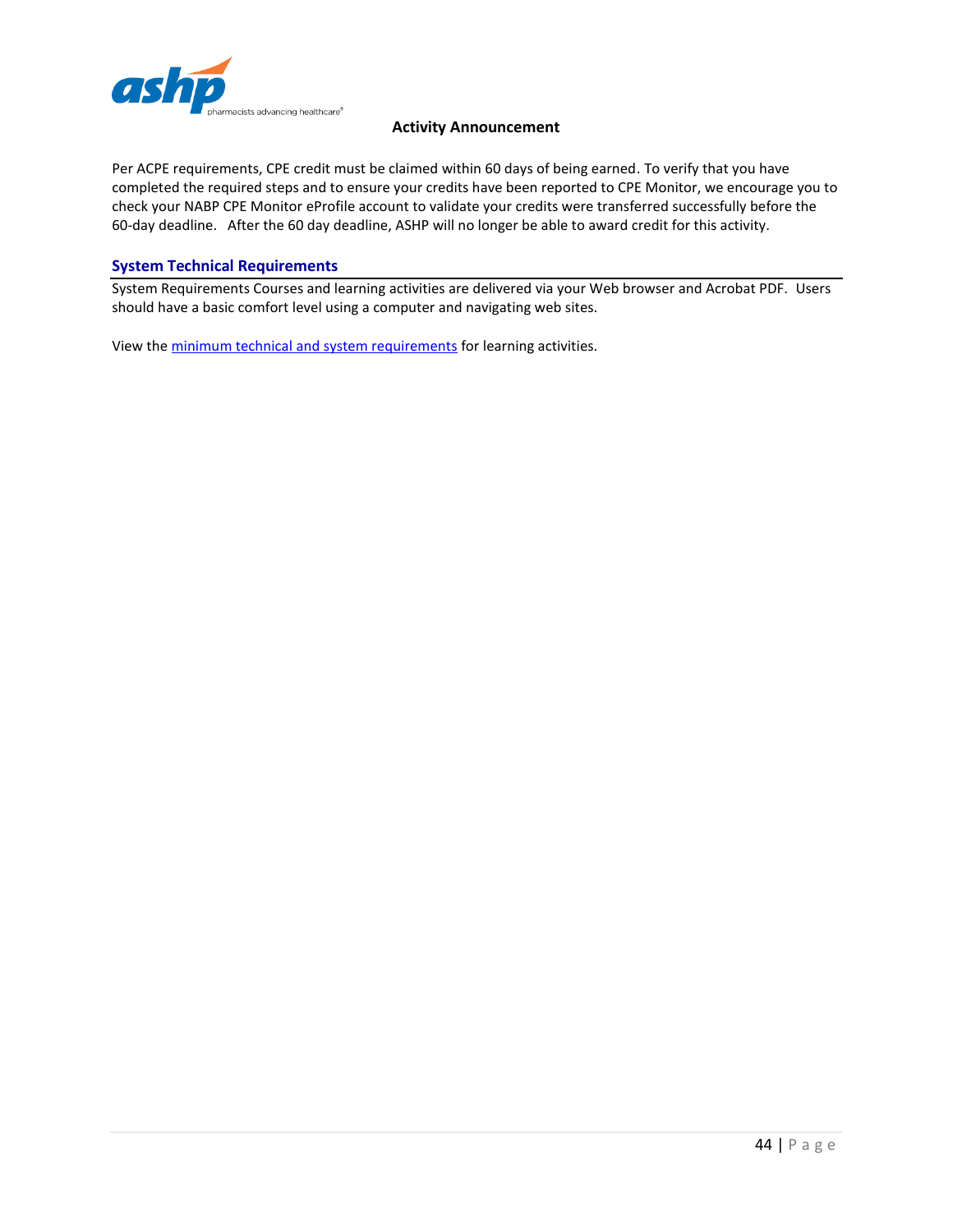**Activity Announcement**

Per ACPE requirements, CPE credit must be claimed within 60 days of being earned. To verify that you have completed the required steps and to ensure your credits have been reported to CPE Monitor, we encourage you to check your NABP CPE Monitor eProfile account to validate your credits were transferred successfully before the 60-day deadline. After the 60 day deadline, ASHP will no longer be able to award credit for this activity.

## System Technical Requirements

System Requirements Courses and learning activities are delivered via your Web browser and Acrobat PDF. Users should have a basic comfort level using a computer and navigating web sites.

View the minimum technical and system requirements for learning activities.